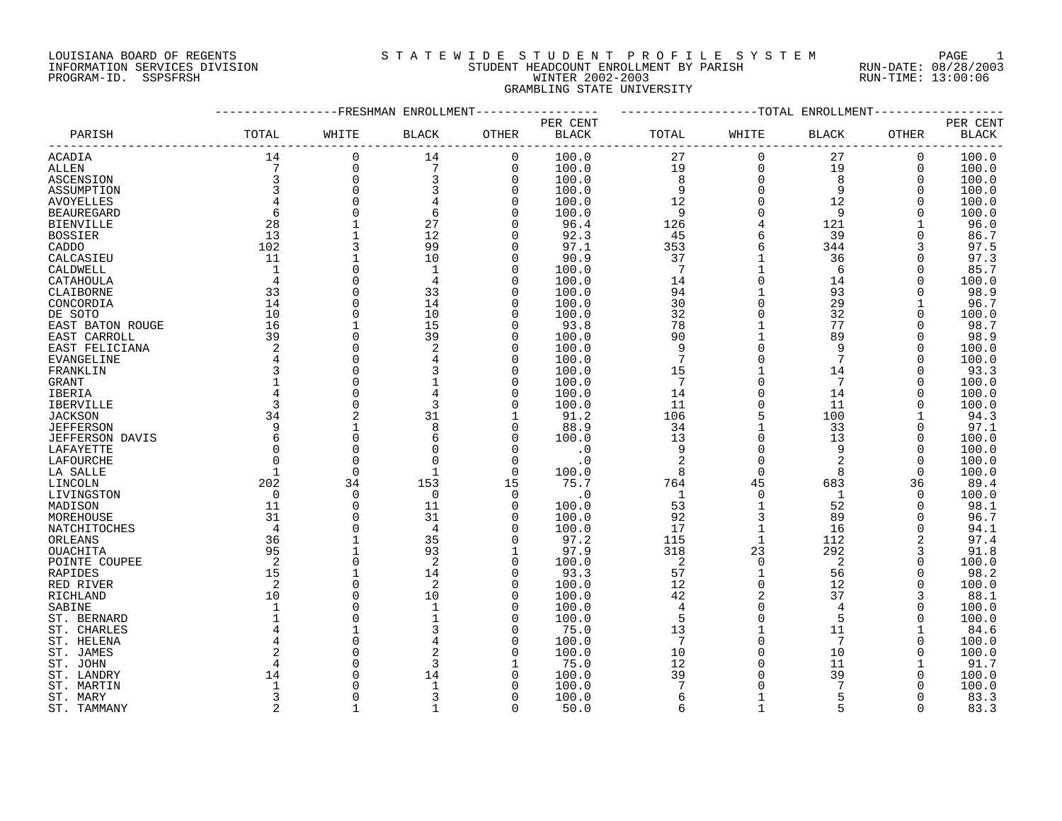LOUISIANA BOARD OF REGENTS
INFORMATION SERVICES DIVISION
PROGRAM-ID. SSPSFRSH

# S T A T E W I D E   S T U D E N T   P R O F I L E   S Y S T E M

STUDENT HEADCOUNT ENROLLMENT BY PARISH
WINTER 2002-2003
GRAMBLING STATE UNIVERSITY

RUN-DATE: 08/28/2003
RUN-TIME: 13:00:06

| PARISH | FRESHMAN ENROLLMENT TOTAL | WHITE | BLACK | OTHER | PER CENT BLACK | TOTAL ENROLLMENT TOTAL | WHITE | BLACK | OTHER | PER CENT BLACK |
|---|---|---|---|---|---|---|---|---|---|---|
| ACADIA | 14 | 0 | 14 | 0 | 100.0 | 27 | 0 | 27 | 0 | 100.0 |
| ALLEN | 7 | 0 | 7 | 0 | 100.0 | 19 | 0 | 19 | 0 | 100.0 |
| ASCENSION | 3 | 0 | 3 | 0 | 100.0 | 8 | 0 | 8 | 0 | 100.0 |
| ASSUMPTION | 3 | 0 | 3 | 0 | 100.0 | 9 | 0 | 9 | 0 | 100.0 |
| AVOYELLES | 4 | 0 | 4 | 0 | 100.0 | 12 | 0 | 12 | 0 | 100.0 |
| BEAUREGARD | 6 | 0 | 6 | 0 | 100.0 | 9 | 0 | 9 | 0 | 100.0 |
| BIENVILLE | 28 | 1 | 27 | 0 | 96.4 | 126 | 4 | 121 | 1 | 96.0 |
| BOSSIER | 13 | 1 | 12 | 0 | 92.3 | 45 | 6 | 39 | 0 | 86.7 |
| CADDO | 102 | 3 | 99 | 0 | 97.1 | 353 | 6 | 344 | 3 | 97.5 |
| CALCASIEU | 11 | 1 | 10 | 0 | 90.9 | 37 | 1 | 36 | 0 | 97.3 |
| CALDWELL | 1 | 0 | 1 | 0 | 100.0 | 7 | 1 | 6 | 0 | 85.7 |
| CATAHOULA | 4 | 0 | 4 | 0 | 100.0 | 14 | 0 | 14 | 0 | 100.0 |
| CLAIBORNE | 33 | 0 | 33 | 0 | 100.0 | 94 | 1 | 93 | 0 | 98.9 |
| CONCORDIA | 14 | 0 | 14 | 0 | 100.0 | 30 | 0 | 29 | 1 | 96.7 |
| DE SOTO | 10 | 0 | 10 | 0 | 100.0 | 32 | 0 | 32 | 0 | 100.0 |
| EAST BATON ROUGE | 16 | 1 | 15 | 0 | 93.8 | 78 | 1 | 77 | 0 | 98.7 |
| EAST CARROLL | 39 | 0 | 39 | 0 | 100.0 | 90 | 1 | 89 | 0 | 98.9 |
| EAST FELICIANA | 2 | 0 | 2 | 0 | 100.0 | 9 | 0 | 9 | 0 | 100.0 |
| EVANGELINE | 4 | 0 | 4 | 0 | 100.0 | 7 | 0 | 7 | 0 | 100.0 |
| FRANKLIN | 3 | 0 | 3 | 0 | 100.0 | 15 | 1 | 14 | 0 | 93.3 |
| GRANT | 1 | 0 | 1 | 0 | 100.0 | 7 | 0 | 7 | 0 | 100.0 |
| IBERIA | 4 | 0 | 4 | 0 | 100.0 | 14 | 0 | 14 | 0 | 100.0 |
| IBERVILLE | 3 | 0 | 3 | 0 | 100.0 | 11 | 0 | 11 | 0 | 100.0 |
| JACKSON | 34 | 2 | 31 | 1 | 91.2 | 106 | 5 | 100 | 1 | 94.3 |
| JEFFERSON | 9 | 1 | 8 | 0 | 88.9 | 34 | 1 | 33 | 0 | 97.1 |
| JEFFERSON DAVIS | 6 | 0 | 6 | 0 | 100.0 | 13 | 0 | 13 | 0 | 100.0 |
| LAFAYETTE | 0 | 0 | 0 | 0 | .0 | 9 | 0 | 9 | 0 | 100.0 |
| LAFOURCHE | 0 | 0 | 0 | 0 | .0 | 2 | 0 | 2 | 0 | 100.0 |
| LA SALLE | 1 | 0 | 1 | 0 | 100.0 | 8 | 0 | 8 | 0 | 100.0 |
| LINCOLN | 202 | 34 | 153 | 15 | 75.7 | 764 | 45 | 683 | 36 | 89.4 |
| LIVINGSTON | 0 | 0 | 0 | 0 | .0 | 1 | 0 | 1 | 0 | 100.0 |
| MADISON | 11 | 0 | 11 | 0 | 100.0 | 53 | 1 | 52 | 0 | 98.1 |
| MOREHOUSE | 31 | 0 | 31 | 0 | 100.0 | 92 | 3 | 89 | 0 | 96.7 |
| NATCHITOCHES | 4 | 0 | 4 | 0 | 100.0 | 17 | 1 | 16 | 0 | 94.1 |
| ORLEANS | 36 | 1 | 35 | 0 | 97.2 | 115 | 1 | 112 | 2 | 97.4 |
| OUACHITA | 95 | 1 | 93 | 1 | 97.9 | 318 | 23 | 292 | 3 | 91.8 |
| POINTE COUPEE | 2 | 0 | 2 | 0 | 100.0 | 2 | 0 | 2 | 0 | 100.0 |
| RAPIDES | 15 | 1 | 14 | 0 | 93.3 | 57 | 1 | 56 | 0 | 98.2 |
| RED RIVER | 2 | 0 | 2 | 0 | 100.0 | 12 | 0 | 12 | 0 | 100.0 |
| RICHLAND | 10 | 0 | 10 | 0 | 100.0 | 42 | 2 | 37 | 3 | 88.1 |
| SABINE | 1 | 0 | 1 | 0 | 100.0 | 4 | 0 | 4 | 0 | 100.0 |
| ST. BERNARD | 1 | 0 | 1 | 0 | 100.0 | 5 | 0 | 5 | 0 | 100.0 |
| ST. CHARLES | 4 | 1 | 3 | 0 | 75.0 | 13 | 1 | 11 | 1 | 84.6 |
| ST. HELENA | 4 | 0 | 4 | 0 | 100.0 | 7 | 0 | 7 | 0 | 100.0 |
| ST. JAMES | 2 | 0 | 2 | 0 | 100.0 | 10 | 0 | 10 | 0 | 100.0 |
| ST. JOHN | 4 | 0 | 3 | 1 | 75.0 | 12 | 0 | 11 | 1 | 91.7 |
| ST. LANDRY | 14 | 0 | 14 | 0 | 100.0 | 39 | 0 | 39 | 0 | 100.0 |
| ST. MARTIN | 1 | 0 | 1 | 0 | 100.0 | 7 | 0 | 7 | 0 | 100.0 |
| ST. MARY | 3 | 0 | 3 | 0 | 100.0 | 6 | 1 | 5 | 0 | 83.3 |
| ST. TAMMANY | 2 | 1 | 1 | 0 | 50.0 | 6 | 1 | 5 | 0 | 83.3 |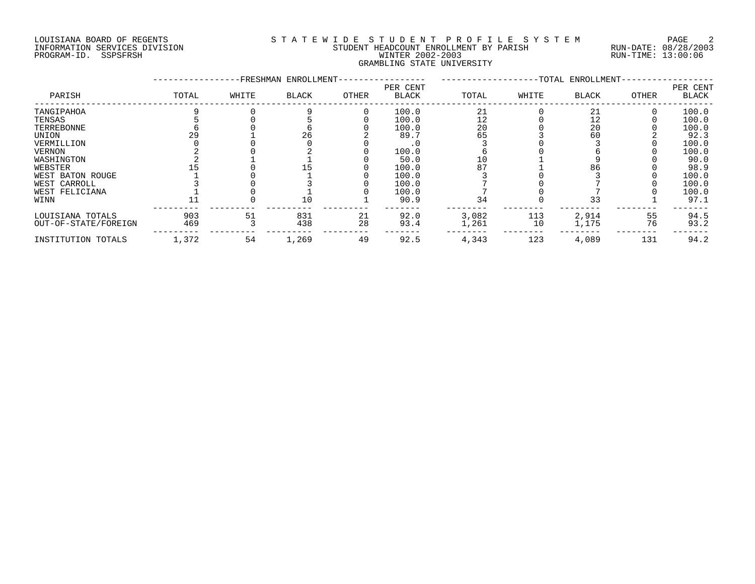LOUISIANA BOARD OF REGENTS
INFORMATION SERVICES DIVISION
PROGRAM-ID. SSPSFRSH

STATEWIDE STUDENT PROFILE SYSTEM
STUDENT HEADCOUNT ENROLLMENT BY PARISH
WINTER 2002-2003
GRAMBLING STATE UNIVERSITY

RUN-DATE: 08/28/2003
RUN-TIME: 13:00:06

| PARISH | FRESHMAN ENROLLMENT | | | | | TOTAL ENROLLMENT | | | | |
|---|---|---|---|---|---|---|---|---|---|---|
| | TOTAL | WHITE | BLACK | OTHER | PER CENT BLACK | TOTAL | WHITE | BLACK | OTHER | PER CENT BLACK |
| TANGIPAHOA | 9 | 0 | 9 | 0 | 100.0 | 21 | 0 | 21 | 0 | 100.0 |
| TENSAS | 5 | 0 | 5 | 0 | 100.0 | 12 | 0 | 12 | 0 | 100.0 |
| TERREBONNE | 6 | 0 | 6 | 0 | 100.0 | 20 | 0 | 20 | 0 | 100.0 |
| UNION | 29 | 1 | 26 | 2 | 89.7 | 65 | 3 | 60 | 2 | 92.3 |
| VERMILLION | 0 | 0 | 0 | 0 | .0 | 3 | 0 | 3 | 0 | 100.0 |
| VERNON | 2 | 0 | 2 | 0 | 100.0 | 6 | 0 | 6 | 0 | 100.0 |
| WASHINGTON | 2 | 1 | 1 | 0 | 50.0 | 10 | 1 | 9 | 0 | 90.0 |
| WEBSTER | 15 | 0 | 15 | 0 | 100.0 | 87 | 1 | 86 | 0 | 98.9 |
| WEST BATON ROUGE | 1 | 0 | 1 | 0 | 100.0 | 3 | 0 | 3 | 0 | 100.0 |
| WEST CARROLL | 3 | 0 | 3 | 0 | 100.0 | 7 | 0 | 7 | 0 | 100.0 |
| WEST FELICIANA | 1 | 0 | 1 | 0 | 100.0 | 7 | 0 | 7 | 0 | 100.0 |
| WINN | 11 | 0 | 10 | 1 | 90.9 | 34 | 0 | 33 | 1 | 97.1 |
| LOUISIANA TOTALS | 903 | 51 | 831 | 21 | 92.0 | 3,082 | 113 | 2,914 | 55 | 94.5 |
| OUT-OF-STATE/FOREIGN | 469 | 3 | 438 | 28 | 93.4 | 1,261 | 10 | 1,175 | 76 | 93.2 |
| INSTITUTION TOTALS | 1,372 | 54 | 1,269 | 49 | 92.5 | 4,343 | 123 | 4,089 | 131 | 94.2 |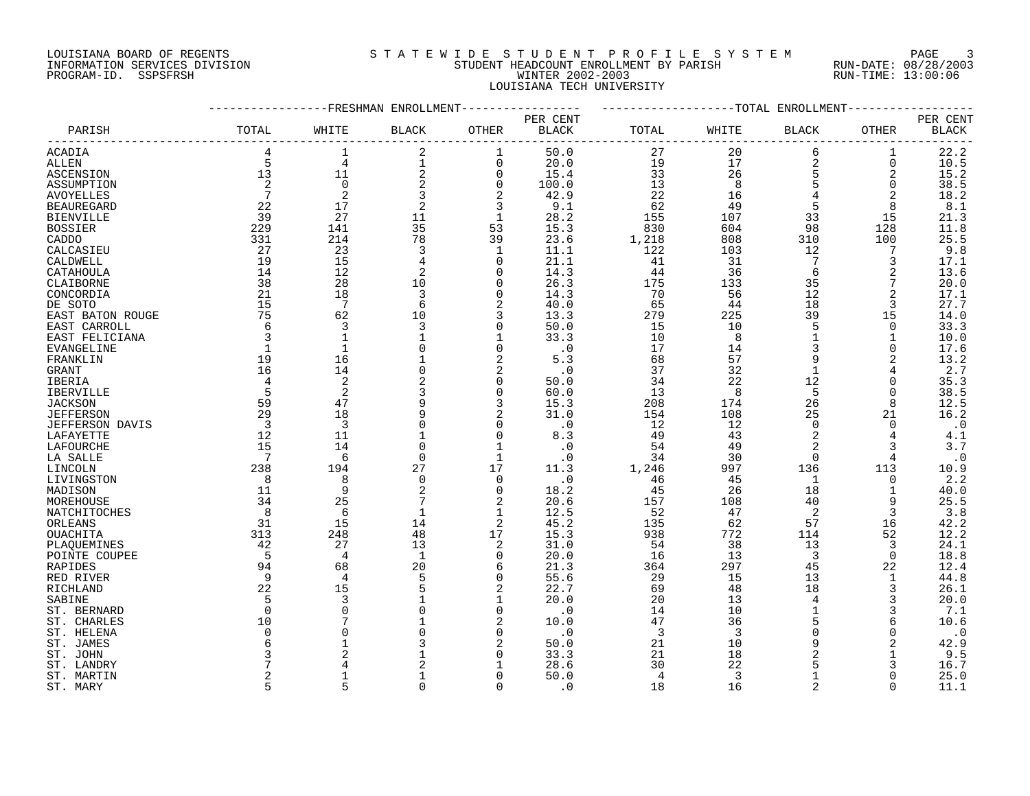LOUISIANA BOARD OF REGENTS
INFORMATION SERVICES DIVISION
PROGRAM-ID. SSPSFRSH

STATEWIDE STUDENT PROFILE SYSTEM
STUDENT HEADCOUNT ENROLLMENT BY PARISH
WINTER 2002-2003
LOUISIANA TECH UNIVERSITY

RUN-DATE: 08/28/2003
RUN-TIME: 13:00:06

| PARISH | FRESHMAN ENROLLMENT TOTAL | WHITE | BLACK | OTHER | PER CENT BLACK | TOTAL ENROLLMENT TOTAL | WHITE | BLACK | OTHER | PER CENT BLACK |
|---|---|---|---|---|---|---|---|---|---|---|
| ACADIA | 4 | 1 | 2 | 1 | 50.0 | 27 | 20 | 6 | 1 | 22.2 |
| ALLEN | 5 | 4 | 1 | 0 | 20.0 | 19 | 17 | 2 | 0 | 10.5 |
| ASCENSION | 13 | 11 | 2 | 0 | 15.4 | 33 | 26 | 5 | 2 | 15.2 |
| ASSUMPTION | 2 | 0 | 2 | 0 | 100.0 | 13 | 8 | 5 | 0 | 38.5 |
| AVOYELLES | 7 | 2 | 3 | 2 | 42.9 | 22 | 16 | 4 | 2 | 18.2 |
| BEAUREGARD | 22 | 17 | 2 | 3 | 9.1 | 62 | 49 | 5 | 8 | 8.1 |
| BIENVILLE | 39 | 27 | 11 | 1 | 28.2 | 155 | 107 | 33 | 15 | 21.3 |
| BOSSIER | 229 | 141 | 35 | 53 | 15.3 | 830 | 604 | 98 | 128 | 11.8 |
| CADDO | 331 | 214 | 78 | 39 | 23.6 | 1,218 | 808 | 310 | 100 | 25.5 |
| CALCASIEU | 27 | 23 | 3 | 1 | 11.1 | 122 | 103 | 12 | 7 | 9.8 |
| CALDWELL | 19 | 15 | 4 | 0 | 21.1 | 41 | 31 | 7 | 3 | 17.1 |
| CATAHOULA | 14 | 12 | 2 | 0 | 14.3 | 44 | 36 | 6 | 2 | 13.6 |
| CLAIBORNE | 38 | 28 | 10 | 0 | 26.3 | 175 | 133 | 35 | 7 | 20.0 |
| CONCORDIA | 21 | 18 | 3 | 0 | 14.3 | 70 | 56 | 12 | 2 | 17.1 |
| DE SOTO | 15 | 7 | 6 | 2 | 40.0 | 65 | 44 | 18 | 3 | 27.7 |
| EAST BATON ROUGE | 75 | 62 | 10 | 3 | 13.3 | 279 | 225 | 39 | 15 | 14.0 |
| EAST CARROLL | 6 | 3 | 3 | 0 | 50.0 | 15 | 10 | 5 | 0 | 33.3 |
| EAST FELICIANA | 3 | 1 | 1 | 1 | 33.3 | 10 | 8 | 1 | 1 | 10.0 |
| EVANGELINE | 1 | 1 | 0 | 0 | .0 | 17 | 14 | 3 | 0 | 17.6 |
| FRANKLIN | 19 | 16 | 1 | 2 | 5.3 | 68 | 57 | 9 | 2 | 13.2 |
| GRANT | 16 | 14 | 0 | 2 | .0 | 37 | 32 | 1 | 4 | 2.7 |
| IBERIA | 4 | 2 | 2 | 0 | 50.0 | 34 | 22 | 12 | 0 | 35.3 |
| IBERVILLE | 5 | 2 | 3 | 0 | 60.0 | 13 | 8 | 5 | 0 | 38.5 |
| JACKSON | 59 | 47 | 9 | 3 | 15.3 | 208 | 174 | 26 | 8 | 12.5 |
| JEFFERSON | 29 | 18 | 9 | 2 | 31.0 | 154 | 108 | 25 | 21 | 16.2 |
| JEFFERSON DAVIS | 3 | 3 | 0 | 0 | .0 | 12 | 12 | 0 | 0 | .0 |
| LAFAYETTE | 12 | 11 | 1 | 0 | 8.3 | 49 | 43 | 2 | 4 | 4.1 |
| LAFOURCHE | 15 | 14 | 0 | 1 | .0 | 54 | 49 | 2 | 3 | 3.7 |
| LA SALLE | 7 | 6 | 0 | 1 | .0 | 34 | 30 | 0 | 4 | .0 |
| LINCOLN | 238 | 194 | 27 | 17 | 11.3 | 1,246 | 997 | 136 | 113 | 10.9 |
| LIVINGSTON | 8 | 8 | 0 | 0 | .0 | 46 | 45 | 1 | 0 | 2.2 |
| MADISON | 11 | 9 | 2 | 0 | 18.2 | 45 | 26 | 18 | 1 | 40.0 |
| MOREHOUSE | 34 | 25 | 7 | 2 | 20.6 | 157 | 108 | 40 | 9 | 25.5 |
| NATCHITOCHES | 8 | 6 | 1 | 1 | 12.5 | 52 | 47 | 2 | 3 | 3.8 |
| ORLEANS | 31 | 15 | 14 | 2 | 45.2 | 135 | 62 | 57 | 16 | 42.2 |
| OUACHITA | 313 | 248 | 48 | 17 | 15.3 | 938 | 772 | 114 | 52 | 12.2 |
| PLAQUEMINES | 42 | 27 | 13 | 2 | 31.0 | 54 | 38 | 13 | 3 | 24.1 |
| POINTE COUPEE | 5 | 4 | 1 | 0 | 20.0 | 16 | 13 | 3 | 0 | 18.8 |
| RAPIDES | 94 | 68 | 20 | 6 | 21.3 | 364 | 297 | 45 | 22 | 12.4 |
| RED RIVER | 9 | 4 | 5 | 0 | 55.6 | 29 | 15 | 13 | 1 | 44.8 |
| RICHLAND | 22 | 15 | 5 | 2 | 22.7 | 69 | 48 | 18 | 3 | 26.1 |
| SABINE | 5 | 3 | 1 | 1 | 20.0 | 20 | 13 | 4 | 3 | 20.0 |
| ST. BERNARD | 0 | 0 | 0 | 0 | .0 | 14 | 10 | 1 | 3 | 7.1 |
| ST. CHARLES | 10 | 7 | 1 | 2 | 10.0 | 47 | 36 | 5 | 6 | 10.6 |
| ST. HELENA | 0 | 0 | 0 | 0 | .0 | 3 | 3 | 0 | 0 | .0 |
| ST. JAMES | 6 | 1 | 3 | 2 | 50.0 | 21 | 10 | 9 | 2 | 42.9 |
| ST. JOHN | 3 | 2 | 1 | 0 | 33.3 | 21 | 18 | 2 | 1 | 9.5 |
| ST. LANDRY | 7 | 4 | 2 | 1 | 28.6 | 30 | 22 | 5 | 3 | 16.7 |
| ST. MARTIN | 2 | 1 | 1 | 0 | 50.0 | 4 | 3 | 1 | 0 | 25.0 |
| ST. MARY | 5 | 5 | 0 | 0 | .0 | 18 | 16 | 2 | 0 | 11.1 |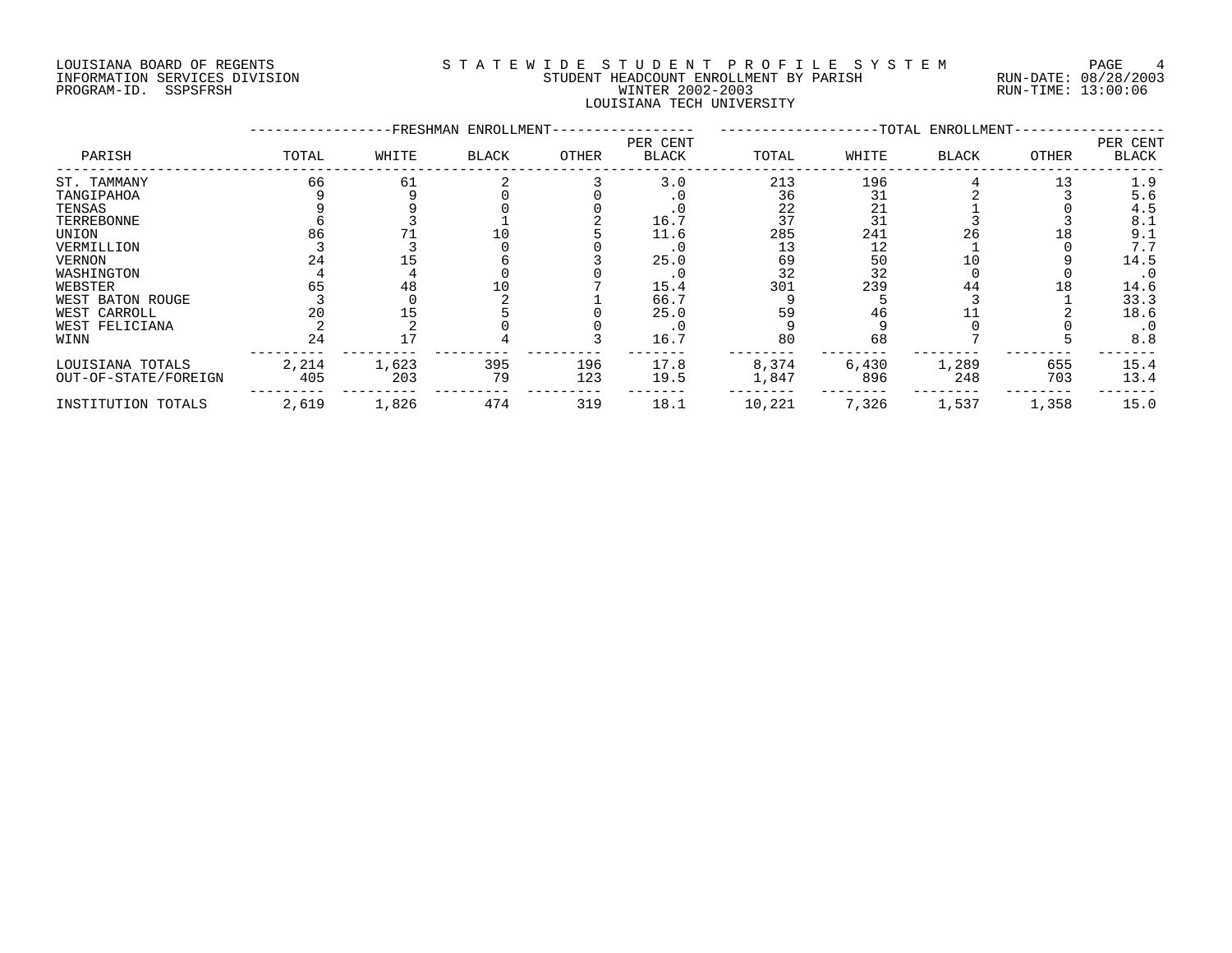LOUISIANA BOARD OF REGENTS
INFORMATION SERVICES DIVISION
PROGRAM-ID. SSPSFRSH

# STATEWIDE STUDENT PROFILE SYSTEM
## STUDENT HEADCOUNT ENROLLMENT BY PARISH
### WINTER 2002-2003
### LOUISIANA TECH UNIVERSITY

RUN-DATE: 08/28/2003
RUN-TIME: 13:00:06

| PARISH | FRESHMAN ENROLLMENT TOTAL | WHITE | BLACK | OTHER | PER CENT BLACK | TOTAL ENROLLMENT TOTAL | WHITE | BLACK | OTHER | PER CENT BLACK |
|---|---|---|---|---|---|---|---|---|---|---|
| ST. TAMMANY | 66 | 61 | 2 | 3 | 3.0 | 213 | 196 | 4 | 13 | 1.9 |
| TANGIPAHOA | 9 | 9 | 0 | 0 | .0 | 36 | 31 | 2 | 3 | 5.6 |
| TENSAS | 9 | 9 | 0 | 0 | .0 | 22 | 21 | 1 | 0 | 4.5 |
| TERREBONNE | 6 | 3 | 1 | 2 | 16.7 | 37 | 31 | 3 | 3 | 8.1 |
| UNION | 86 | 71 | 10 | 5 | 11.6 | 285 | 241 | 26 | 18 | 9.1 |
| VERMILLION | 3 | 3 | 0 | 0 | .0 | 13 | 12 | 1 | 0 | 7.7 |
| VERNON | 24 | 15 | 6 | 3 | 25.0 | 69 | 50 | 10 | 9 | 14.5 |
| WASHINGTON | 4 | 4 | 0 | 0 | .0 | 32 | 32 | 0 | 0 | .0 |
| WEBSTER | 65 | 48 | 10 | 7 | 15.4 | 301 | 239 | 44 | 18 | 14.6 |
| WEST BATON ROUGE | 3 | 0 | 2 | 1 | 66.7 | 9 | 5 | 3 | 1 | 33.3 |
| WEST CARROLL | 20 | 15 | 5 | 0 | 25.0 | 59 | 46 | 11 | 2 | 18.6 |
| WEST FELICIANA | 2 | 2 | 0 | 0 | .0 | 9 | 9 | 0 | 0 | .0 |
| WINN | 24 | 17 | 4 | 3 | 16.7 | 80 | 68 | 7 | 5 | 8.8 |
| LOUISIANA TOTALS | 2,214 | 1,623 | 395 | 196 | 17.8 | 8,374 | 6,430 | 1,289 | 655 | 15.4 |
| OUT-OF-STATE/FOREIGN | 405 | 203 | 79 | 123 | 19.5 | 1,847 | 896 | 248 | 703 | 13.4 |
| INSTITUTION TOTALS | 2,619 | 1,826 | 474 | 319 | 18.1 | 10,221 | 7,326 | 1,537 | 1,358 | 15.0 |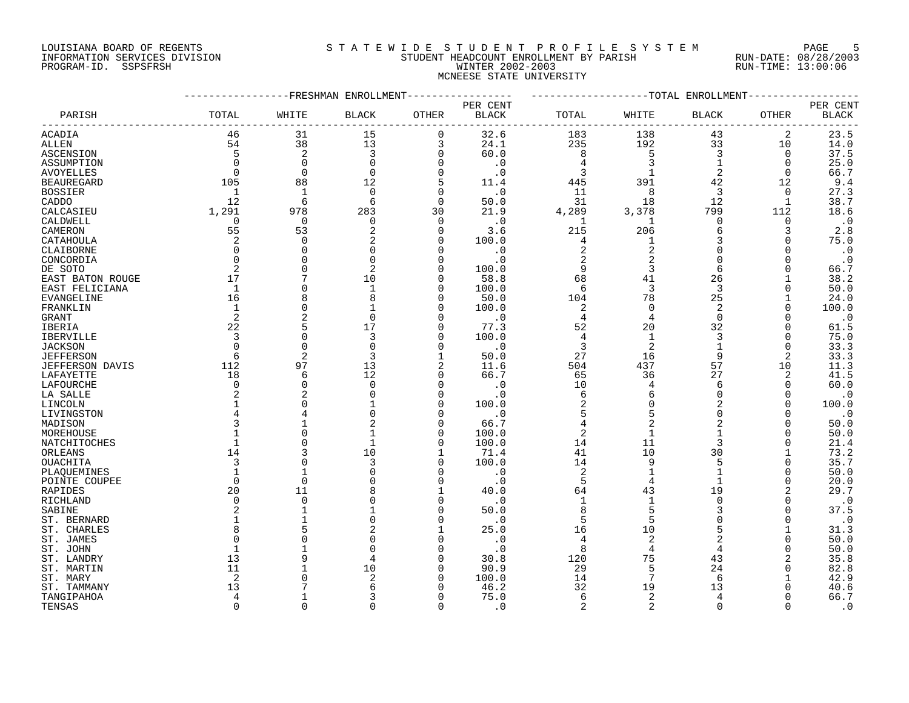LOUISIANA BOARD OF REGENTS
INFORMATION SERVICES DIVISION
PROGRAM-ID. SSPSFRSH

# STATEWIDE STUDENT PROFILE SYSTEM
## STUDENT HEADCOUNT ENROLLMENT BY PARISH
## WINTER 2002-2003
## MCNEESE STATE UNIVERSITY

RUN-DATE: 08/28/2003
RUN-TIME: 13:00:06

| PARISH | FRESHMAN ENROLLMENT TOTAL | WHITE | BLACK | OTHER | PER CENT BLACK | TOTAL ENROLLMENT TOTAL | WHITE | BLACK | OTHER | PER CENT BLACK |
|---|---|---|---|---|---|---|---|---|---|---|
| ACADIA | 46 | 31 | 15 | 0 | 32.6 | 183 | 138 | 43 | 2 | 23.5 |
| ALLEN | 54 | 38 | 13 | 3 | 24.1 | 235 | 192 | 33 | 10 | 14.0 |
| ASCENSION | 5 | 2 | 3 | 0 | 60.0 | 8 | 5 | 3 | 0 | 37.5 |
| ASSUMPTION | 0 | 0 | 0 | 0 | .0 | 4 | 3 | 1 | 0 | 25.0 |
| AVOYELLES | 0 | 0 | 0 | 0 | .0 | 3 | 1 | 2 | 0 | 66.7 |
| BEAUREGARD | 105 | 88 | 12 | 5 | 11.4 | 445 | 391 | 42 | 12 | 9.4 |
| BOSSIER | 1 | 1 | 0 | 0 | .0 | 11 | 8 | 3 | 0 | 27.3 |
| CADDO | 12 | 6 | 6 | 0 | 50.0 | 31 | 18 | 12 | 1 | 38.7 |
| CALCASIEU | 1,291 | 978 | 283 | 30 | 21.9 | 4,289 | 3,378 | 799 | 112 | 18.6 |
| CALDWELL | 0 | 0 | 0 | 0 | .0 | 1 | 1 | 0 | 0 | .0 |
| CAMERON | 55 | 53 | 2 | 0 | 3.6 | 215 | 206 | 6 | 3 | 2.8 |
| CATAHOULA | 2 | 0 | 2 | 0 | 100.0 | 4 | 1 | 3 | 0 | 75.0 |
| CLAIBORNE | 0 | 0 | 0 | 0 | .0 | 2 | 2 | 0 | 0 | .0 |
| CONCORDIA | 0 | 0 | 0 | 0 | .0 | 2 | 2 | 0 | 0 | .0 |
| DE SOTO | 2 | 0 | 2 | 0 | 100.0 | 9 | 3 | 6 | 0 | 66.7 |
| EAST BATON ROUGE | 17 | 7 | 10 | 0 | 58.8 | 68 | 41 | 26 | 1 | 38.2 |
| EAST FELICIANA | 1 | 0 | 1 | 0 | 100.0 | 6 | 3 | 3 | 0 | 50.0 |
| EVANGELINE | 16 | 8 | 8 | 0 | 50.0 | 104 | 78 | 25 | 1 | 24.0 |
| FRANKLIN | 1 | 0 | 1 | 0 | 100.0 | 2 | 0 | 2 | 0 | 100.0 |
| GRANT | 2 | 2 | 0 | 0 | .0 | 4 | 4 | 0 | 0 | .0 |
| IBERIA | 22 | 5 | 17 | 0 | 77.3 | 52 | 20 | 32 | 0 | 61.5 |
| IBERVILLE | 3 | 0 | 3 | 0 | 100.0 | 4 | 1 | 3 | 0 | 75.0 |
| JACKSON | 0 | 0 | 0 | 0 | .0 | 3 | 2 | 1 | 0 | 33.3 |
| JEFFERSON | 6 | 2 | 3 | 1 | 50.0 | 27 | 16 | 9 | 2 | 33.3 |
| JEFFERSON DAVIS | 112 | 97 | 13 | 2 | 11.6 | 504 | 437 | 57 | 10 | 11.3 |
| LAFAYETTE | 18 | 6 | 12 | 0 | 66.7 | 65 | 36 | 27 | 2 | 41.5 |
| LAFOURCHE | 0 | 0 | 0 | 0 | .0 | 10 | 4 | 6 | 0 | 60.0 |
| LA SALLE | 2 | 2 | 0 | 0 | .0 | 6 | 6 | 0 | 0 | .0 |
| LINCOLN | 1 | 0 | 1 | 0 | 100.0 | 2 | 0 | 2 | 0 | 100.0 |
| LIVINGSTON | 4 | 4 | 0 | 0 | .0 | 5 | 5 | 0 | 0 | .0 |
| MADISON | 3 | 1 | 2 | 0 | 66.7 | 4 | 2 | 2 | 0 | 50.0 |
| MOREHOUSE | 1 | 0 | 1 | 0 | 100.0 | 2 | 1 | 1 | 0 | 50.0 |
| NATCHITOCHES | 1 | 0 | 1 | 0 | 100.0 | 14 | 11 | 3 | 0 | 21.4 |
| ORLEANS | 14 | 3 | 10 | 1 | 71.4 | 41 | 10 | 30 | 1 | 73.2 |
| OUACHITA | 3 | 0 | 3 | 0 | 100.0 | 14 | 9 | 5 | 0 | 35.7 |
| PLAQUEMINES | 1 | 1 | 0 | 0 | .0 | 2 | 1 | 1 | 0 | 50.0 |
| POINTE COUPEE | 0 | 0 | 0 | 0 | .0 | 5 | 4 | 1 | 0 | 20.0 |
| RAPIDES | 20 | 11 | 8 | 1 | 40.0 | 64 | 43 | 19 | 2 | 29.7 |
| RICHLAND | 0 | 0 | 0 | 0 | .0 | 1 | 1 | 0 | 0 | .0 |
| SABINE | 2 | 1 | 1 | 0 | 50.0 | 8 | 5 | 3 | 0 | 37.5 |
| ST. BERNARD | 1 | 1 | 0 | 0 | .0 | 5 | 5 | 0 | 0 | .0 |
| ST. CHARLES | 8 | 5 | 2 | 1 | 25.0 | 16 | 10 | 5 | 1 | 31.3 |
| ST. JAMES | 0 | 0 | 0 | 0 | .0 | 4 | 2 | 2 | 0 | 50.0 |
| ST. JOHN | 1 | 1 | 0 | 0 | .0 | 8 | 4 | 4 | 0 | 50.0 |
| ST. LANDRY | 13 | 9 | 4 | 0 | 30.8 | 120 | 75 | 43 | 2 | 35.8 |
| ST. MARTIN | 11 | 1 | 10 | 0 | 90.9 | 29 | 5 | 24 | 0 | 82.8 |
| ST. MARY | 2 | 0 | 2 | 0 | 100.0 | 14 | 7 | 6 | 1 | 42.9 |
| ST. TAMMANY | 13 | 7 | 6 | 0 | 46.2 | 32 | 19 | 13 | 0 | 40.6 |
| TANGIPAHOA | 4 | 1 | 3 | 0 | 75.0 | 6 | 2 | 4 | 0 | 66.7 |
| TENSAS | 0 | 0 | 0 | 0 | .0 | 2 | 2 | 0 | 0 | .0 |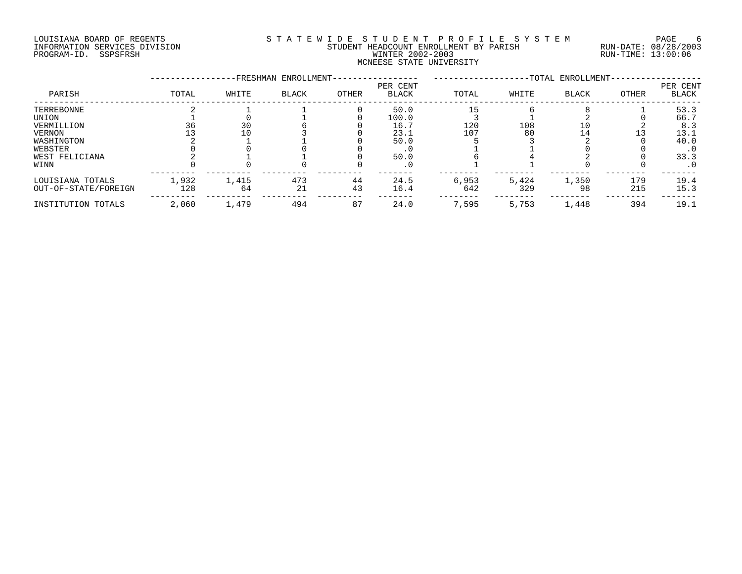LOUISIANA BOARD OF REGENTS
INFORMATION SERVICES DIVISION
PROGRAM-ID. SSPSFRSH

STATEWIDE STUDENT PROFILE SYSTEM
STUDENT HEADCOUNT ENROLLMENT BY PARISH
WINTER 2002-2003
MCNEESE STATE UNIVERSITY

RUN-DATE: 08/28/2003
RUN-TIME: 13:00:06

| PARISH | FRESHMAN ENROLLMENT TOTAL | WHITE | BLACK | OTHER | PER CENT BLACK | TOTAL ENROLLMENT TOTAL | WHITE | BLACK | OTHER | PER CENT BLACK |
|---|---|---|---|---|---|---|---|---|---|---|
| TERREBONNE | 2 | 1 | 1 | 0 | 50.0 | 15 | 6 | 8 | 1 | 53.3 |
| UNION | 1 | 0 | 1 | 0 | 100.0 | 3 | 1 | 2 | 0 | 66.7 |
| VERMILLION | 36 | 30 | 6 | 0 | 16.7 | 120 | 108 | 10 | 2 | 8.3 |
| VERNON | 13 | 10 | 3 | 0 | 23.1 | 107 | 80 | 14 | 13 | 13.1 |
| WASHINGTON | 2 | 1 | 1 | 0 | 50.0 | 5 | 3 | 2 | 0 | 40.0 |
| WEBSTER | 0 | 0 | 0 | 0 | .0 | 1 | 1 | 0 | 0 | .0 |
| WEST FELICIANA | 2 | 1 | 1 | 0 | 50.0 | 6 | 4 | 2 | 0 | 33.3 |
| WINN | 0 | 0 | 0 | 0 | .0 | 1 | 1 | 0 | 0 | .0 |
| LOUISIANA TOTALS | 1,932 | 1,415 | 473 | 44 | 24.5 | 6,953 | 5,424 | 1,350 | 179 | 19.4 |
| OUT-OF-STATE/FOREIGN | 128 | 64 | 21 | 43 | 16.4 | 642 | 329 | 98 | 215 | 15.3 |
| INSTITUTION TOTALS | 2,060 | 1,479 | 494 | 87 | 24.0 | 7,595 | 5,753 | 1,448 | 394 | 19.1 |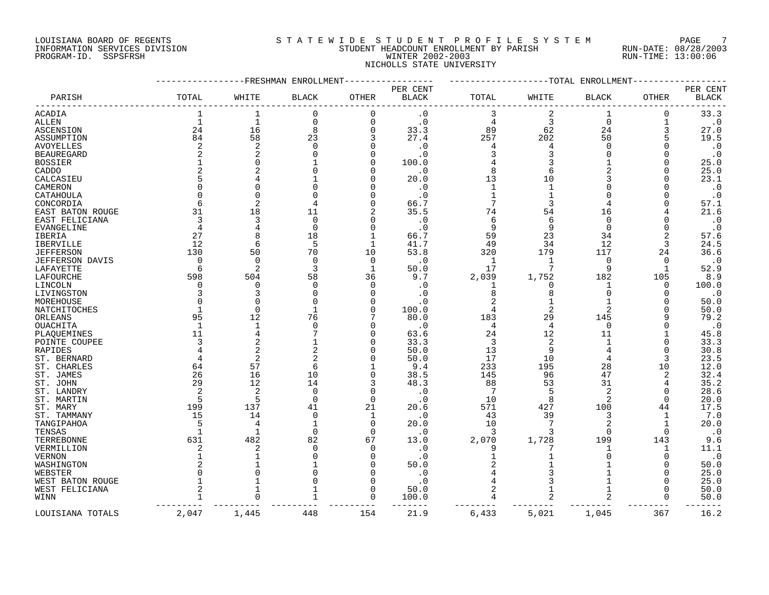LOUISIANA BOARD OF REGENTS
INFORMATION SERVICES DIVISION
PROGRAM-ID. SSPSFRSH

# STATEWIDE STUDENT PROFILE SYSTEM
## STUDENT HEADCOUNT ENROLLMENT BY PARISH
## WINTER 2002-2003
## NICHOLLS STATE UNIVERSITY

RUN-DATE: 08/28/2003
RUN-TIME: 13:00:06

| PARISH | FRESHMAN ENROLLMENT TOTAL | WHITE | BLACK | OTHER | PER CENT BLACK | TOTAL ENROLLMENT TOTAL | WHITE | BLACK | OTHER | PER CENT BLACK |
|---|---|---|---|---|---|---|---|---|---|---|
| ACADIA | 1 | 1 | 0 | 0 | .0 | 3 | 2 | 1 | 0 | 33.3 |
| ALLEN | 1 | 1 | 0 | 0 | .0 | 4 | 3 | 0 | 1 | .0 |
| ASCENSION | 24 | 16 | 8 | 0 | 33.3 | 89 | 62 | 24 | 3 | 27.0 |
| ASSUMPTION | 84 | 58 | 23 | 3 | 27.4 | 257 | 202 | 50 | 5 | 19.5 |
| AVOYELLES | 2 | 2 | 0 | 0 | .0 | 4 | 4 | 0 | 0 | .0 |
| BEAUREGARD | 2 | 2 | 0 | 0 | .0 | 3 | 3 | 0 | 0 | .0 |
| BOSSIER | 1 | 0 | 1 | 0 | 100.0 | 4 | 3 | 1 | 0 | 25.0 |
| CADDO | 2 | 2 | 0 | 0 | .0 | 8 | 6 | 2 | 0 | 25.0 |
| CALCASIEU | 5 | 4 | 1 | 0 | 20.0 | 13 | 10 | 3 | 0 | 23.1 |
| CAMERON | 0 | 0 | 0 | 0 | .0 | 1 | 1 | 0 | 0 | .0 |
| CATAHOULA | 0 | 0 | 0 | 0 | .0 | 1 | 1 | 0 | 0 | .0 |
| CONCORDIA | 6 | 2 | 4 | 0 | 66.7 | 7 | 3 | 4 | 0 | 57.1 |
| EAST BATON ROUGE | 31 | 18 | 11 | 2 | 35.5 | 74 | 54 | 16 | 4 | 21.6 |
| EAST FELICIANA | 3 | 3 | 0 | 0 | .0 | 6 | 6 | 0 | 0 | .0 |
| EVANGELINE | 4 | 4 | 0 | 0 | .0 | 9 | 9 | 0 | 0 | .0 |
| IBERIA | 27 | 8 | 18 | 1 | 66.7 | 59 | 23 | 34 | 2 | 57.6 |
| IBERVILLE | 12 | 6 | 5 | 1 | 41.7 | 49 | 34 | 12 | 3 | 24.5 |
| JEFFERSON | 130 | 50 | 70 | 10 | 53.8 | 320 | 179 | 117 | 24 | 36.6 |
| JEFFERSON DAVIS | 0 | 0 | 0 | 0 | .0 | 1 | 1 | 0 | 0 | .0 |
| LAFAYETTE | 6 | 2 | 3 | 1 | 50.0 | 17 | 7 | 9 | 1 | 52.9 |
| LAFOURCHE | 598 | 504 | 58 | 36 | 9.7 | 2,039 | 1,752 | 182 | 105 | 8.9 |
| LINCOLN | 0 | 0 | 0 | 0 | .0 | 1 | 0 | 1 | 0 | 100.0 |
| LIVINGSTON | 3 | 3 | 0 | 0 | .0 | 8 | 8 | 0 | 0 | .0 |
| MOREHOUSE | 0 | 0 | 0 | 0 | .0 | 2 | 1 | 1 | 0 | 50.0 |
| NATCHITOCHES | 1 | 0 | 1 | 0 | 100.0 | 4 | 2 | 2 | 0 | 50.0 |
| ORLEANS | 95 | 12 | 76 | 7 | 80.0 | 183 | 29 | 145 | 9 | 79.2 |
| OUACHITA | 1 | 1 | 0 | 0 | .0 | 4 | 4 | 0 | 0 | .0 |
| PLAQUEMINES | 11 | 4 | 7 | 0 | 63.6 | 24 | 12 | 11 | 1 | 45.8 |
| POINTE COUPEE | 3 | 2 | 1 | 0 | 33.3 | 3 | 2 | 1 | 0 | 33.3 |
| RAPIDES | 4 | 2 | 2 | 0 | 50.0 | 13 | 9 | 4 | 0 | 30.8 |
| ST. BERNARD | 4 | 2 | 2 | 0 | 50.0 | 17 | 10 | 4 | 3 | 23.5 |
| ST. CHARLES | 64 | 57 | 6 | 1 | 9.4 | 233 | 195 | 28 | 10 | 12.0 |
| ST. JAMES | 26 | 16 | 10 | 0 | 38.5 | 145 | 96 | 47 | 2 | 32.4 |
| ST. JOHN | 29 | 12 | 14 | 3 | 48.3 | 88 | 53 | 31 | 4 | 35.2 |
| ST. LANDRY | 2 | 2 | 0 | 0 | .0 | 7 | 5 | 2 | 0 | 28.6 |
| ST. MARTIN | 5 | 5 | 0 | 0 | .0 | 10 | 8 | 2 | 0 | 20.0 |
| ST. MARY | 199 | 137 | 41 | 21 | 20.6 | 571 | 427 | 100 | 44 | 17.5 |
| ST. TAMMANY | 15 | 14 | 0 | 1 | .0 | 43 | 39 | 3 | 1 | 7.0 |
| TANGIPAHOA | 5 | 4 | 1 | 0 | 20.0 | 10 | 7 | 2 | 1 | 20.0 |
| TENSAS | 1 | 1 | 0 | 0 | .0 | 3 | 3 | 0 | 0 | .0 |
| TERREBONNE | 631 | 482 | 82 | 67 | 13.0 | 2,070 | 1,728 | 199 | 143 | 9.6 |
| VERMILLION | 2 | 2 | 0 | 0 | .0 | 9 | 7 | 1 | 1 | 11.1 |
| VERNON | 1 | 1 | 0 | 0 | .0 | 1 | 1 | 0 | 0 | .0 |
| WASHINGTON | 2 | 1 | 1 | 0 | 50.0 | 2 | 1 | 1 | 0 | 50.0 |
| WEBSTER | 0 | 0 | 0 | 0 | .0 | 4 | 3 | 1 | 0 | 25.0 |
| WEST BATON ROUGE | 1 | 1 | 0 | 0 | .0 | 4 | 3 | 1 | 0 | 25.0 |
| WEST FELICIANA | 2 | 1 | 1 | 0 | 50.0 | 2 | 1 | 1 | 0 | 50.0 |
| WINN | 1 | 0 | 1 | 0 | 100.0 | 4 | 2 | 2 | 0 | 50.0 |
| LOUISIANA TOTALS | 2,047 | 1,445 | 448 | 154 | 21.9 | 6,433 | 5,021 | 1,045 | 367 | 16.2 |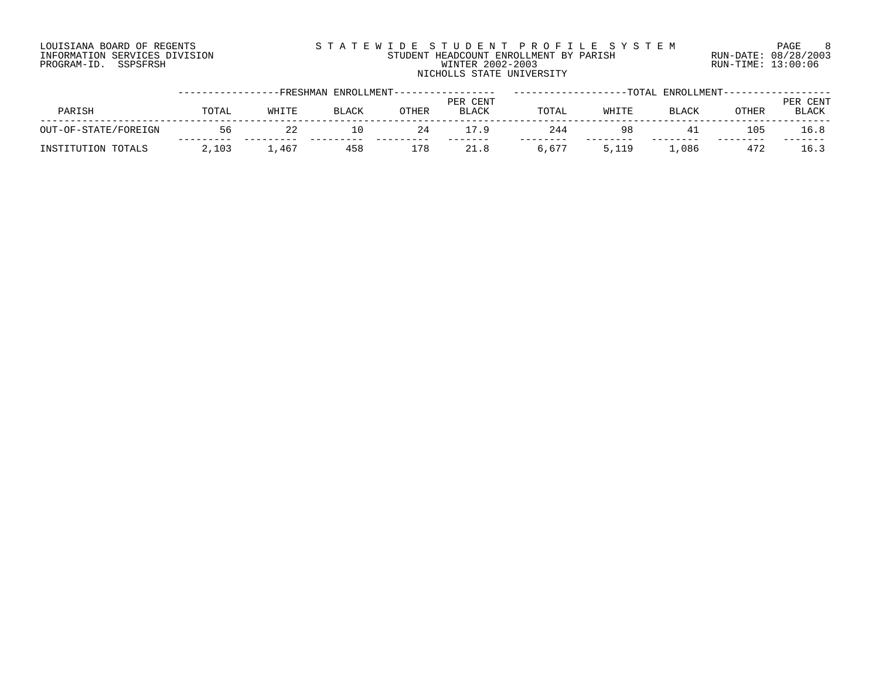LOUISIANA BOARD OF REGENTS
INFORMATION SERVICES DIVISION
PROGRAM-ID. SSPSFRSH

# STATEWIDE STUDENT PROFILE SYSTEM

STUDENT HEADCOUNT ENROLLMENT BY PARISH
WINTER 2002-2003
NICHOLLS STATE UNIVERSITY

RUN-DATE: 08/28/2003
RUN-TIME: 13:00:06

| | FRESHMAN ENROLLMENT | | | | | TOTAL ENROLLMENT | | | | |
|---|---|---|---|---|---|---|---|---|---|---|
| PARISH | TOTAL | WHITE | BLACK | OTHER | PER CENT BLACK | TOTAL | WHITE | BLACK | OTHER | PER CENT BLACK |
| OUT-OF-STATE/FOREIGN | 56 | 22 | 10 | 24 | 17.9 | 244 | 98 | 41 | 105 | 16.8 |
| INSTITUTION TOTALS | 2,103 | 1,467 | 458 | 178 | 21.8 | 6,677 | 5,119 | 1,086 | 472 | 16.3 |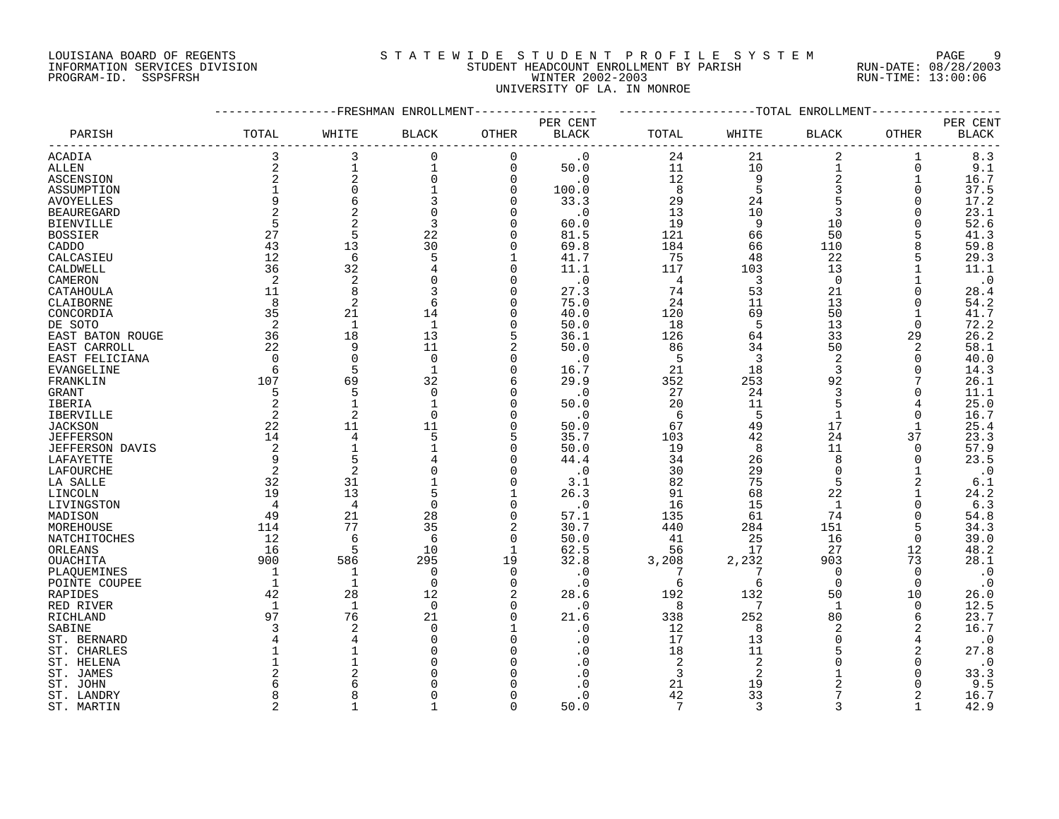LOUISIANA BOARD OF REGENTS
INFORMATION SERVICES DIVISION
PROGRAM-ID. SSPSFRSH

STATEWIDE STUDENT PROFILE SYSTEM
STUDENT HEADCOUNT ENROLLMENT BY PARISH
WINTER 2002-2003
UNIVERSITY OF LA. IN MONROE

RUN-DATE: 08/28/2003
RUN-TIME: 13:00:06

| PARISH | FRESHMAN ENROLLMENT TOTAL | WHITE | BLACK | OTHER | PER CENT BLACK | TOTAL ENROLLMENT TOTAL | WHITE | BLACK | OTHER | PER CENT BLACK |
|---|---|---|---|---|---|---|---|---|---|---|
| ACADIA | 3 | 3 | 0 | 0 | .0 | 24 | 21 | 2 | 1 | 8.3 |
| ALLEN | 2 | 1 | 1 | 0 | 50.0 | 11 | 10 | 1 | 0 | 9.1 |
| ASCENSION | 2 | 2 | 0 | 0 | .0 | 12 | 9 | 2 | 1 | 16.7 |
| ASSUMPTION | 1 | 0 | 1 | 0 | 100.0 | 8 | 5 | 3 | 0 | 37.5 |
| AVOYELLES | 9 | 6 | 3 | 0 | 33.3 | 29 | 24 | 5 | 0 | 17.2 |
| BEAUREGARD | 2 | 2 | 0 | 0 | .0 | 13 | 10 | 3 | 0 | 23.1 |
| BIENVILLE | 5 | 2 | 3 | 0 | 60.0 | 19 | 9 | 10 | 0 | 52.6 |
| BOSSIER | 27 | 5 | 22 | 0 | 81.5 | 121 | 66 | 50 | 5 | 41.3 |
| CADDO | 43 | 13 | 30 | 0 | 69.8 | 184 | 66 | 110 | 8 | 59.8 |
| CALCASIEU | 12 | 6 | 5 | 1 | 41.7 | 75 | 48 | 22 | 5 | 29.3 |
| CALDWELL | 36 | 32 | 4 | 0 | 11.1 | 117 | 103 | 13 | 1 | 11.1 |
| CAMERON | 2 | 2 | 0 | 0 | .0 | 4 | 3 | 0 | 1 | .0 |
| CATAHOULA | 11 | 8 | 3 | 0 | 27.3 | 74 | 53 | 21 | 0 | 28.4 |
| CLAIBORNE | 8 | 2 | 6 | 0 | 75.0 | 24 | 11 | 13 | 0 | 54.2 |
| CONCORDIA | 35 | 21 | 14 | 0 | 40.0 | 120 | 69 | 50 | 1 | 41.7 |
| DE SOTO | 2 | 1 | 1 | 0 | 50.0 | 18 | 5 | 13 | 0 | 72.2 |
| EAST BATON ROUGE | 36 | 18 | 13 | 5 | 36.1 | 126 | 64 | 33 | 29 | 26.2 |
| EAST CARROLL | 22 | 9 | 11 | 2 | 50.0 | 86 | 34 | 50 | 2 | 58.1 |
| EAST FELICIANA | 0 | 0 | 0 | 0 | .0 | 5 | 3 | 2 | 0 | 40.0 |
| EVANGELINE | 6 | 5 | 1 | 0 | 16.7 | 21 | 18 | 3 | 0 | 14.3 |
| FRANKLIN | 107 | 69 | 32 | 6 | 29.9 | 352 | 253 | 92 | 7 | 26.1 |
| GRANT | 5 | 5 | 0 | 0 | .0 | 27 | 24 | 3 | 0 | 11.1 |
| IBERIA | 2 | 1 | 1 | 0 | 50.0 | 20 | 11 | 5 | 4 | 25.0 |
| IBERVILLE | 2 | 2 | 0 | 0 | .0 | 6 | 5 | 1 | 0 | 16.7 |
| JACKSON | 22 | 11 | 11 | 0 | 50.0 | 67 | 49 | 17 | 1 | 25.4 |
| JEFFERSON | 14 | 4 | 5 | 5 | 35.7 | 103 | 42 | 24 | 37 | 23.3 |
| JEFFERSON DAVIS | 2 | 1 | 1 | 0 | 50.0 | 19 | 8 | 11 | 0 | 57.9 |
| LAFAYETTE | 9 | 5 | 4 | 0 | 44.4 | 34 | 26 | 8 | 0 | 23.5 |
| LAFOURCHE | 2 | 2 | 0 | 0 | .0 | 30 | 29 | 0 | 1 | .0 |
| LA SALLE | 32 | 31 | 1 | 0 | 3.1 | 82 | 75 | 5 | 2 | 6.1 |
| LINCOLN | 19 | 13 | 5 | 1 | 26.3 | 91 | 68 | 22 | 1 | 24.2 |
| LIVINGSTON | 4 | 4 | 0 | 0 | .0 | 16 | 15 | 1 | 0 | 6.3 |
| MADISON | 49 | 21 | 28 | 0 | 57.1 | 135 | 61 | 74 | 0 | 54.8 |
| MOREHOUSE | 114 | 77 | 35 | 2 | 30.7 | 440 | 284 | 151 | 5 | 34.3 |
| NATCHITOCHES | 12 | 6 | 6 | 0 | 50.0 | 41 | 25 | 16 | 0 | 39.0 |
| ORLEANS | 16 | 5 | 10 | 1 | 62.5 | 56 | 17 | 27 | 12 | 48.2 |
| OUACHITA | 900 | 586 | 295 | 19 | 32.8 | 3,208 | 2,232 | 903 | 73 | 28.1 |
| PLAQUEMINES | 1 | 1 | 0 | 0 | .0 | 7 | 7 | 0 | 0 | .0 |
| POINTE COUPEE | 1 | 1 | 0 | 0 | .0 | 6 | 6 | 0 | 0 | .0 |
| RAPIDES | 42 | 28 | 12 | 2 | 28.6 | 192 | 132 | 50 | 10 | 26.0 |
| RED RIVER | 1 | 1 | 0 | 0 | .0 | 8 | 7 | 1 | 0 | 12.5 |
| RICHLAND | 97 | 76 | 21 | 0 | 21.6 | 338 | 252 | 80 | 6 | 23.7 |
| SABINE | 3 | 2 | 0 | 1 | .0 | 12 | 8 | 2 | 2 | 16.7 |
| ST. BERNARD | 4 | 4 | 0 | 0 | .0 | 17 | 13 | 0 | 4 | .0 |
| ST. CHARLES | 1 | 1 | 0 | 0 | .0 | 18 | 11 | 5 | 2 | 27.8 |
| ST. HELENA | 1 | 1 | 0 | 0 | .0 | 2 | 2 | 0 | 0 | .0 |
| ST. JAMES | 2 | 2 | 0 | 0 | .0 | 3 | 2 | 1 | 0 | 33.3 |
| ST. JOHN | 6 | 6 | 0 | 0 | .0 | 21 | 19 | 2 | 0 | 9.5 |
| ST. LANDRY | 8 | 8 | 0 | 0 | .0 | 42 | 33 | 7 | 2 | 16.7 |
| ST. MARTIN | 2 | 1 | 1 | 0 | 50.0 | 7 | 3 | 3 | 1 | 42.9 |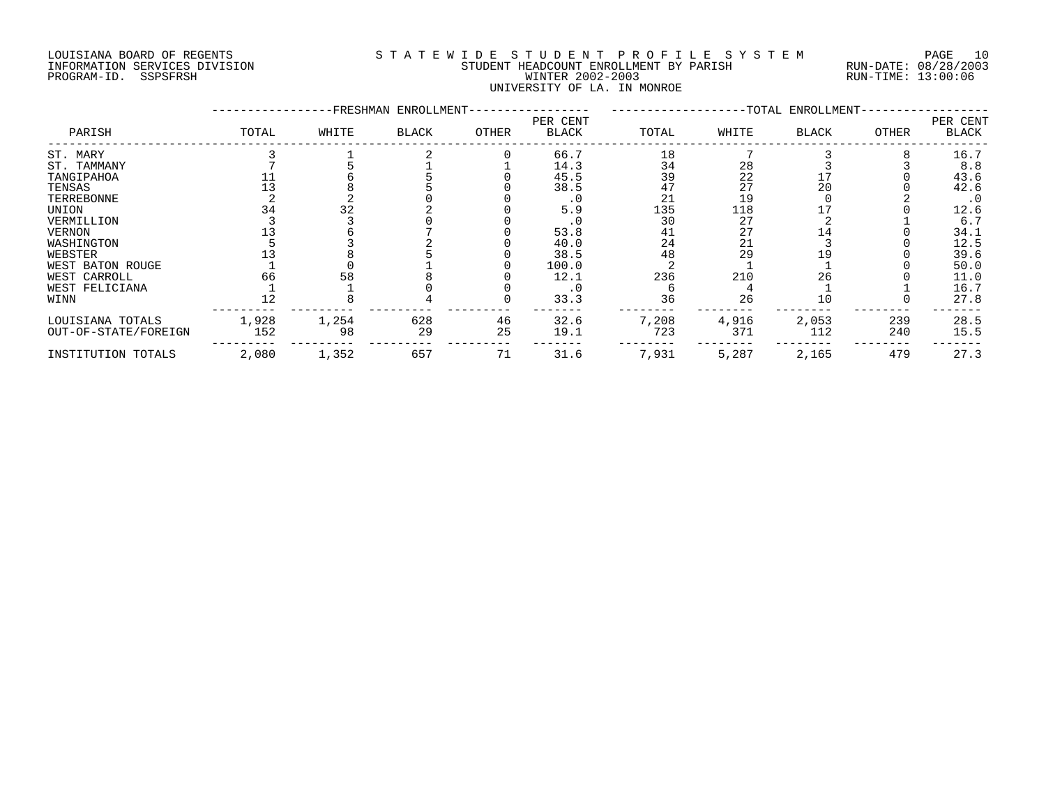LOUISIANA BOARD OF REGENTS
INFORMATION SERVICES DIVISION
PROGRAM-ID. SSPSFRSH

# STATEWIDE STUDENT PROFILE SYSTEM

STUDENT HEADCOUNT ENROLLMENT BY PARISH
WINTER 2002-2003
UNIVERSITY OF LA. IN MONROE

RUN-DATE: 08/28/2003
RUN-TIME: 13:00:06

| PARISH | FRESHMAN ENROLLMENT TOTAL | WHITE | BLACK | OTHER | PER CENT BLACK | TOTAL ENROLLMENT TOTAL | WHITE | BLACK | OTHER | PER CENT BLACK |
|---|---|---|---|---|---|---|---|---|---|---|
| ST. MARY | 3 | 1 | 2 | 0 | 66.7 | 18 | 7 | 3 | 8 | 16.7 |
| ST. TAMMANY | 7 | 5 | 1 | 1 | 14.3 | 34 | 28 | 3 | 3 | 8.8 |
| TANGIPAHOA | 11 | 6 | 5 | 0 | 45.5 | 39 | 22 | 17 | 0 | 43.6 |
| TENSAS | 13 | 8 | 5 | 0 | 38.5 | 47 | 27 | 20 | 0 | 42.6 |
| TERREBONNE | 2 | 2 | 0 | 0 | .0 | 21 | 19 | 0 | 2 | .0 |
| UNION | 34 | 32 | 2 | 0 | 5.9 | 135 | 118 | 17 | 0 | 12.6 |
| VERMILLION | 3 | 3 | 0 | 0 | .0 | 30 | 27 | 2 | 1 | 6.7 |
| VERNON | 13 | 6 | 7 | 0 | 53.8 | 41 | 27 | 14 | 0 | 34.1 |
| WASHINGTON | 5 | 3 | 2 | 0 | 40.0 | 24 | 21 | 3 | 0 | 12.5 |
| WEBSTER | 13 | 8 | 5 | 0 | 38.5 | 48 | 29 | 19 | 0 | 39.6 |
| WEST BATON ROUGE | 1 | 0 | 1 | 0 | 100.0 | 2 | 1 | 1 | 0 | 50.0 |
| WEST CARROLL | 66 | 58 | 8 | 0 | 12.1 | 236 | 210 | 26 | 0 | 11.0 |
| WEST FELICIANA | 1 | 1 | 0 | 0 | .0 | 6 | 4 | 1 | 1 | 16.7 |
| WINN | 12 | 8 | 4 | 0 | 33.3 | 36 | 26 | 10 | 0 | 27.8 |
| LOUISIANA TOTALS | 1,928 | 1,254 | 628 | 46 | 32.6 | 7,208 | 4,916 | 2,053 | 239 | 28.5 |
| OUT-OF-STATE/FOREIGN | 152 | 98 | 29 | 25 | 19.1 | 723 | 371 | 112 | 240 | 15.5 |
| INSTITUTION TOTALS | 2,080 | 1,352 | 657 | 71 | 31.6 | 7,931 | 5,287 | 2,165 | 479 | 27.3 |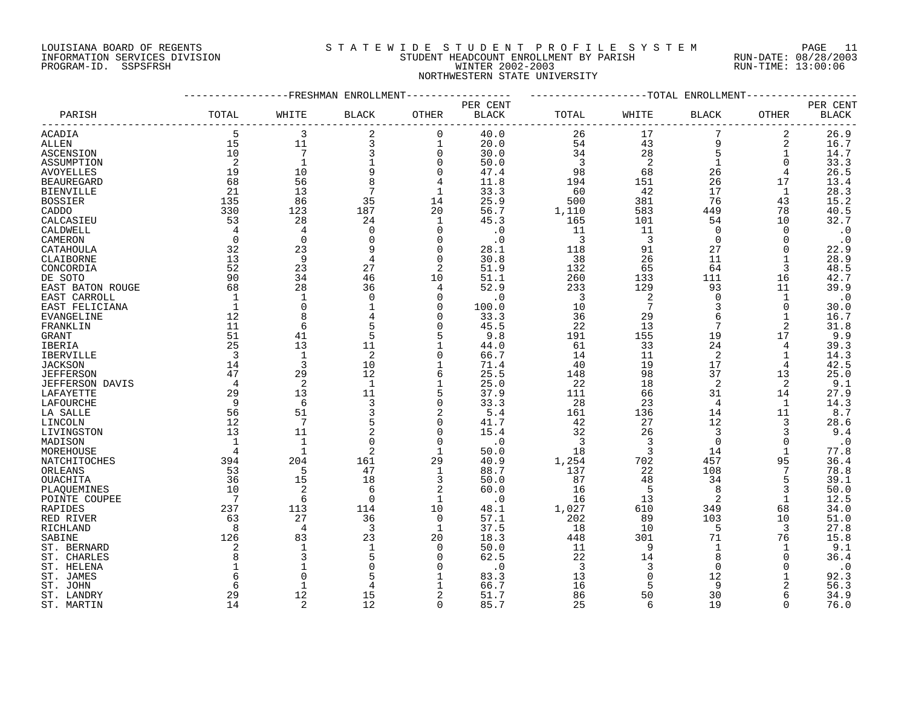LOUISIANA BOARD OF REGENTS
INFORMATION SERVICES DIVISION
PROGRAM-ID. SSPSFRSH

STATEWIDE STUDENT PROFILE SYSTEM
STUDENT HEADCOUNT ENROLLMENT BY PARISH
WINTER 2002-2003
NORTHWESTERN STATE UNIVERSITY

RUN-DATE: 08/28/2003
RUN-TIME: 13:00:06

| PARISH | FRESHMAN ENROLLMENT TOTAL | WHITE | BLACK | OTHER | PER CENT BLACK | TOTAL ENROLLMENT TOTAL | WHITE | BLACK | OTHER | PER CENT BLACK |
|---|---|---|---|---|---|---|---|---|---|---|
| ACADIA | 5 | 3 | 2 | 0 | 40.0 | 26 | 17 | 7 | 2 | 26.9 |
| ALLEN | 15 | 11 | 3 | 1 | 20.0 | 54 | 43 | 9 | 2 | 16.7 |
| ASCENSION | 10 | 7 | 3 | 0 | 30.0 | 34 | 28 | 5 | 1 | 14.7 |
| ASSUMPTION | 2 | 1 | 1 | 0 | 50.0 | 3 | 2 | 1 | 0 | 33.3 |
| AVOYELLES | 19 | 10 | 9 | 0 | 47.4 | 98 | 68 | 26 | 4 | 26.5 |
| BEAUREGARD | 68 | 56 | 8 | 4 | 11.8 | 194 | 151 | 26 | 17 | 13.4 |
| BIENVILLE | 21 | 13 | 7 | 1 | 33.3 | 60 | 42 | 17 | 1 | 28.3 |
| BOSSIER | 135 | 86 | 35 | 14 | 25.9 | 500 | 381 | 76 | 43 | 15.2 |
| CADDO | 330 | 123 | 187 | 20 | 56.7 | 1,110 | 583 | 449 | 78 | 40.5 |
| CALCASIEU | 53 | 28 | 24 | 1 | 45.3 | 165 | 101 | 54 | 10 | 32.7 |
| CALDWELL | 4 | 4 | 0 | 0 | .0 | 11 | 11 | 0 | 0 | .0 |
| CAMERON | 0 | 0 | 0 | 0 | .0 | 3 | 3 | 0 | 0 | .0 |
| CATAHOULA | 32 | 23 | 9 | 0 | 28.1 | 118 | 91 | 27 | 0 | 22.9 |
| CLAIBORNE | 13 | 9 | 4 | 0 | 30.8 | 38 | 26 | 11 | 1 | 28.9 |
| CONCORDIA | 52 | 23 | 27 | 2 | 51.9 | 132 | 65 | 64 | 3 | 48.5 |
| DE SOTO | 90 | 34 | 46 | 10 | 51.1 | 260 | 133 | 111 | 16 | 42.7 |
| EAST BATON ROUGE | 68 | 28 | 36 | 4 | 52.9 | 233 | 129 | 93 | 11 | 39.9 |
| EAST CARROLL | 1 | 1 | 0 | 0 | .0 | 3 | 2 | 0 | 1 | .0 |
| EAST FELICIANA | 1 | 0 | 1 | 0 | 100.0 | 10 | 7 | 3 | 0 | 30.0 |
| EVANGELINE | 12 | 8 | 4 | 0 | 33.3 | 36 | 29 | 6 | 1 | 16.7 |
| FRANKLIN | 11 | 6 | 5 | 0 | 45.5 | 22 | 13 | 7 | 2 | 31.8 |
| GRANT | 51 | 41 | 5 | 5 | 9.8 | 191 | 155 | 19 | 17 | 9.9 |
| IBERIA | 25 | 13 | 11 | 1 | 44.0 | 61 | 33 | 24 | 4 | 39.3 |
| IBERVILLE | 3 | 1 | 2 | 0 | 66.7 | 14 | 11 | 2 | 1 | 14.3 |
| JACKSON | 14 | 3 | 10 | 1 | 71.4 | 40 | 19 | 17 | 4 | 42.5 |
| JEFFERSON | 47 | 29 | 12 | 6 | 25.5 | 148 | 98 | 37 | 13 | 25.0 |
| JEFFERSON DAVIS | 4 | 2 | 1 | 1 | 25.0 | 22 | 18 | 2 | 2 | 9.1 |
| LAFAYETTE | 29 | 13 | 11 | 5 | 37.9 | 111 | 66 | 31 | 14 | 27.9 |
| LAFOURCHE | 9 | 6 | 3 | 0 | 33.3 | 28 | 23 | 4 | 1 | 14.3 |
| LA SALLE | 56 | 51 | 3 | 2 | 5.4 | 161 | 136 | 14 | 11 | 8.7 |
| LINCOLN | 12 | 7 | 5 | 0 | 41.7 | 42 | 27 | 12 | 3 | 28.6 |
| LIVINGSTON | 13 | 11 | 2 | 0 | 15.4 | 32 | 26 | 3 | 3 | 9.4 |
| MADISON | 1 | 1 | 0 | 0 | .0 | 3 | 3 | 0 | 0 | .0 |
| MOREHOUSE | 4 | 1 | 2 | 1 | 50.0 | 18 | 3 | 14 | 1 | 77.8 |
| NATCHITOCHES | 394 | 204 | 161 | 29 | 40.9 | 1,254 | 702 | 457 | 95 | 36.4 |
| ORLEANS | 53 | 5 | 47 | 1 | 88.7 | 137 | 22 | 108 | 7 | 78.8 |
| OUACHITA | 36 | 15 | 18 | 3 | 50.0 | 87 | 48 | 34 | 5 | 39.1 |
| PLAQUEMINES | 10 | 2 | 6 | 2 | 60.0 | 16 | 5 | 8 | 3 | 50.0 |
| POINTE COUPEE | 7 | 6 | 0 | 1 | .0 | 16 | 13 | 2 | 1 | 12.5 |
| RAPIDES | 237 | 113 | 114 | 10 | 48.1 | 1,027 | 610 | 349 | 68 | 34.0 |
| RED RIVER | 63 | 27 | 36 | 0 | 57.1 | 202 | 89 | 103 | 10 | 51.0 |
| RICHLAND | 8 | 4 | 3 | 1 | 37.5 | 18 | 10 | 5 | 3 | 27.8 |
| SABINE | 126 | 83 | 23 | 20 | 18.3 | 448 | 301 | 71 | 76 | 15.8 |
| ST. BERNARD | 2 | 1 | 1 | 0 | 50.0 | 11 | 9 | 1 | 1 | 9.1 |
| ST. CHARLES | 8 | 3 | 5 | 0 | 62.5 | 22 | 14 | 8 | 0 | 36.4 |
| ST. HELENA | 1 | 1 | 0 | 0 | .0 | 3 | 3 | 0 | 0 | .0 |
| ST. JAMES | 6 | 0 | 5 | 1 | 83.3 | 13 | 0 | 12 | 1 | 92.3 |
| ST. JOHN | 6 | 1 | 4 | 1 | 66.7 | 16 | 5 | 9 | 2 | 56.3 |
| ST. LANDRY | 29 | 12 | 15 | 2 | 51.7 | 86 | 50 | 30 | 6 | 34.9 |
| ST. MARTIN | 14 | 2 | 12 | 0 | 85.7 | 25 | 6 | 19 | 0 | 76.0 |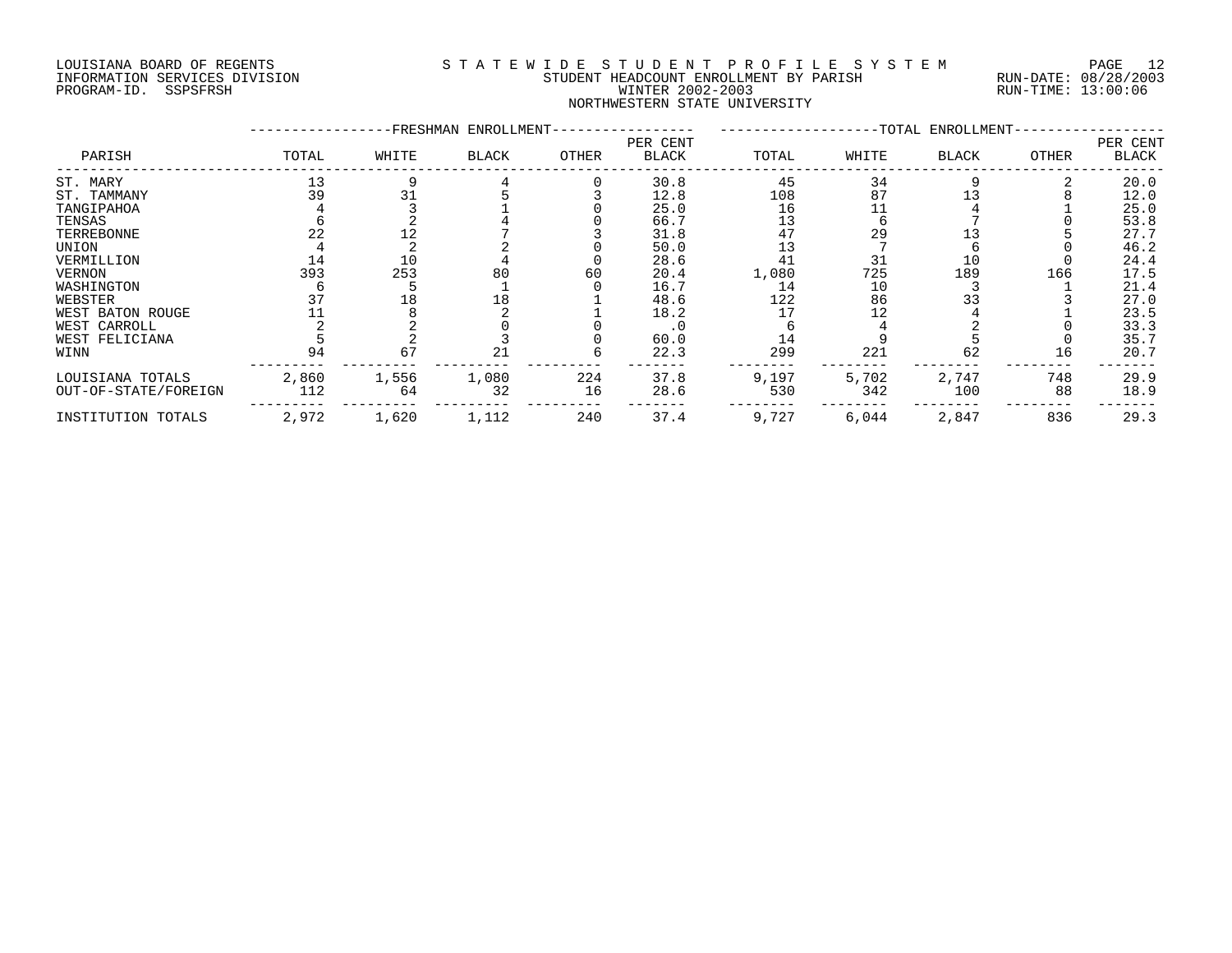LOUISIANA BOARD OF REGENTS — INFORMATION SERVICES DIVISION — PROGRAM-ID. SSPSFRSH

# STATEWIDE STUDENT PROFILE SYSTEM
## STUDENT HEADCOUNT ENROLLMENT BY PARISH
### WINTER 2002-2003
### NORTHWESTERN STATE UNIVERSITY

RUN-DATE: 08/28/2003 RUN-TIME: 13:00:06

| PARISH | FRESHMAN ENROLLMENT TOTAL | WHITE | BLACK | OTHER | PER CENT BLACK | TOTAL ENROLLMENT TOTAL | WHITE | BLACK | OTHER | PER CENT BLACK |
|---|---|---|---|---|---|---|---|---|---|---|
| ST. MARY | 13 | 9 | 4 | 0 | 30.8 | 45 | 34 | 9 | 2 | 20.0 |
| ST. TAMMANY | 39 | 31 | 5 | 3 | 12.8 | 108 | 87 | 13 | 8 | 12.0 |
| TANGIPAHOA | 4 | 3 | 1 | 0 | 25.0 | 16 | 11 | 4 | 1 | 25.0 |
| TENSAS | 6 | 2 | 4 | 0 | 66.7 | 13 | 6 | 7 | 0 | 53.8 |
| TERREBONNE | 22 | 12 | 7 | 3 | 31.8 | 47 | 29 | 13 | 5 | 27.7 |
| UNION | 4 | 2 | 2 | 0 | 50.0 | 13 | 7 | 6 | 0 | 46.2 |
| VERMILLION | 14 | 10 | 4 | 0 | 28.6 | 41 | 31 | 10 | 0 | 24.4 |
| VERNON | 393 | 253 | 80 | 60 | 20.4 | 1,080 | 725 | 189 | 166 | 17.5 |
| WASHINGTON | 6 | 5 | 1 | 0 | 16.7 | 14 | 10 | 3 | 1 | 21.4 |
| WEBSTER | 37 | 18 | 18 | 1 | 48.6 | 122 | 86 | 33 | 3 | 27.0 |
| WEST BATON ROUGE | 11 | 8 | 2 | 1 | 18.2 | 17 | 12 | 4 | 1 | 23.5 |
| WEST CARROLL | 2 | 2 | 0 | 0 | .0 | 6 | 4 | 2 | 0 | 33.3 |
| WEST FELICIANA | 5 | 2 | 3 | 0 | 60.0 | 14 | 9 | 5 | 0 | 35.7 |
| WINN | 94 | 67 | 21 | 6 | 22.3 | 299 | 221 | 62 | 16 | 20.7 |
| LOUISIANA TOTALS | 2,860 | 1,556 | 1,080 | 224 | 37.8 | 9,197 | 5,702 | 2,747 | 748 | 29.9 |
| OUT-OF-STATE/FOREIGN | 112 | 64 | 32 | 16 | 28.6 | 530 | 342 | 100 | 88 | 18.9 |
| INSTITUTION TOTALS | 2,972 | 1,620 | 1,112 | 240 | 37.4 | 9,727 | 6,044 | 2,847 | 836 | 29.3 |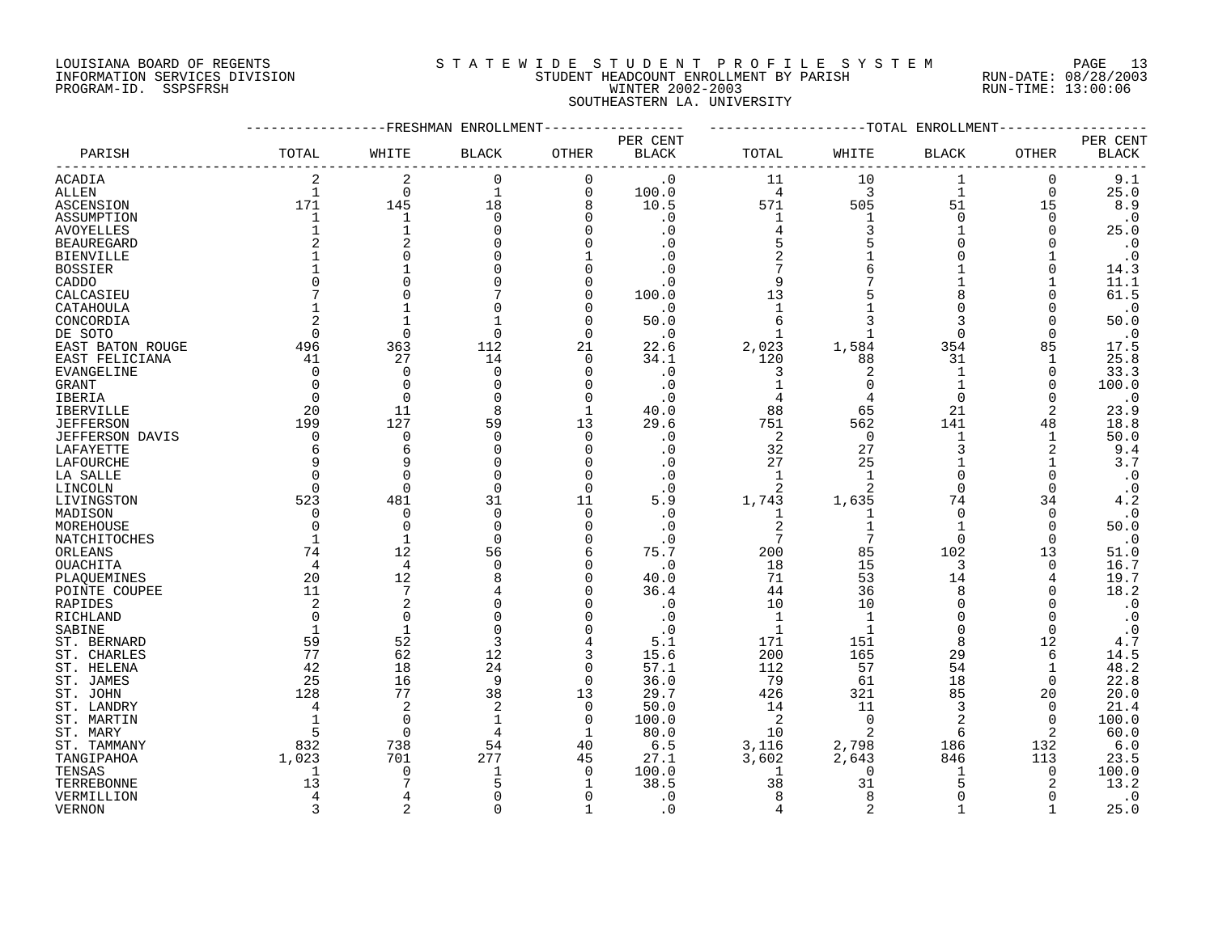LOUISIANA BOARD OF REGENTS
INFORMATION SERVICES DIVISION
PROGRAM-ID. SSPSFRSH

STATEWIDE STUDENT PROFILE SYSTEM
STUDENT HEADCOUNT ENROLLMENT BY PARISH
WINTER 2002-2003
SOUTHEASTERN LA. UNIVERSITY

RUN-DATE: 08/28/2003
RUN-TIME: 13:00:06

| PARISH | FRESHMAN ENROLLMENT TOTAL | WHITE | BLACK | OTHER | PER CENT BLACK | TOTAL ENROLLMENT TOTAL | WHITE | BLACK | OTHER | PER CENT BLACK |
|---|---|---|---|---|---|---|---|---|---|---|
| ACADIA | 2 | 2 | 0 | 0 | .0 | 11 | 10 | 1 | 0 | 9.1 |
| ALLEN | 1 | 0 | 1 | 0 | 100.0 | 4 | 3 | 1 | 0 | 25.0 |
| ASCENSION | 171 | 145 | 18 | 8 | 10.5 | 571 | 505 | 51 | 15 | 8.9 |
| ASSUMPTION | 1 | 1 | 0 | 0 | .0 | 1 | 1 | 0 | 0 | .0 |
| AVOYELLES | 1 | 1 | 0 | 0 | .0 | 4 | 3 | 1 | 0 | 25.0 |
| BEAUREGARD | 2 | 2 | 0 | 0 | .0 | 5 | 5 | 0 | 0 | .0 |
| BIENVILLE | 1 | 0 | 0 | 1 | .0 | 2 | 1 | 0 | 1 | .0 |
| BOSSIER | 1 | 1 | 0 | 0 | .0 | 7 | 6 | 1 | 0 | 14.3 |
| CADDO | 0 | 0 | 0 | 0 | .0 | 9 | 7 | 1 | 1 | 11.1 |
| CALCASIEU | 7 | 0 | 7 | 0 | 100.0 | 13 | 5 | 8 | 0 | 61.5 |
| CATAHOULA | 1 | 1 | 0 | 0 | .0 | 1 | 1 | 0 | 0 | .0 |
| CONCORDIA | 2 | 1 | 1 | 0 | 50.0 | 6 | 3 | 3 | 0 | 50.0 |
| DE SOTO | 0 | 0 | 0 | 0 | .0 | 1 | 1 | 0 | 0 | .0 |
| EAST BATON ROUGE | 496 | 363 | 112 | 21 | 22.6 | 2,023 | 1,584 | 354 | 85 | 17.5 |
| EAST FELICIANA | 41 | 27 | 14 | 0 | 34.1 | 120 | 88 | 31 | 1 | 25.8 |
| EVANGELINE | 0 | 0 | 0 | 0 | .0 | 3 | 2 | 1 | 0 | 33.3 |
| GRANT | 0 | 0 | 0 | 0 | .0 | 1 | 0 | 1 | 0 | 100.0 |
| IBERIA | 0 | 0 | 0 | 0 | .0 | 4 | 4 | 0 | 0 | .0 |
| IBERVILLE | 20 | 11 | 8 | 1 | 40.0 | 88 | 65 | 21 | 2 | 23.9 |
| JEFFERSON | 199 | 127 | 59 | 13 | 29.6 | 751 | 562 | 141 | 48 | 18.8 |
| JEFFERSON DAVIS | 0 | 0 | 0 | 0 | .0 | 2 | 0 | 1 | 1 | 50.0 |
| LAFAYETTE | 6 | 6 | 0 | 0 | .0 | 32 | 27 | 3 | 2 | 9.4 |
| LAFOURCHE | 9 | 9 | 0 | 0 | .0 | 27 | 25 | 1 | 1 | 3.7 |
| LA SALLE | 0 | 0 | 0 | 0 | .0 | 1 | 1 | 0 | 0 | .0 |
| LINCOLN | 0 | 0 | 0 | 0 | .0 | 2 | 2 | 0 | 0 | .0 |
| LIVINGSTON | 523 | 481 | 31 | 11 | 5.9 | 1,743 | 1,635 | 74 | 34 | 4.2 |
| MADISON | 0 | 0 | 0 | 0 | .0 | 1 | 1 | 0 | 0 | .0 |
| MOREHOUSE | 0 | 0 | 0 | 0 | .0 | 2 | 1 | 1 | 0 | 50.0 |
| NATCHITOCHES | 1 | 1 | 0 | 0 | .0 | 7 | 7 | 0 | 0 | .0 |
| ORLEANS | 74 | 12 | 56 | 6 | 75.7 | 200 | 85 | 102 | 13 | 51.0 |
| OUACHITA | 4 | 4 | 0 | 0 | .0 | 18 | 15 | 3 | 0 | 16.7 |
| PLAQUEMINES | 20 | 12 | 8 | 0 | 40.0 | 71 | 53 | 14 | 4 | 19.7 |
| POINTE COUPEE | 11 | 7 | 4 | 0 | 36.4 | 44 | 36 | 8 | 0 | 18.2 |
| RAPIDES | 2 | 2 | 0 | 0 | .0 | 10 | 10 | 0 | 0 | .0 |
| RICHLAND | 0 | 0 | 0 | 0 | .0 | 1 | 1 | 0 | 0 | .0 |
| SABINE | 1 | 1 | 0 | 0 | .0 | 1 | 1 | 0 | 0 | .0 |
| ST. BERNARD | 59 | 52 | 3 | 4 | 5.1 | 171 | 151 | 8 | 12 | 4.7 |
| ST. CHARLES | 77 | 62 | 12 | 3 | 15.6 | 200 | 165 | 29 | 6 | 14.5 |
| ST. HELENA | 42 | 18 | 24 | 0 | 57.1 | 112 | 57 | 54 | 1 | 48.2 |
| ST. JAMES | 25 | 16 | 9 | 0 | 36.0 | 79 | 61 | 18 | 0 | 22.8 |
| ST. JOHN | 128 | 77 | 38 | 13 | 29.7 | 426 | 321 | 85 | 20 | 20.0 |
| ST. LANDRY | 4 | 2 | 2 | 0 | 50.0 | 14 | 11 | 3 | 0 | 21.4 |
| ST. MARTIN | 1 | 0 | 1 | 0 | 100.0 | 2 | 0 | 2 | 0 | 100.0 |
| ST. MARY | 5 | 0 | 4 | 1 | 80.0 | 10 | 2 | 6 | 2 | 60.0 |
| ST. TAMMANY | 832 | 738 | 54 | 40 | 6.5 | 3,116 | 2,798 | 186 | 132 | 6.0 |
| TANGIPAHOA | 1,023 | 701 | 277 | 45 | 27.1 | 3,602 | 2,643 | 846 | 113 | 23.5 |
| TENSAS | 1 | 0 | 1 | 0 | 100.0 | 1 | 0 | 1 | 0 | 100.0 |
| TERREBONNE | 13 | 7 | 5 | 1 | 38.5 | 38 | 31 | 5 | 2 | 13.2 |
| VERMILLION | 4 | 4 | 0 | 0 | .0 | 8 | 8 | 0 | 0 | .0 |
| VERNON | 3 | 2 | 0 | 1 | .0 | 4 | 2 | 1 | 1 | 25.0 |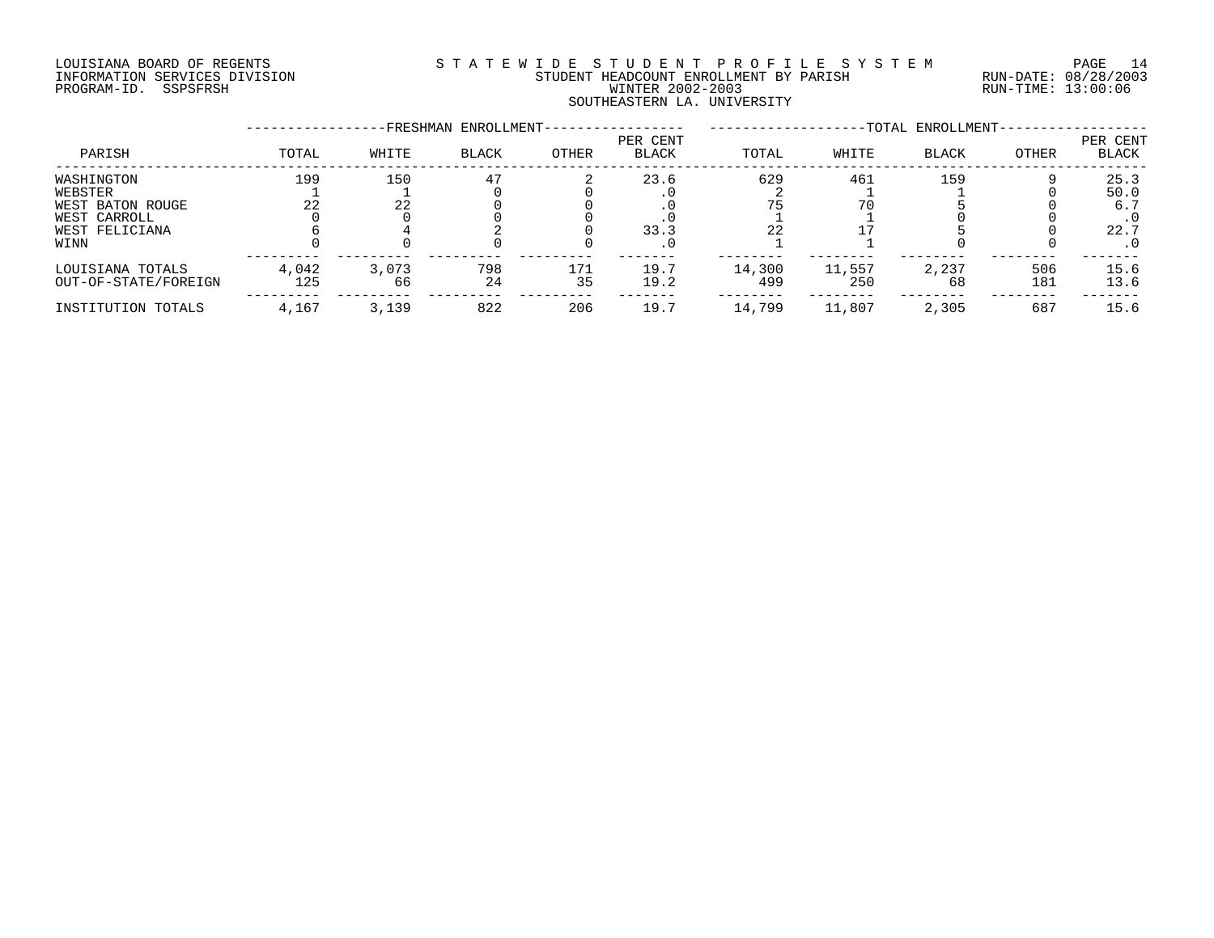LOUISIANA BOARD OF REGENTS
INFORMATION SERVICES DIVISION
PROGRAM-ID. SSPSFRSH

STATEWIDE STUDENT PROFILE SYSTEM
STUDENT HEADCOUNT ENROLLMENT BY PARISH
WINTER 2002-2003
SOUTHEASTERN LA. UNIVERSITY

RUN-DATE: 08/28/2003
RUN-TIME: 13:00:06

| | FRESHMAN ENROLLMENT | | | | | TOTAL ENROLLMENT | | | | |
|---|---|---|---|---|---|---|---|---|---|---|
| PARISH | TOTAL | WHITE | BLACK | OTHER | PER CENT BLACK | TOTAL | WHITE | BLACK | OTHER | PER CENT BLACK |
| WASHINGTON | 199 | 150 | 47 | 2 | 23.6 | 629 | 461 | 159 | 9 | 25.3 |
| WEBSTER | 1 | 1 | 0 | 0 | .0 | 2 | 1 | 1 | 0 | 50.0 |
| WEST BATON ROUGE | 22 | 22 | 0 | 0 | .0 | 75 | 70 | 5 | 0 | 6.7 |
| WEST CARROLL | 0 | 0 | 0 | 0 | .0 | 1 | 1 | 0 | 0 | .0 |
| WEST FELICIANA | 6 | 4 | 2 | 0 | 33.3 | 22 | 17 | 5 | 0 | 22.7 |
| WINN | 0 | 0 | 0 | 0 | .0 | 1 | 1 | 0 | 0 | .0 |
| LOUISIANA TOTALS | 4,042 | 3,073 | 798 | 171 | 19.7 | 14,300 | 11,557 | 2,237 | 506 | 15.6 |
| OUT-OF-STATE/FOREIGN | 125 | 66 | 24 | 35 | 19.2 | 499 | 250 | 68 | 181 | 13.6 |
| INSTITUTION TOTALS | 4,167 | 3,139 | 822 | 206 | 19.7 | 14,799 | 11,807 | 2,305 | 687 | 15.6 |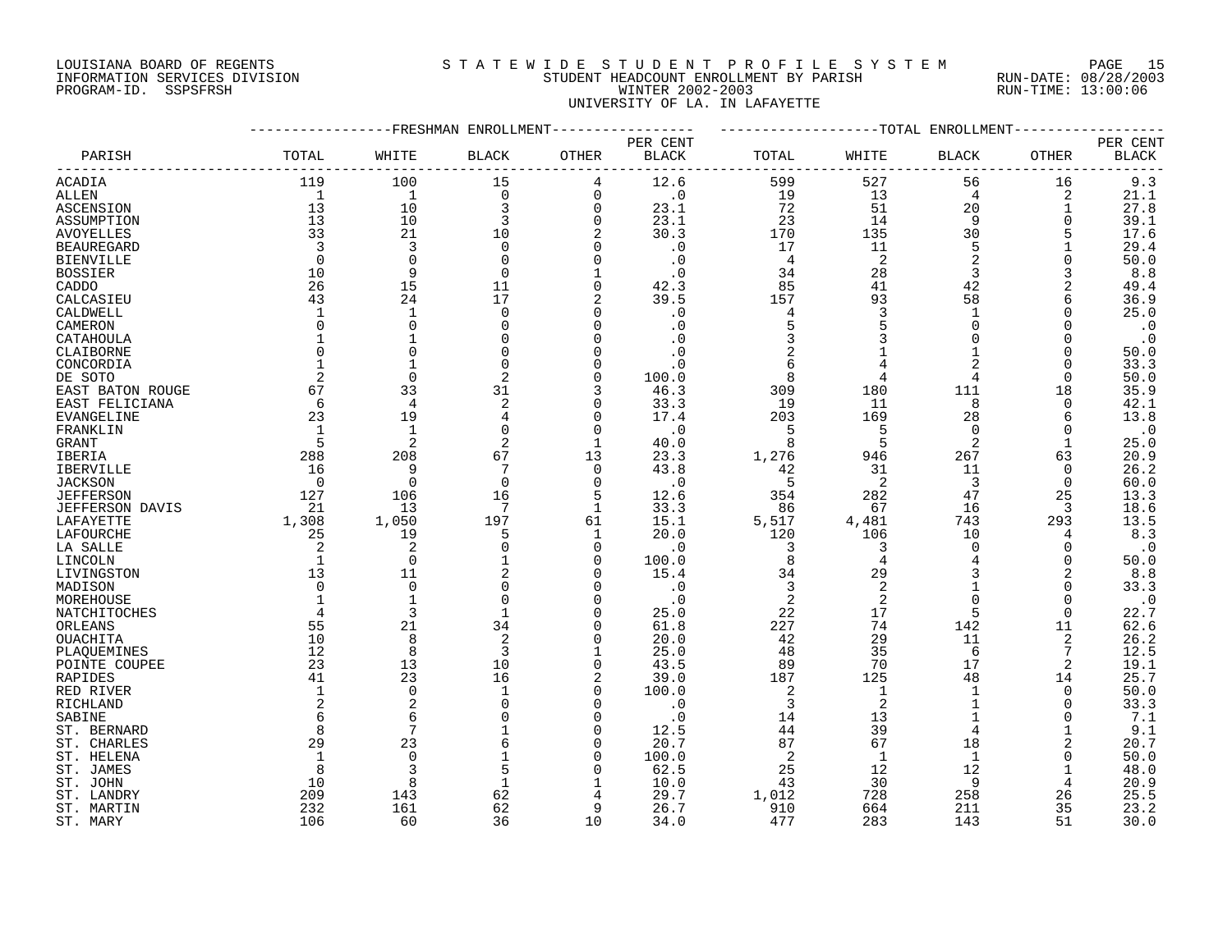LOUISIANA BOARD OF REGENTS
INFORMATION SERVICES DIVISION
PROGRAM-ID. SSPSFRSH

STATEWIDE STUDENT PROFILE SYSTEM
STUDENT HEADCOUNT ENROLLMENT BY PARISH
WINTER 2002-2003
UNIVERSITY OF LA. IN LAFAYETTE

RUN-DATE: 08/28/2003
RUN-TIME: 13:00:06

| PARISH | FRESHMAN ENROLLMENT TOTAL | WHITE | BLACK | OTHER | PER CENT BLACK | TOTAL ENROLLMENT TOTAL | WHITE | BLACK | OTHER | PER CENT BLACK |
|---|---|---|---|---|---|---|---|---|---|---|
| ACADIA | 119 | 100 | 15 | 4 | 12.6 | 599 | 527 | 56 | 16 | 9.3 |
| ALLEN | 1 | 1 | 0 | 0 | .0 | 19 | 13 | 4 | 2 | 21.1 |
| ASCENSION | 13 | 10 | 3 | 0 | 23.1 | 72 | 51 | 20 | 1 | 27.8 |
| ASSUMPTION | 13 | 10 | 3 | 0 | 23.1 | 23 | 14 | 9 | 0 | 39.1 |
| AVOYELLES | 33 | 21 | 10 | 2 | 30.3 | 170 | 135 | 30 | 5 | 17.6 |
| BEAUREGARD | 3 | 3 | 0 | 0 | .0 | 17 | 11 | 5 | 1 | 29.4 |
| BIENVILLE | 0 | 0 | 0 | 0 | .0 | 4 | 2 | 2 | 0 | 50.0 |
| BOSSIER | 10 | 9 | 0 | 1 | .0 | 34 | 28 | 3 | 3 | 8.8 |
| CADDO | 26 | 15 | 11 | 0 | 42.3 | 85 | 41 | 42 | 2 | 49.4 |
| CALCASIEU | 43 | 24 | 17 | 2 | 39.5 | 157 | 93 | 58 | 6 | 36.9 |
| CALDWELL | 1 | 1 | 0 | 0 | .0 | 4 | 3 | 1 | 0 | 25.0 |
| CAMERON | 0 | 0 | 0 | 0 | .0 | 5 | 5 | 0 | 0 | .0 |
| CATAHOULA | 1 | 1 | 0 | 0 | .0 | 3 | 3 | 0 | 0 | .0 |
| CLAIBORNE | 0 | 0 | 0 | 0 | .0 | 2 | 1 | 1 | 0 | 50.0 |
| CONCORDIA | 1 | 1 | 0 | 0 | .0 | 6 | 4 | 2 | 0 | 33.3 |
| DE SOTO | 2 | 0 | 2 | 0 | 100.0 | 8 | 4 | 4 | 0 | 50.0 |
| EAST BATON ROUGE | 67 | 33 | 31 | 3 | 46.3 | 309 | 180 | 111 | 18 | 35.9 |
| EAST FELICIANA | 6 | 4 | 2 | 0 | 33.3 | 19 | 11 | 8 | 0 | 42.1 |
| EVANGELINE | 23 | 19 | 4 | 0 | 17.4 | 203 | 169 | 28 | 6 | 13.8 |
| FRANKLIN | 1 | 1 | 0 | 0 | .0 | 5 | 5 | 0 | 0 | .0 |
| GRANT | 5 | 2 | 2 | 1 | 40.0 | 8 | 5 | 2 | 1 | 25.0 |
| IBERIA | 288 | 208 | 67 | 13 | 23.3 | 1,276 | 946 | 267 | 63 | 20.9 |
| IBERVILLE | 16 | 9 | 7 | 0 | 43.8 | 42 | 31 | 11 | 0 | 26.2 |
| JACKSON | 0 | 0 | 0 | 0 | .0 | 5 | 2 | 3 | 0 | 60.0 |
| JEFFERSON | 127 | 106 | 16 | 5 | 12.6 | 354 | 282 | 47 | 25 | 13.3 |
| JEFFERSON DAVIS | 21 | 13 | 7 | 1 | 33.3 | 86 | 67 | 16 | 3 | 18.6 |
| LAFAYETTE | 1,308 | 1,050 | 197 | 61 | 15.1 | 5,517 | 4,481 | 743 | 293 | 13.5 |
| LAFOURCHE | 25 | 19 | 5 | 1 | 20.0 | 120 | 106 | 10 | 4 | 8.3 |
| LA SALLE | 2 | 2 | 0 | 0 | .0 | 3 | 3 | 0 | 0 | .0 |
| LINCOLN | 1 | 0 | 1 | 0 | 100.0 | 8 | 4 | 4 | 0 | 50.0 |
| LIVINGSTON | 13 | 11 | 2 | 0 | 15.4 | 34 | 29 | 3 | 2 | 8.8 |
| MADISON | 0 | 0 | 0 | 0 | .0 | 3 | 2 | 1 | 0 | 33.3 |
| MOREHOUSE | 1 | 1 | 0 | 0 | .0 | 2 | 2 | 0 | 0 | .0 |
| NATCHITOCHES | 4 | 3 | 1 | 0 | 25.0 | 22 | 17 | 5 | 0 | 22.7 |
| ORLEANS | 55 | 21 | 34 | 0 | 61.8 | 227 | 74 | 142 | 11 | 62.6 |
| OUACHITA | 10 | 8 | 2 | 0 | 20.0 | 42 | 29 | 11 | 2 | 26.2 |
| PLAQUEMINES | 12 | 8 | 3 | 1 | 25.0 | 48 | 35 | 6 | 7 | 12.5 |
| POINTE COUPEE | 23 | 13 | 10 | 0 | 43.5 | 89 | 70 | 17 | 2 | 19.1 |
| RAPIDES | 41 | 23 | 16 | 2 | 39.0 | 187 | 125 | 48 | 14 | 25.7 |
| RED RIVER | 1 | 0 | 1 | 0 | 100.0 | 2 | 1 | 1 | 0 | 50.0 |
| RICHLAND | 2 | 2 | 0 | 0 | .0 | 3 | 2 | 1 | 0 | 33.3 |
| SABINE | 6 | 6 | 0 | 0 | .0 | 14 | 13 | 1 | 0 | 7.1 |
| ST. BERNARD | 8 | 7 | 1 | 0 | 12.5 | 44 | 39 | 4 | 1 | 9.1 |
| ST. CHARLES | 29 | 23 | 6 | 0 | 20.7 | 87 | 67 | 18 | 2 | 20.7 |
| ST. HELENA | 1 | 0 | 1 | 0 | 100.0 | 2 | 1 | 1 | 0 | 50.0 |
| ST. JAMES | 8 | 3 | 5 | 0 | 62.5 | 25 | 12 | 12 | 1 | 48.0 |
| ST. JOHN | 10 | 8 | 1 | 1 | 10.0 | 43 | 30 | 9 | 4 | 20.9 |
| ST. LANDRY | 209 | 143 | 62 | 4 | 29.7 | 1,012 | 728 | 258 | 26 | 25.5 |
| ST. MARTIN | 232 | 161 | 62 | 9 | 26.7 | 910 | 664 | 211 | 35 | 23.2 |
| ST. MARY | 106 | 60 | 36 | 10 | 34.0 | 477 | 283 | 143 | 51 | 30.0 |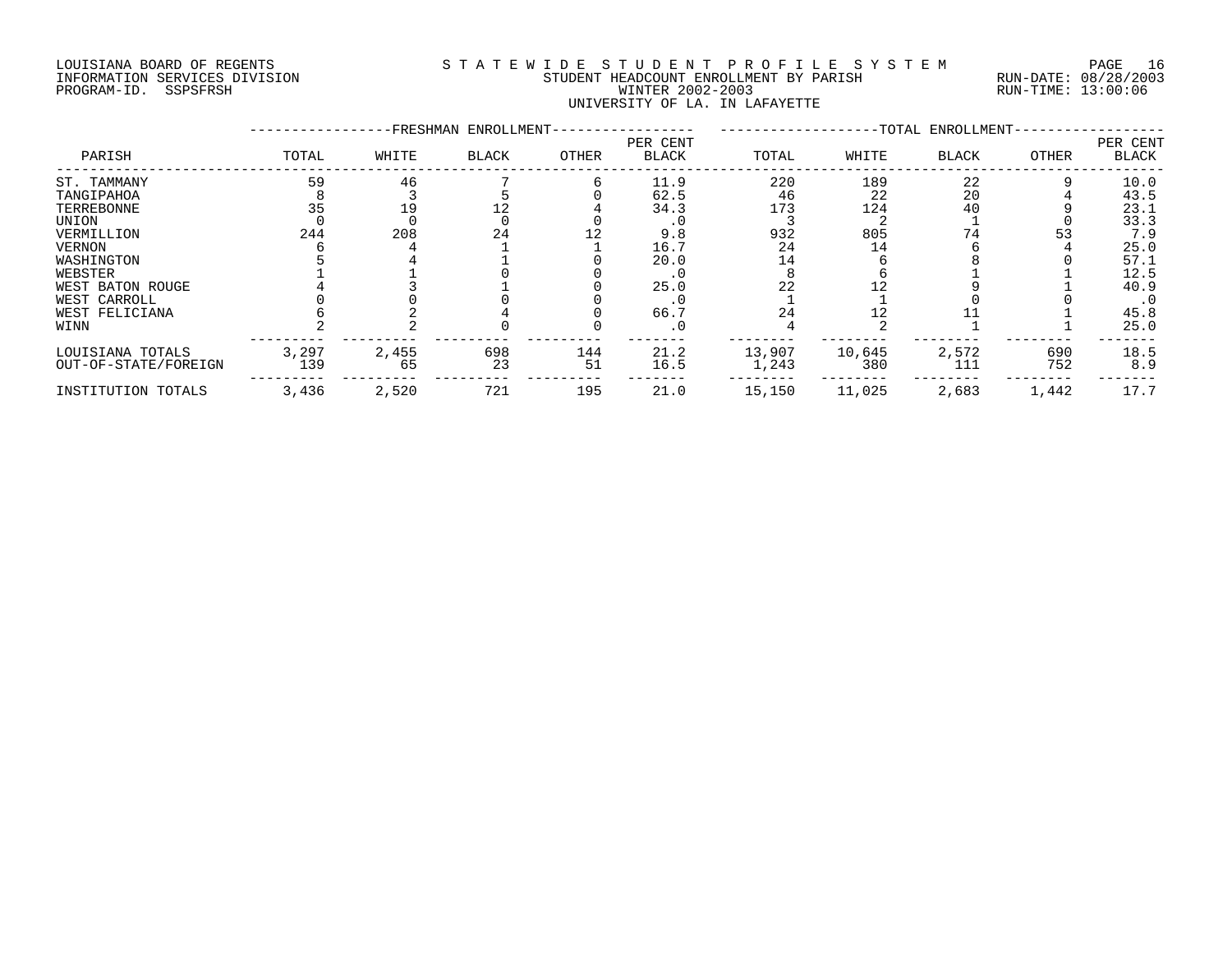LOUISIANA BOARD OF REGENTS
INFORMATION SERVICES DIVISION
PROGRAM-ID. SSPSFRSH

STATEWIDE STUDENT PROFILE SYSTEM
STUDENT HEADCOUNT ENROLLMENT BY PARISH
WINTER 2002-2003
UNIVERSITY OF LA. IN LAFAYETTE

RUN-DATE: 08/28/2003
RUN-TIME: 13:00:06

| PARISH | FRESHMAN ENROLLMENT TOTAL | WHITE | BLACK | OTHER | PER CENT BLACK | TOTAL ENROLLMENT TOTAL | WHITE | BLACK | OTHER | PER CENT BLACK |
|---|---|---|---|---|---|---|---|---|---|---|
| ST. TAMMANY | 59 | 46 | 7 | 6 | 11.9 | 220 | 189 | 22 | 9 | 10.0 |
| TANGIPAHOA | 8 | 3 | 5 | 0 | 62.5 | 46 | 22 | 20 | 4 | 43.5 |
| TERREBONNE | 35 | 19 | 12 | 4 | 34.3 | 173 | 124 | 40 | 9 | 23.1 |
| UNION | 0 | 0 | 0 | 0 | .0 | 3 | 2 | 1 | 0 | 33.3 |
| VERMILLION | 244 | 208 | 24 | 12 | 9.8 | 932 | 805 | 74 | 53 | 7.9 |
| VERNON | 6 | 4 | 1 | 1 | 16.7 | 24 | 14 | 6 | 4 | 25.0 |
| WASHINGTON | 5 | 4 | 1 | 0 | 20.0 | 14 | 6 | 8 | 0 | 57.1 |
| WEBSTER | 1 | 1 | 0 | 0 | .0 | 8 | 6 | 1 | 1 | 12.5 |
| WEST BATON ROUGE | 4 | 3 | 1 | 0 | 25.0 | 22 | 12 | 9 | 1 | 40.9 |
| WEST CARROLL | 0 | 0 | 0 | 0 | .0 | 1 | 1 | 0 | 0 | .0 |
| WEST FELICIANA | 6 | 2 | 4 | 0 | 66.7 | 24 | 12 | 11 | 1 | 45.8 |
| WINN | 2 | 2 | 0 | 0 | .0 | 4 | 2 | 1 | 1 | 25.0 |
| LOUISIANA TOTALS | 3,297 | 2,455 | 698 | 144 | 21.2 | 13,907 | 10,645 | 2,572 | 690 | 18.5 |
| OUT-OF-STATE/FOREIGN | 139 | 65 | 23 | 51 | 16.5 | 1,243 | 380 | 111 | 752 | 8.9 |
| INSTITUTION TOTALS | 3,436 | 2,520 | 721 | 195 | 21.0 | 15,150 | 11,025 | 2,683 | 1,442 | 17.7 |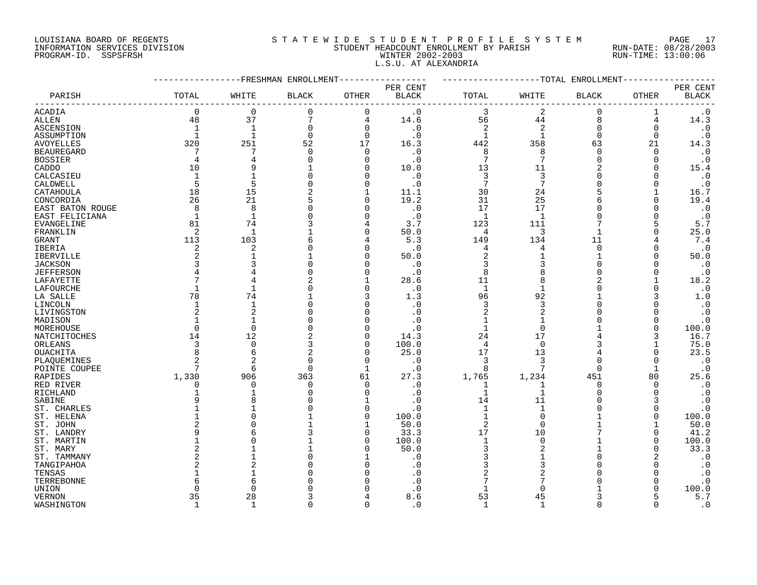LOUISIANA BOARD OF REGENTS
INFORMATION SERVICES DIVISION
PROGRAM-ID. SSPSFRSH

STATEWIDE STUDENT PROFILE SYSTEM
STUDENT HEADCOUNT ENROLLMENT BY PARISH
WINTER 2002-2003
L.S.U. AT ALEXANDRIA

RUN-DATE: 08/28/2003
RUN-TIME: 13:00:06

| PARISH | FRESHMAN ENROLLMENT TOTAL | WHITE | BLACK | OTHER | PER CENT BLACK | TOTAL ENROLLMENT TOTAL | WHITE | BLACK | OTHER | PER CENT BLACK |
|---|---|---|---|---|---|---|---|---|---|---|
| ACADIA | 0 | 0 | 0 | 0 | .0 | 3 | 2 | 0 | 1 | .0 |
| ALLEN | 48 | 37 | 7 | 4 | 14.6 | 56 | 44 | 8 | 4 | 14.3 |
| ASCENSION | 1 | 1 | 0 | 0 | .0 | 2 | 2 | 0 | 0 | .0 |
| ASSUMPTION | 1 | 1 | 0 | 0 | .0 | 1 | 1 | 0 | 0 | .0 |
| AVOYELLES | 320 | 251 | 52 | 17 | 16.3 | 442 | 358 | 63 | 21 | 14.3 |
| BEAUREGARD | 7 | 7 | 0 | 0 | .0 | 8 | 8 | 0 | 0 | .0 |
| BOSSIER | 4 | 4 | 0 | 0 | .0 | 7 | 7 | 0 | 0 | .0 |
| CADDO | 10 | 9 | 1 | 0 | 10.0 | 13 | 11 | 2 | 0 | 15.4 |
| CALCASIEU | 1 | 1 | 0 | 0 | .0 | 3 | 3 | 0 | 0 | .0 |
| CALDWELL | 5 | 5 | 0 | 0 | .0 | 7 | 7 | 0 | 0 | .0 |
| CATAHOULA | 18 | 15 | 2 | 1 | 11.1 | 30 | 24 | 5 | 1 | 16.7 |
| CONCORDIA | 26 | 21 | 5 | 0 | 19.2 | 31 | 25 | 6 | 0 | 19.4 |
| EAST BATON ROUGE | 8 | 8 | 0 | 0 | .0 | 17 | 17 | 0 | 0 | .0 |
| EAST FELICIANA | 1 | 1 | 0 | 0 | .0 | 1 | 1 | 0 | 0 | .0 |
| EVANGELINE | 81 | 74 | 3 | 4 | 3.7 | 123 | 111 | 7 | 5 | 5.7 |
| FRANKLIN | 2 | 1 | 1 | 0 | 50.0 | 4 | 3 | 1 | 0 | 25.0 |
| GRANT | 113 | 103 | 6 | 4 | 5.3 | 149 | 134 | 11 | 4 | 7.4 |
| IBERIA | 2 | 2 | 0 | 0 | .0 | 4 | 4 | 0 | 0 | .0 |
| IBERVILLE | 2 | 1 | 1 | 0 | 50.0 | 2 | 1 | 1 | 0 | 50.0 |
| JACKSON | 3 | 3 | 0 | 0 | .0 | 3 | 3 | 0 | 0 | .0 |
| JEFFERSON | 4 | 4 | 0 | 0 | .0 | 8 | 8 | 0 | 0 | .0 |
| LAFAYETTE | 7 | 4 | 2 | 1 | 28.6 | 11 | 8 | 2 | 1 | 18.2 |
| LAFOURCHE | 1 | 1 | 0 | 0 | .0 | 1 | 1 | 0 | 0 | .0 |
| LA SALLE | 78 | 74 | 1 | 3 | 1.3 | 96 | 92 | 1 | 3 | 1.0 |
| LINCOLN | 1 | 1 | 0 | 0 | .0 | 3 | 3 | 0 | 0 | .0 |
| LIVINGSTON | 2 | 2 | 0 | 0 | .0 | 2 | 2 | 0 | 0 | .0 |
| MADISON | 1 | 1 | 0 | 0 | .0 | 1 | 1 | 0 | 0 | .0 |
| MOREHOUSE | 0 | 0 | 0 | 0 | .0 | 1 | 0 | 1 | 0 | 100.0 |
| NATCHITOCHES | 14 | 12 | 2 | 0 | 14.3 | 24 | 17 | 4 | 3 | 16.7 |
| ORLEANS | 3 | 0 | 3 | 0 | 100.0 | 4 | 0 | 3 | 1 | 75.0 |
| OUACHITA | 8 | 6 | 2 | 0 | 25.0 | 17 | 13 | 4 | 0 | 23.5 |
| PLAQUEMINES | 2 | 2 | 0 | 0 | .0 | 3 | 3 | 0 | 0 | .0 |
| POINTE COUPEE | 7 | 6 | 0 | 1 | .0 | 8 | 7 | 0 | 1 | .0 |
| RAPIDES | 1,330 | 906 | 363 | 61 | 27.3 | 1,765 | 1,234 | 451 | 80 | 25.6 |
| RED RIVER | 0 | 0 | 0 | 0 | .0 | 1 | 1 | 0 | 0 | .0 |
| RICHLAND | 1 | 1 | 0 | 0 | .0 | 1 | 1 | 0 | 0 | .0 |
| SABINE | 9 | 8 | 0 | 1 | .0 | 14 | 11 | 0 | 3 | .0 |
| ST. CHARLES | 1 | 1 | 0 | 0 | .0 | 1 | 1 | 0 | 0 | .0 |
| ST. HELENA | 1 | 0 | 1 | 0 | 100.0 | 1 | 0 | 1 | 0 | 100.0 |
| ST. JOHN | 2 | 0 | 1 | 1 | 50.0 | 2 | 0 | 1 | 1 | 50.0 |
| ST. LANDRY | 9 | 6 | 3 | 0 | 33.3 | 17 | 10 | 7 | 0 | 41.2 |
| ST. MARTIN | 1 | 0 | 1 | 0 | 100.0 | 1 | 0 | 1 | 0 | 100.0 |
| ST. MARY | 2 | 1 | 1 | 0 | 50.0 | 3 | 2 | 1 | 0 | 33.3 |
| ST. TAMMANY | 2 | 1 | 0 | 1 | .0 | 3 | 1 | 0 | 2 | .0 |
| TANGIPAHOA | 2 | 2 | 0 | 0 | .0 | 3 | 3 | 0 | 0 | .0 |
| TENSAS | 1 | 1 | 0 | 0 | .0 | 2 | 2 | 0 | 0 | .0 |
| TERREBONNE | 6 | 6 | 0 | 0 | .0 | 7 | 7 | 0 | 0 | .0 |
| UNION | 0 | 0 | 0 | 0 | .0 | 1 | 0 | 1 | 0 | 100.0 |
| VERNON | 35 | 28 | 3 | 4 | 8.6 | 53 | 45 | 3 | 5 | 5.7 |
| WASHINGTON | 1 | 1 | 0 | 0 | .0 | 1 | 1 | 0 | 0 | .0 |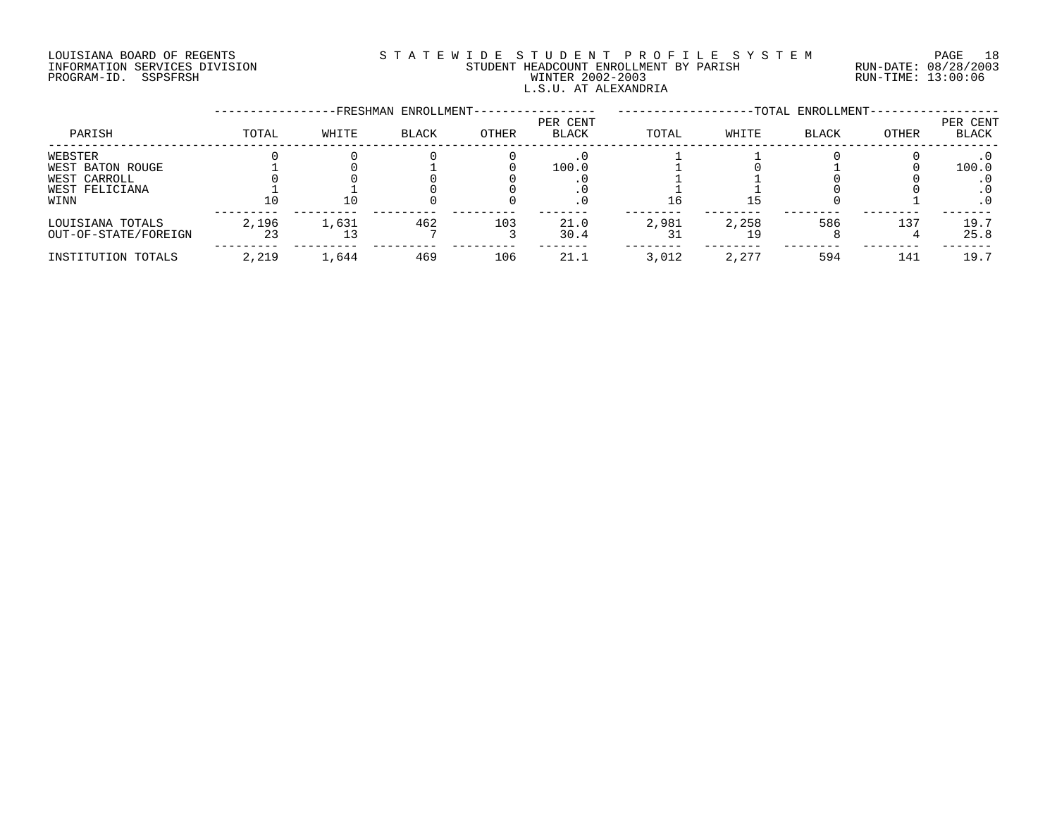LOUISIANA BOARD OF REGENTS
INFORMATION SERVICES DIVISION
PROGRAM-ID. SSPSFRSH

S T A T E W I D E S T U D E N T P R O F I L E S Y S T E M
STUDENT HEADCOUNT ENROLLMENT BY PARISH
WINTER 2002-2003
L.S.U. AT ALEXANDRIA

RUN-DATE: 08/28/2003
RUN-TIME: 13:00:06

| PARISH | FRESHMAN ENROLLMENT TOTAL | WHITE | BLACK | OTHER | PER CENT BLACK | TOTAL ENROLLMENT TOTAL | WHITE | BLACK | OTHER | PER CENT BLACK |
|---|---|---|---|---|---|---|---|---|---|---|
| WEBSTER | 0 | 0 | 0 | 0 | .0 | 1 | 1 | 0 | 0 | .0 |
| WEST BATON ROUGE | 1 | 0 | 1 | 0 | 100.0 | 1 | 0 | 1 | 0 | 100.0 |
| WEST CARROLL | 0 | 0 | 0 | 0 | .0 | 1 | 1 | 0 | 0 | .0 |
| WEST FELICIANA | 1 | 1 | 0 | 0 | .0 | 1 | 1 | 0 | 0 | .0 |
| WINN | 10 | 10 | 0 | 0 | .0 | 16 | 15 | 0 | 1 | .0 |
| LOUISIANA TOTALS | 2,196 | 1,631 | 462 | 103 | 21.0 | 2,981 | 2,258 | 586 | 137 | 19.7 |
| OUT-OF-STATE/FOREIGN | 23 | 13 | 7 | 3 | 30.4 | 31 | 19 | 8 | 4 | 25.8 |
| INSTITUTION TOTALS | 2,219 | 1,644 | 469 | 106 | 21.1 | 3,012 | 2,277 | 594 | 141 | 19.7 |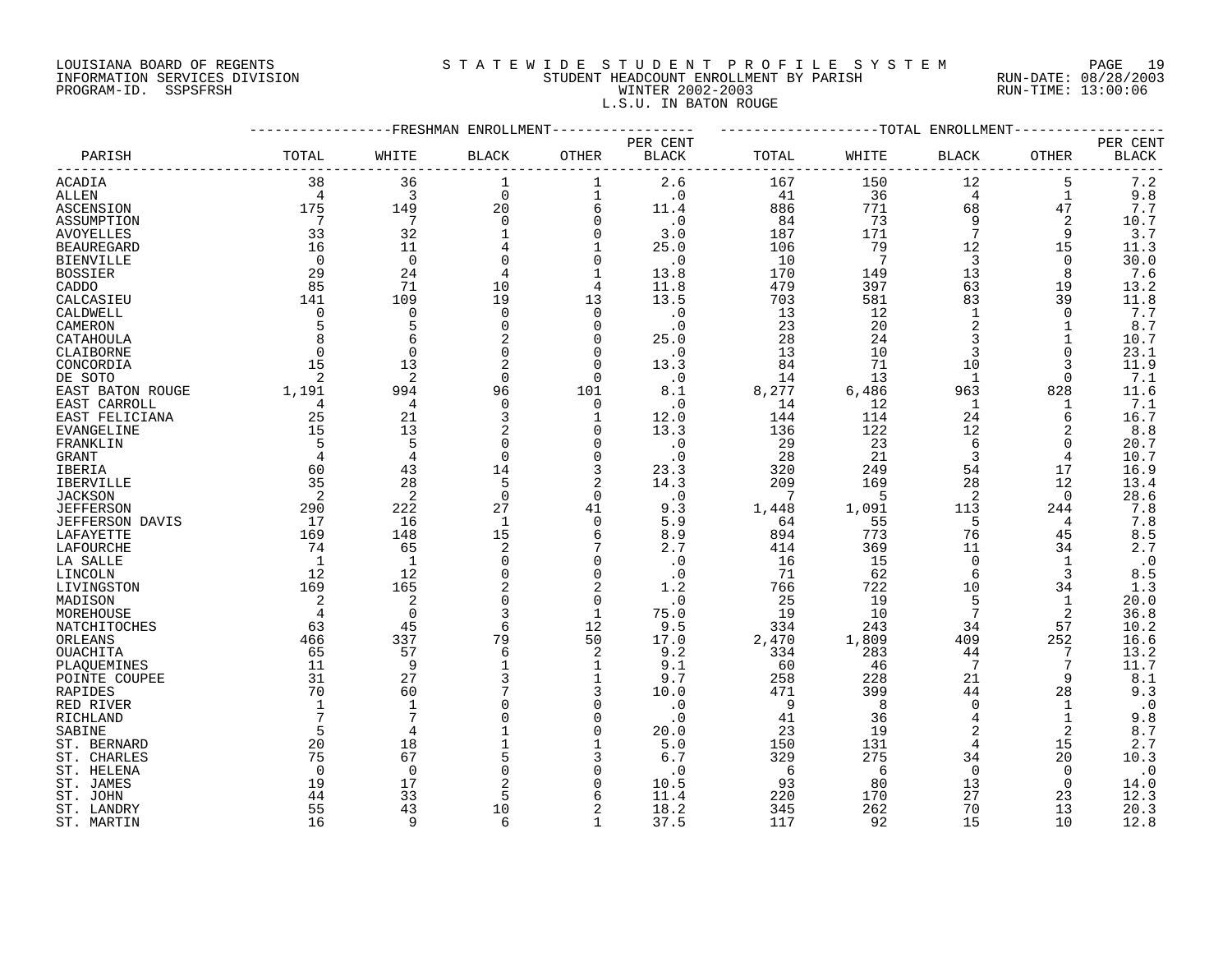LOUISIANA BOARD OF REGENTS
INFORMATION SERVICES DIVISION
PROGRAM-ID. SSPSFRSH

# STATEWIDE STUDENT PROFILE SYSTEM
## STUDENT HEADCOUNT ENROLLMENT BY PARISH
## WINTER 2002-2003
## L.S.U. IN BATON ROUGE

RUN-DATE: 08/28/2003
RUN-TIME: 13:00:06

| PARISH | FRESHMAN ENROLLMENT TOTAL | WHITE | BLACK | OTHER | PER CENT BLACK | TOTAL ENROLLMENT TOTAL | WHITE | BLACK | OTHER | PER CENT BLACK |
|---|---|---|---|---|---|---|---|---|---|---|
| ACADIA | 38 | 36 | 1 | 1 | 2.6 | 167 | 150 | 12 | 5 | 7.2 |
| ALLEN | 4 | 3 | 0 | 1 | .0 | 41 | 36 | 4 | 1 | 9.8 |
| ASCENSION | 175 | 149 | 20 | 6 | 11.4 | 886 | 771 | 68 | 47 | 7.7 |
| ASSUMPTION | 7 | 7 | 0 | 0 | .0 | 84 | 73 | 9 | 2 | 10.7 |
| AVOYELLES | 33 | 32 | 1 | 0 | 3.0 | 187 | 171 | 7 | 9 | 3.7 |
| BEAUREGARD | 16 | 11 | 4 | 1 | 25.0 | 106 | 79 | 12 | 15 | 11.3 |
| BIENVILLE | 0 | 0 | 0 | 0 | .0 | 10 | 7 | 3 | 0 | 30.0 |
| BOSSIER | 29 | 24 | 4 | 1 | 13.8 | 170 | 149 | 13 | 8 | 7.6 |
| CADDO | 85 | 71 | 10 | 4 | 11.8 | 479 | 397 | 63 | 19 | 13.2 |
| CALCASIEU | 141 | 109 | 19 | 13 | 13.5 | 703 | 581 | 83 | 39 | 11.8 |
| CALDWELL | 0 | 0 | 0 | 0 | .0 | 13 | 12 | 1 | 0 | 7.7 |
| CAMERON | 5 | 5 | 0 | 0 | .0 | 23 | 20 | 2 | 1 | 8.7 |
| CATAHOULA | 8 | 6 | 2 | 0 | 25.0 | 28 | 24 | 3 | 1 | 10.7 |
| CLAIBORNE | 0 | 0 | 0 | 0 | .0 | 13 | 10 | 3 | 0 | 23.1 |
| CONCORDIA | 15 | 13 | 2 | 0 | 13.3 | 84 | 71 | 10 | 3 | 11.9 |
| DE SOTO | 2 | 2 | 0 | 0 | .0 | 14 | 13 | 1 | 0 | 7.1 |
| EAST BATON ROUGE | 1,191 | 994 | 96 | 101 | 8.1 | 8,277 | 6,486 | 963 | 828 | 11.6 |
| EAST CARROLL | 4 | 4 | 0 | 0 | .0 | 14 | 12 | 1 | 1 | 7.1 |
| EAST FELICIANA | 25 | 21 | 3 | 1 | 12.0 | 144 | 114 | 24 | 6 | 16.7 |
| EVANGELINE | 15 | 13 | 2 | 0 | 13.3 | 136 | 122 | 12 | 2 | 8.8 |
| FRANKLIN | 5 | 5 | 0 | 0 | .0 | 29 | 23 | 6 | 0 | 20.7 |
| GRANT | 4 | 4 | 0 | 0 | .0 | 28 | 21 | 3 | 4 | 10.7 |
| IBERIA | 60 | 43 | 14 | 3 | 23.3 | 320 | 249 | 54 | 17 | 16.9 |
| IBERVILLE | 35 | 28 | 5 | 2 | 14.3 | 209 | 169 | 28 | 12 | 13.4 |
| JACKSON | 2 | 2 | 0 | 0 | .0 | 7 | 5 | 2 | 0 | 28.6 |
| JEFFERSON | 290 | 222 | 27 | 41 | 9.3 | 1,448 | 1,091 | 113 | 244 | 7.8 |
| JEFFERSON DAVIS | 17 | 16 | 1 | 0 | 5.9 | 64 | 55 | 5 | 4 | 7.8 |
| LAFAYETTE | 169 | 148 | 15 | 6 | 8.9 | 894 | 773 | 76 | 45 | 8.5 |
| LAFOURCHE | 74 | 65 | 2 | 7 | 2.7 | 414 | 369 | 11 | 34 | 2.7 |
| LA SALLE | 1 | 1 | 0 | 0 | .0 | 16 | 15 | 0 | 1 | .0 |
| LINCOLN | 12 | 12 | 0 | 0 | .0 | 71 | 62 | 6 | 3 | 8.5 |
| LIVINGSTON | 169 | 165 | 2 | 2 | 1.2 | 766 | 722 | 10 | 34 | 1.3 |
| MADISON | 2 | 2 | 0 | 0 | .0 | 25 | 19 | 5 | 1 | 20.0 |
| MOREHOUSE | 4 | 0 | 3 | 1 | 75.0 | 19 | 10 | 7 | 2 | 36.8 |
| NATCHITOCHES | 63 | 45 | 6 | 12 | 9.5 | 334 | 243 | 34 | 57 | 10.2 |
| ORLEANS | 466 | 337 | 79 | 50 | 17.0 | 2,470 | 1,809 | 409 | 252 | 16.6 |
| OUACHITA | 65 | 57 | 6 | 2 | 9.2 | 334 | 283 | 44 | 7 | 13.2 |
| PLAQUEMINES | 11 | 9 | 1 | 1 | 9.1 | 60 | 46 | 7 | 7 | 11.7 |
| POINTE COUPEE | 31 | 27 | 3 | 1 | 9.7 | 258 | 228 | 21 | 9 | 8.1 |
| RAPIDES | 70 | 60 | 7 | 3 | 10.0 | 471 | 399 | 44 | 28 | 9.3 |
| RED RIVER | 1 | 1 | 0 | 0 | .0 | 9 | 8 | 0 | 1 | .0 |
| RICHLAND | 7 | 7 | 0 | 0 | .0 | 41 | 36 | 4 | 1 | 9.8 |
| SABINE | 5 | 4 | 1 | 0 | 20.0 | 23 | 19 | 2 | 2 | 8.7 |
| ST. BERNARD | 20 | 18 | 1 | 1 | 5.0 | 150 | 131 | 4 | 15 | 2.7 |
| ST. CHARLES | 75 | 67 | 5 | 3 | 6.7 | 329 | 275 | 34 | 20 | 10.3 |
| ST. HELENA | 0 | 0 | 0 | 0 | .0 | 6 | 6 | 0 | 0 | .0 |
| ST. JAMES | 19 | 17 | 2 | 0 | 10.5 | 93 | 80 | 13 | 0 | 14.0 |
| ST. JOHN | 44 | 33 | 5 | 6 | 11.4 | 220 | 170 | 27 | 23 | 12.3 |
| ST. LANDRY | 55 | 43 | 10 | 2 | 18.2 | 345 | 262 | 70 | 13 | 20.3 |
| ST. MARTIN | 16 | 9 | 6 | 1 | 37.5 | 117 | 92 | 15 | 10 | 12.8 |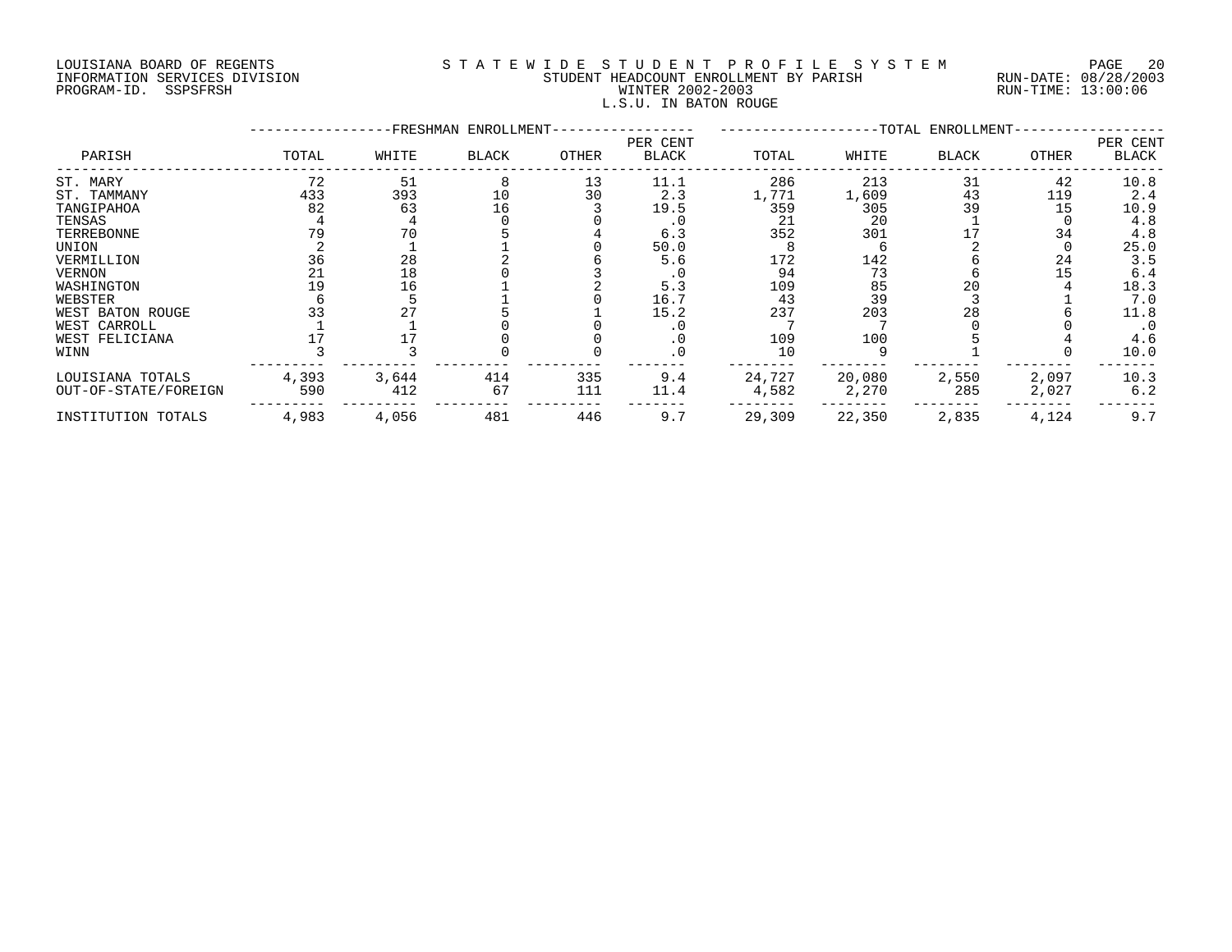LOUISIANA BOARD OF REGENTS
INFORMATION SERVICES DIVISION
PROGRAM-ID. SSPSFRSH

STATEWIDE STUDENT PROFILE SYSTEM
STUDENT HEADCOUNT ENROLLMENT BY PARISH
WINTER 2002-2003
L.S.U. IN BATON ROUGE

RUN-DATE: 08/28/2003
RUN-TIME: 13:00:06

| PARISH | FRESHMAN ENROLLMENT TOTAL | WHITE | BLACK | OTHER | PER CENT BLACK | TOTAL ENROLLMENT TOTAL | WHITE | BLACK | OTHER | PER CENT BLACK |
|---|---|---|---|---|---|---|---|---|---|---|
| ST. MARY | 72 | 51 | 8 | 13 | 11.1 | 286 | 213 | 31 | 42 | 10.8 |
| ST. TAMMANY | 433 | 393 | 10 | 30 | 2.3 | 1,771 | 1,609 | 43 | 119 | 2.4 |
| TANGIPAHOA | 82 | 63 | 16 | 3 | 19.5 | 359 | 305 | 39 | 15 | 10.9 |
| TENSAS | 4 | 4 | 0 | 0 | .0 | 21 | 20 | 1 | 0 | 4.8 |
| TERREBONNE | 79 | 70 | 5 | 4 | 6.3 | 352 | 301 | 17 | 34 | 4.8 |
| UNION | 2 | 1 | 1 | 0 | 50.0 | 8 | 6 | 2 | 0 | 25.0 |
| VERMILLION | 36 | 28 | 2 | 6 | 5.6 | 172 | 142 | 6 | 24 | 3.5 |
| VERNON | 21 | 18 | 0 | 3 | .0 | 94 | 73 | 6 | 15 | 6.4 |
| WASHINGTON | 19 | 16 | 1 | 2 | 5.3 | 109 | 85 | 20 | 4 | 18.3 |
| WEBSTER | 6 | 5 | 1 | 0 | 16.7 | 43 | 39 | 3 | 1 | 7.0 |
| WEST BATON ROUGE | 33 | 27 | 5 | 1 | 15.2 | 237 | 203 | 28 | 6 | 11.8 |
| WEST CARROLL | 1 | 1 | 0 | 0 | .0 | 7 | 7 | 0 | 0 | .0 |
| WEST FELICIANA | 17 | 17 | 0 | 0 | .0 | 109 | 100 | 5 | 4 | 4.6 |
| WINN | 3 | 3 | 0 | 0 | .0 | 10 | 9 | 1 | 0 | 10.0 |
| LOUISIANA TOTALS | 4,393 | 3,644 | 414 | 335 | 9.4 | 24,727 | 20,080 | 2,550 | 2,097 | 10.3 |
| OUT-OF-STATE/FOREIGN | 590 | 412 | 67 | 111 | 11.4 | 4,582 | 2,270 | 285 | 2,027 | 6.2 |
| INSTITUTION TOTALS | 4,983 | 4,056 | 481 | 446 | 9.7 | 29,309 | 22,350 | 2,835 | 4,124 | 9.7 |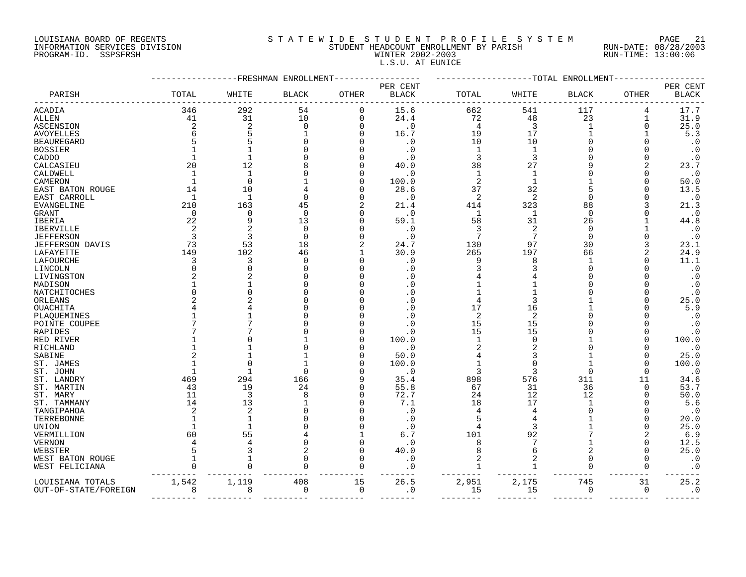LOUISIANA BOARD OF REGENTS
INFORMATION SERVICES DIVISION
PROGRAM-ID. SSPSFRSH

STATEWIDE STUDENT PROFILE SYSTEM
STUDENT HEADCOUNT ENROLLMENT BY PARISH
WINTER 2002-2003
L.S.U. AT EUNICE

RUN-DATE: 08/28/2003
RUN-TIME: 13:00:06

| PARISH | FRESHMAN ENROLLMENT TOTAL | WHITE | BLACK | OTHER | PER CENT BLACK | TOTAL ENROLLMENT TOTAL | WHITE | BLACK | OTHER | PER CENT BLACK |
|---|---|---|---|---|---|---|---|---|---|---|
| ACADIA | 346 | 292 | 54 | 0 | 15.6 | 662 | 541 | 117 | 4 | 17.7 |
| ALLEN | 41 | 31 | 10 | 0 | 24.4 | 72 | 48 | 23 | 1 | 31.9 |
| ASCENSION | 2 | 2 | 0 | 0 | .0 | 4 | 3 | 1 | 0 | 25.0 |
| AVOYELLES | 6 | 5 | 1 | 0 | 16.7 | 19 | 17 | 1 | 1 | 5.3 |
| BEAUREGARD | 5 | 5 | 0 | 0 | .0 | 10 | 10 | 0 | 0 | .0 |
| BOSSIER | 1 | 1 | 0 | 0 | .0 | 1 | 1 | 0 | 0 | .0 |
| CADDO | 1 | 1 | 0 | 0 | .0 | 3 | 3 | 0 | 0 | .0 |
| CALCASIEU | 20 | 12 | 8 | 0 | 40.0 | 38 | 27 | 9 | 2 | 23.7 |
| CALDWELL | 1 | 1 | 0 | 0 | .0 | 1 | 1 | 0 | 0 | .0 |
| CAMERON | 1 | 0 | 1 | 0 | 100.0 | 2 | 1 | 1 | 0 | 50.0 |
| EAST BATON ROUGE | 14 | 10 | 4 | 0 | 28.6 | 37 | 32 | 5 | 0 | 13.5 |
| EAST CARROLL | 1 | 1 | 0 | 0 | .0 | 2 | 2 | 0 | 0 | .0 |
| EVANGELINE | 210 | 163 | 45 | 2 | 21.4 | 414 | 323 | 88 | 3 | 21.3 |
| GRANT | 0 | 0 | 0 | 0 | .0 | 1 | 1 | 0 | 0 | .0 |
| IBERIA | 22 | 9 | 13 | 0 | 59.1 | 58 | 31 | 26 | 1 | 44.8 |
| IBERVILLE | 2 | 2 | 0 | 0 | .0 | 3 | 2 | 0 | 1 | .0 |
| JEFFERSON | 3 | 3 | 0 | 0 | .0 | 7 | 7 | 0 | 0 | .0 |
| JEFFERSON DAVIS | 73 | 53 | 18 | 2 | 24.7 | 130 | 97 | 30 | 3 | 23.1 |
| LAFAYETTE | 149 | 102 | 46 | 1 | 30.9 | 265 | 197 | 66 | 2 | 24.9 |
| LAFOURCHE | 3 | 3 | 0 | 0 | .0 | 9 | 8 | 1 | 0 | 11.1 |
| LINCOLN | 0 | 0 | 0 | 0 | .0 | 3 | 3 | 0 | 0 | .0 |
| LIVINGSTON | 2 | 2 | 0 | 0 | .0 | 4 | 4 | 0 | 0 | .0 |
| MADISON | 1 | 1 | 0 | 0 | .0 | 1 | 1 | 0 | 0 | .0 |
| NATCHITOCHES | 0 | 0 | 0 | 0 | .0 | 1 | 1 | 0 | 0 | .0 |
| ORLEANS | 2 | 2 | 0 | 0 | .0 | 4 | 3 | 1 | 0 | 25.0 |
| OUACHITA | 4 | 4 | 0 | 0 | .0 | 17 | 16 | 1 | 0 | 5.9 |
| PLAQUEMINES | 1 | 1 | 0 | 0 | .0 | 2 | 2 | 0 | 0 | .0 |
| POINTE COUPEE | 7 | 7 | 0 | 0 | .0 | 15 | 15 | 0 | 0 | .0 |
| RAPIDES | 7 | 7 | 0 | 0 | .0 | 15 | 15 | 0 | 0 | .0 |
| RED RIVER | 1 | 0 | 1 | 0 | 100.0 | 1 | 0 | 1 | 0 | 100.0 |
| RICHLAND | 1 | 1 | 0 | 0 | .0 | 2 | 2 | 0 | 0 | .0 |
| SABINE | 2 | 1 | 1 | 0 | 50.0 | 4 | 3 | 1 | 0 | 25.0 |
| ST. JAMES | 1 | 0 | 1 | 0 | 100.0 | 1 | 0 | 1 | 0 | 100.0 |
| ST. JOHN | 1 | 1 | 0 | 0 | .0 | 3 | 3 | 0 | 0 | .0 |
| ST. LANDRY | 469 | 294 | 166 | 9 | 35.4 | 898 | 576 | 311 | 11 | 34.6 |
| ST. MARTIN | 43 | 19 | 24 | 0 | 55.8 | 67 | 31 | 36 | 0 | 53.7 |
| ST. MARY | 11 | 3 | 8 | 0 | 72.7 | 24 | 12 | 12 | 0 | 50.0 |
| ST. TAMMANY | 14 | 13 | 1 | 0 | 7.1 | 18 | 17 | 1 | 0 | 5.6 |
| TANGIPAHOA | 2 | 2 | 0 | 0 | .0 | 4 | 4 | 0 | 0 | .0 |
| TERREBONNE | 1 | 1 | 0 | 0 | .0 | 5 | 4 | 1 | 0 | 20.0 |
| UNION | 1 | 1 | 0 | 0 | .0 | 4 | 3 | 1 | 0 | 25.0 |
| VERMILLION | 60 | 55 | 4 | 1 | 6.7 | 101 | 92 | 7 | 2 | 6.9 |
| VERNON | 4 | 4 | 0 | 0 | .0 | 8 | 7 | 1 | 0 | 12.5 |
| WEBSTER | 5 | 3 | 2 | 0 | 40.0 | 8 | 6 | 2 | 0 | 25.0 |
| WEST BATON ROUGE | 1 | 1 | 0 | 0 | .0 | 2 | 2 | 0 | 0 | .0 |
| WEST FELICIANA | 0 | 0 | 0 | 0 | .0 | 1 | 1 | 0 | 0 | .0 |
| LOUISIANA TOTALS | 1,542 | 1,119 | 408 | 15 | 26.5 | 2,951 | 2,175 | 745 | 31 | 25.2 |
| OUT-OF-STATE/FOREIGN | 8 | 8 | 0 | 0 | .0 | 15 | 15 | 0 | 0 | .0 |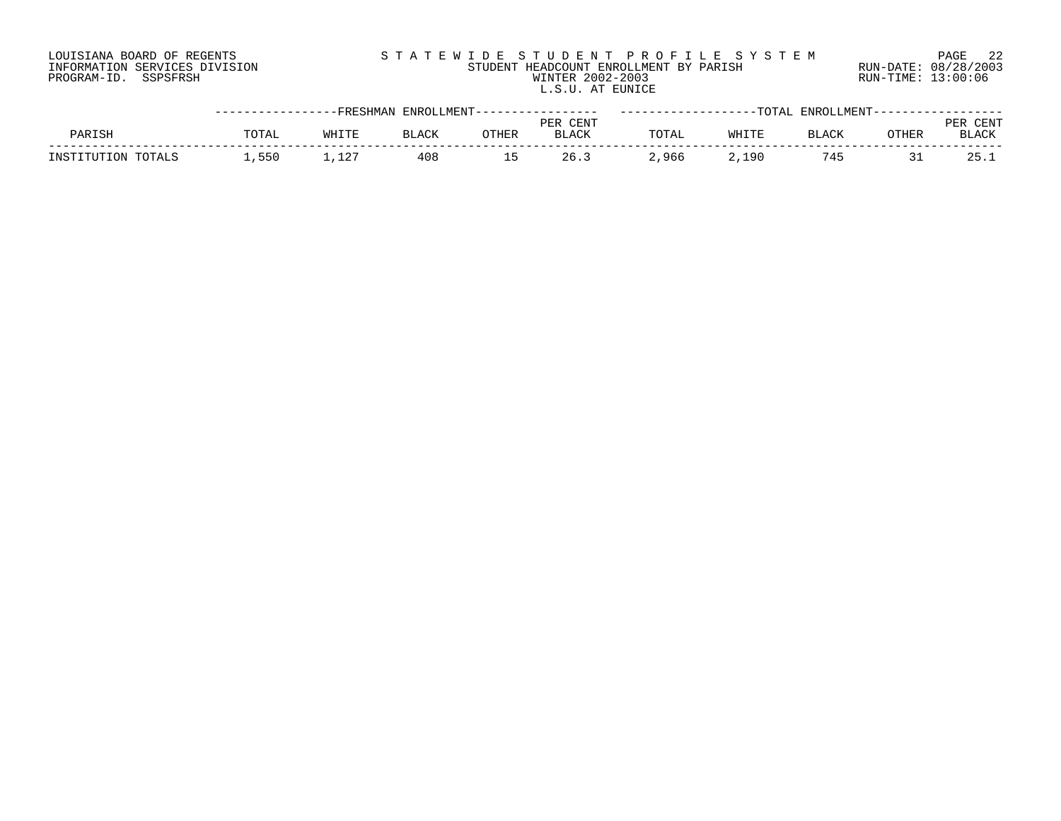LOUISIANA BOARD OF REGENTS
INFORMATION SERVICES DIVISION
PROGRAM-ID. SSPSFRSH

# STATEWIDE STUDENT PROFILE SYSTEM

STUDENT HEADCOUNT ENROLLMENT BY PARISH
WINTER 2002-2003
L.S.U. AT EUNICE

RUN-DATE: 08/28/2003
RUN-TIME: 13:00:06

| PARISH | FRESHMAN ENROLLMENT | | | | | TOTAL ENROLLMENT | | | | |
|---|---|---|---|---|---|---|---|---|---|---|
| | TOTAL | WHITE | BLACK | OTHER | PER CENT BLACK | TOTAL | WHITE | BLACK | OTHER | PER CENT BLACK |
| INSTITUTION TOTALS | 1,550 | 1,127 | 408 | 15 | 26.3 | 2,966 | 2,190 | 745 | 31 | 25.1 |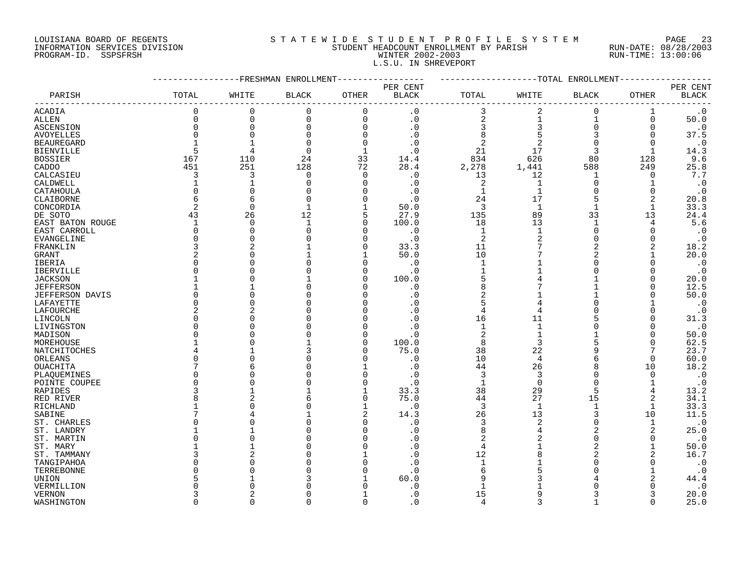LOUISIANA BOARD OF REGENTS
INFORMATION SERVICES DIVISION
PROGRAM-ID. SSPSFRSH

# STATEWIDE STUDENT PROFILE SYSTEM
## STUDENT HEADCOUNT ENROLLMENT BY PARISH
### WINTER 2002-2003
### L.S.U. IN SHREVEPORT

RUN-DATE: 08/28/2003
RUN-TIME: 13:00:06

| PARISH | FRESHMAN ENROLLMENT TOTAL | WHITE | BLACK | OTHER | PER CENT BLACK | TOTAL ENROLLMENT TOTAL | WHITE | BLACK | OTHER | PER CENT BLACK |
|---|---|---|---|---|---|---|---|---|---|---|
| ACADIA | 0 | 0 | 0 | 0 | .0 | 3 | 2 | 0 | 1 | .0 |
| ALLEN | 0 | 0 | 0 | 0 | .0 | 2 | 1 | 1 | 0 | 50.0 |
| ASCENSION | 0 | 0 | 0 | 0 | .0 | 3 | 3 | 0 | 0 | .0 |
| AVOYELLES | 0 | 0 | 0 | 0 | .0 | 8 | 5 | 3 | 0 | 37.5 |
| BEAUREGARD | 1 | 1 | 0 | 0 | .0 | 2 | 2 | 0 | 0 | .0 |
| BIENVILLE | 5 | 4 | 0 | 1 | .0 | 21 | 17 | 3 | 1 | 14.3 |
| BOSSIER | 167 | 110 | 24 | 33 | 14.4 | 834 | 626 | 80 | 128 | 9.6 |
| CADDO | 451 | 251 | 128 | 72 | 28.4 | 2,278 | 1,441 | 588 | 249 | 25.8 |
| CALCASIEU | 3 | 3 | 0 | 0 | .0 | 13 | 12 | 1 | 0 | 7.7 |
| CALDWELL | 1 | 1 | 0 | 0 | .0 | 2 | 1 | 0 | 1 | .0 |
| CATAHOULA | 0 | 0 | 0 | 0 | .0 | 1 | 1 | 0 | 0 | .0 |
| CLAIBORNE | 6 | 6 | 0 | 0 | .0 | 24 | 17 | 5 | 2 | 20.8 |
| CONCORDIA | 2 | 0 | 1 | 1 | 50.0 | 3 | 1 | 1 | 1 | 33.3 |
| DE SOTO | 43 | 26 | 12 | 5 | 27.9 | 135 | 89 | 33 | 13 | 24.4 |
| EAST BATON ROUGE | 1 | 0 | 1 | 0 | 100.0 | 18 | 13 | 1 | 4 | 5.6 |
| EAST CARROLL | 0 | 0 | 0 | 0 | .0 | 1 | 1 | 0 | 0 | .0 |
| EVANGELINE | 0 | 0 | 0 | 0 | .0 | 2 | 2 | 0 | 0 | .0 |
| FRANKLIN | 3 | 2 | 1 | 0 | 33.3 | 11 | 7 | 2 | 2 | 18.2 |
| GRANT | 2 | 0 | 1 | 1 | 50.0 | 10 | 7 | 2 | 1 | 20.0 |
| IBERIA | 0 | 0 | 0 | 0 | .0 | 1 | 1 | 0 | 0 | .0 |
| IBERVILLE | 0 | 0 | 0 | 0 | .0 | 1 | 1 | 0 | 0 | .0 |
| JACKSON | 1 | 0 | 1 | 0 | 100.0 | 5 | 4 | 1 | 0 | 20.0 |
| JEFFERSON | 1 | 1 | 0 | 0 | .0 | 8 | 7 | 1 | 0 | 12.5 |
| JEFFERSON DAVIS | 0 | 0 | 0 | 0 | .0 | 2 | 1 | 1 | 0 | 50.0 |
| LAFAYETTE | 0 | 0 | 0 | 0 | .0 | 5 | 4 | 0 | 1 | .0 |
| LAFOURCHE | 2 | 2 | 0 | 0 | .0 | 4 | 4 | 0 | 0 | .0 |
| LINCOLN | 0 | 0 | 0 | 0 | .0 | 16 | 11 | 5 | 0 | 31.3 |
| LIVINGSTON | 0 | 0 | 0 | 0 | .0 | 1 | 1 | 0 | 0 | .0 |
| MADISON | 0 | 0 | 0 | 0 | .0 | 2 | 1 | 1 | 0 | 50.0 |
| MOREHOUSE | 1 | 0 | 1 | 0 | 100.0 | 8 | 3 | 5 | 0 | 62.5 |
| NATCHITOCHES | 4 | 1 | 3 | 0 | 75.0 | 38 | 22 | 9 | 7 | 23.7 |
| ORLEANS | 0 | 0 | 0 | 0 | .0 | 10 | 4 | 6 | 0 | 60.0 |
| OUACHITA | 7 | 6 | 0 | 1 | .0 | 44 | 26 | 8 | 10 | 18.2 |
| PLAQUEMINES | 0 | 0 | 0 | 0 | .0 | 3 | 3 | 0 | 0 | .0 |
| POINTE COUPEE | 0 | 0 | 0 | 0 | .0 | 1 | 0 | 0 | 1 | .0 |
| RAPIDES | 3 | 1 | 1 | 1 | 33.3 | 38 | 29 | 5 | 4 | 13.2 |
| RED RIVER | 8 | 2 | 6 | 0 | 75.0 | 44 | 27 | 15 | 2 | 34.1 |
| RICHLAND | 1 | 0 | 0 | 1 | .0 | 3 | 1 | 1 | 1 | 33.3 |
| SABINE | 7 | 4 | 1 | 2 | 14.3 | 26 | 13 | 3 | 10 | 11.5 |
| ST. CHARLES | 0 | 0 | 0 | 0 | .0 | 3 | 2 | 0 | 1 | .0 |
| ST. LANDRY | 1 | 1 | 0 | 0 | .0 | 8 | 4 | 2 | 2 | 25.0 |
| ST. MARTIN | 0 | 0 | 0 | 0 | .0 | 2 | 2 | 0 | 0 | .0 |
| ST. MARY | 1 | 1 | 0 | 0 | .0 | 4 | 1 | 2 | 1 | 50.0 |
| ST. TAMMANY | 3 | 2 | 0 | 1 | .0 | 12 | 8 | 2 | 2 | 16.7 |
| TANGIPAHOA | 0 | 0 | 0 | 0 | .0 | 1 | 1 | 0 | 0 | .0 |
| TERREBONNE | 0 | 0 | 0 | 0 | .0 | 6 | 5 | 0 | 1 | .0 |
| UNION | 5 | 1 | 3 | 1 | 60.0 | 9 | 3 | 4 | 2 | 44.4 |
| VERMILLION | 0 | 0 | 0 | 0 | .0 | 1 | 1 | 0 | 0 | .0 |
| VERNON | 3 | 2 | 0 | 1 | .0 | 15 | 9 | 3 | 3 | 20.0 |
| WASHINGTON | 0 | 0 | 0 | 0 | .0 | 4 | 3 | 1 | 0 | 25.0 |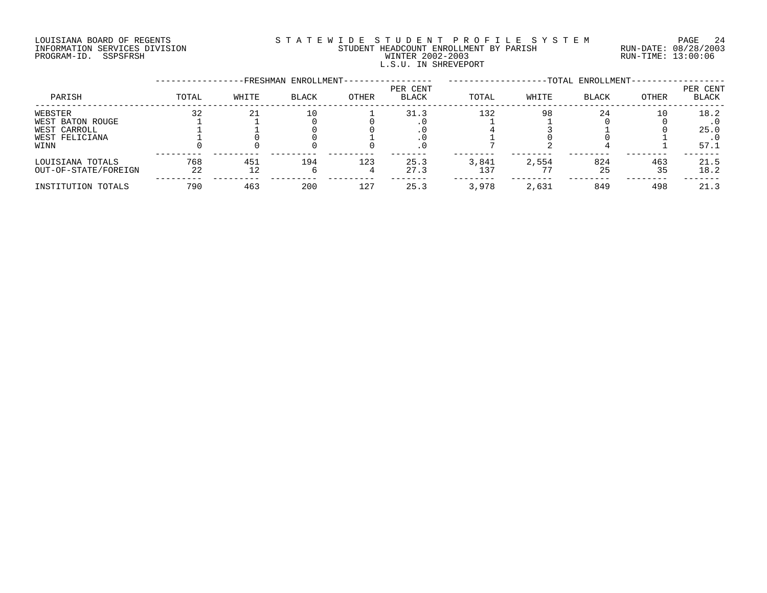LOUISIANA BOARD OF REGENTS
INFORMATION SERVICES DIVISION
PROGRAM-ID. SSPSFRSH

STATEWIDE STUDENT PROFILE SYSTEM
STUDENT HEADCOUNT ENROLLMENT BY PARISH
WINTER 2002-2003
L.S.U. IN SHREVEPORT

RUN-DATE: 08/28/2003
RUN-TIME: 13:00:06

| PARISH | FRESHMAN ENROLLMENT | | | | | TOTAL ENROLLMENT | | | | |
|---|---|---|---|---|---|---|---|---|---|---|
| | TOTAL | WHITE | BLACK | OTHER | PER CENT BLACK | TOTAL | WHITE | BLACK | OTHER | PER CENT BLACK |
| WEBSTER | 32 | 21 | 10 | 1 | 31.3 | 132 | 98 | 24 | 10 | 18.2 |
| WEST BATON ROUGE | 1 | 1 | 0 | 0 | .0 | 1 | 1 | 0 | 0 | .0 |
| WEST CARROLL | 1 | 1 | 0 | 0 | .0 | 4 | 3 | 1 | 0 | 25.0 |
| WEST FELICIANA | 1 | 0 | 0 | 1 | .0 | 1 | 0 | 0 | 1 | .0 |
| WINN | 0 | 0 | 0 | 0 | .0 | 7 | 2 | 4 | 1 | 57.1 |
| LOUISIANA TOTALS | 768 | 451 | 194 | 123 | 25.3 | 3,841 | 2,554 | 824 | 463 | 21.5 |
| OUT-OF-STATE/FOREIGN | 22 | 12 | 6 | 4 | 27.3 | 137 | 77 | 25 | 35 | 18.2 |
| INSTITUTION TOTALS | 790 | 463 | 200 | 127 | 25.3 | 3,978 | 2,631 | 849 | 498 | 21.3 |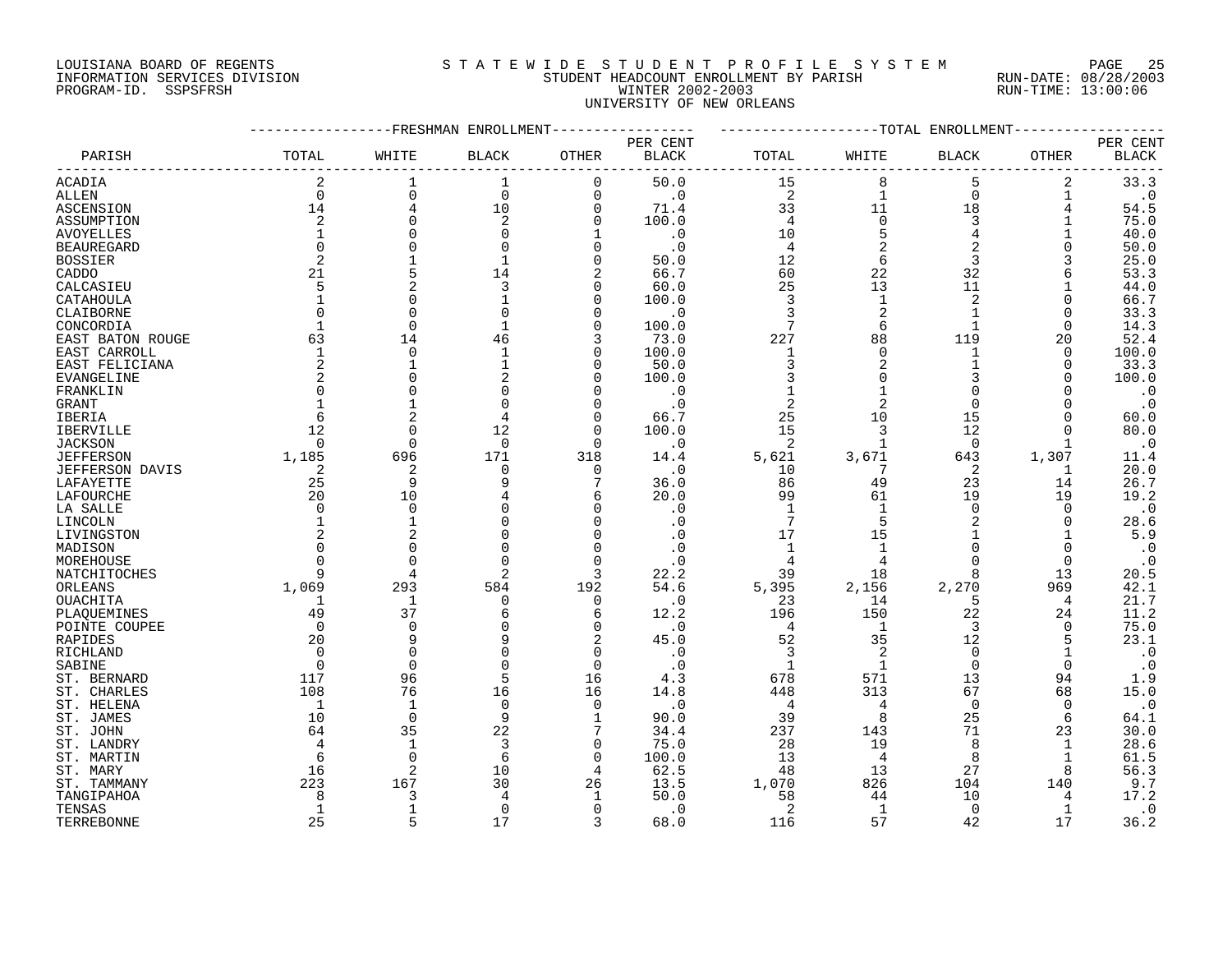LOUISIANA BOARD OF REGENTS
INFORMATION SERVICES DIVISION
PROGRAM-ID. SSPSFRSH

# S T A T E W I D E S T U D E N T P R O F I L E S Y S T E M

STUDENT HEADCOUNT ENROLLMENT BY PARISH
WINTER 2002-2003
UNIVERSITY OF NEW ORLEANS

RUN-DATE: 08/28/2003
RUN-TIME: 13:00:06

| PARISH | FRESHMAN ENROLLMENT TOTAL | WHITE | BLACK | OTHER | PER CENT BLACK | TOTAL ENROLLMENT TOTAL | WHITE | BLACK | OTHER | PER CENT BLACK |
|---|---|---|---|---|---|---|---|---|---|---|
| ACADIA | 2 | 1 | 1 | 0 | 50.0 | 15 | 8 | 5 | 2 | 33.3 |
| ALLEN | 0 | 0 | 0 | 0 | .0 | 2 | 1 | 0 | 1 | .0 |
| ASCENSION | 14 | 4 | 10 | 0 | 71.4 | 33 | 11 | 18 | 4 | 54.5 |
| ASSUMPTION | 2 | 0 | 2 | 0 | 100.0 | 4 | 0 | 3 | 1 | 75.0 |
| AVOYELLES | 1 | 0 | 0 | 1 | .0 | 10 | 5 | 4 | 1 | 40.0 |
| BEAUREGARD | 0 | 0 | 0 | 0 | .0 | 4 | 2 | 2 | 0 | 50.0 |
| BOSSIER | 2 | 1 | 1 | 0 | 50.0 | 12 | 6 | 3 | 3 | 25.0 |
| CADDO | 21 | 5 | 14 | 2 | 66.7 | 60 | 22 | 32 | 6 | 53.3 |
| CALCASIEU | 5 | 2 | 3 | 0 | 60.0 | 25 | 13 | 11 | 1 | 44.0 |
| CATAHOULA | 1 | 0 | 1 | 0 | 100.0 | 3 | 1 | 2 | 0 | 66.7 |
| CLAIBORNE | 0 | 0 | 0 | 0 | .0 | 3 | 2 | 1 | 0 | 33.3 |
| CONCORDIA | 1 | 0 | 1 | 0 | 100.0 | 7 | 6 | 1 | 0 | 14.3 |
| EAST BATON ROUGE | 63 | 14 | 46 | 3 | 73.0 | 227 | 88 | 119 | 20 | 52.4 |
| EAST CARROLL | 1 | 0 | 1 | 0 | 100.0 | 1 | 0 | 1 | 0 | 100.0 |
| EAST FELICIANA | 2 | 1 | 1 | 0 | 50.0 | 3 | 2 | 1 | 0 | 33.3 |
| EVANGELINE | 2 | 0 | 2 | 0 | 100.0 | 3 | 0 | 3 | 0 | 100.0 |
| FRANKLIN | 0 | 0 | 0 | 0 | .0 | 1 | 1 | 0 | 0 | .0 |
| GRANT | 1 | 1 | 0 | 0 | .0 | 2 | 2 | 0 | 0 | .0 |
| IBERIA | 6 | 2 | 4 | 0 | 66.7 | 25 | 10 | 15 | 0 | 60.0 |
| IBERVILLE | 12 | 0 | 12 | 0 | 100.0 | 15 | 3 | 12 | 0 | 80.0 |
| JACKSON | 0 | 0 | 0 | 0 | .0 | 2 | 1 | 0 | 1 | .0 |
| JEFFERSON | 1,185 | 696 | 171 | 318 | 14.4 | 5,621 | 3,671 | 643 | 1,307 | 11.4 |
| JEFFERSON DAVIS | 2 | 2 | 0 | 0 | .0 | 10 | 7 | 2 | 1 | 20.0 |
| LAFAYETTE | 25 | 9 | 9 | 7 | 36.0 | 86 | 49 | 23 | 14 | 26.7 |
| LAFOURCHE | 20 | 10 | 4 | 6 | 20.0 | 99 | 61 | 19 | 19 | 19.2 |
| LA SALLE | 0 | 0 | 0 | 0 | .0 | 1 | 1 | 0 | 0 | .0 |
| LINCOLN | 1 | 1 | 0 | 0 | .0 | 7 | 5 | 2 | 0 | 28.6 |
| LIVINGSTON | 2 | 2 | 0 | 0 | .0 | 17 | 15 | 1 | 1 | 5.9 |
| MADISON | 0 | 0 | 0 | 0 | .0 | 1 | 1 | 0 | 0 | .0 |
| MOREHOUSE | 0 | 0 | 0 | 0 | .0 | 4 | 4 | 0 | 0 | .0 |
| NATCHITOCHES | 9 | 4 | 2 | 3 | 22.2 | 39 | 18 | 8 | 13 | 20.5 |
| ORLEANS | 1,069 | 293 | 584 | 192 | 54.6 | 5,395 | 2,156 | 2,270 | 969 | 42.1 |
| OUACHITA | 1 | 1 | 0 | 0 | .0 | 23 | 14 | 5 | 4 | 21.7 |
| PLAQUEMINES | 49 | 37 | 6 | 6 | 12.2 | 196 | 150 | 22 | 24 | 11.2 |
| POINTE COUPEE | 0 | 0 | 0 | 0 | .0 | 4 | 1 | 3 | 0 | 75.0 |
| RAPIDES | 20 | 9 | 9 | 2 | 45.0 | 52 | 35 | 12 | 5 | 23.1 |
| RICHLAND | 0 | 0 | 0 | 0 | .0 | 3 | 2 | 0 | 1 | .0 |
| SABINE | 0 | 0 | 0 | 0 | .0 | 1 | 1 | 0 | 0 | .0 |
| ST. BERNARD | 117 | 96 | 5 | 16 | 4.3 | 678 | 571 | 13 | 94 | 1.9 |
| ST. CHARLES | 108 | 76 | 16 | 16 | 14.8 | 448 | 313 | 67 | 68 | 15.0 |
| ST. HELENA | 1 | 1 | 0 | 0 | .0 | 4 | 4 | 0 | 0 | .0 |
| ST. JAMES | 10 | 0 | 9 | 1 | 90.0 | 39 | 8 | 25 | 6 | 64.1 |
| ST. JOHN | 64 | 35 | 22 | 7 | 34.4 | 237 | 143 | 71 | 23 | 30.0 |
| ST. LANDRY | 4 | 1 | 3 | 0 | 75.0 | 28 | 19 | 8 | 1 | 28.6 |
| ST. MARTIN | 6 | 0 | 6 | 0 | 100.0 | 13 | 4 | 8 | 1 | 61.5 |
| ST. MARY | 16 | 2 | 10 | 4 | 62.5 | 48 | 13 | 27 | 8 | 56.3 |
| ST. TAMMANY | 223 | 167 | 30 | 26 | 13.5 | 1,070 | 826 | 104 | 140 | 9.7 |
| TANGIPAHOA | 8 | 3 | 4 | 1 | 50.0 | 58 | 44 | 10 | 4 | 17.2 |
| TENSAS | 1 | 1 | 0 | 0 | .0 | 2 | 1 | 0 | 1 | .0 |
| TERREBONNE | 25 | 5 | 17 | 3 | 68.0 | 116 | 57 | 42 | 17 | 36.2 |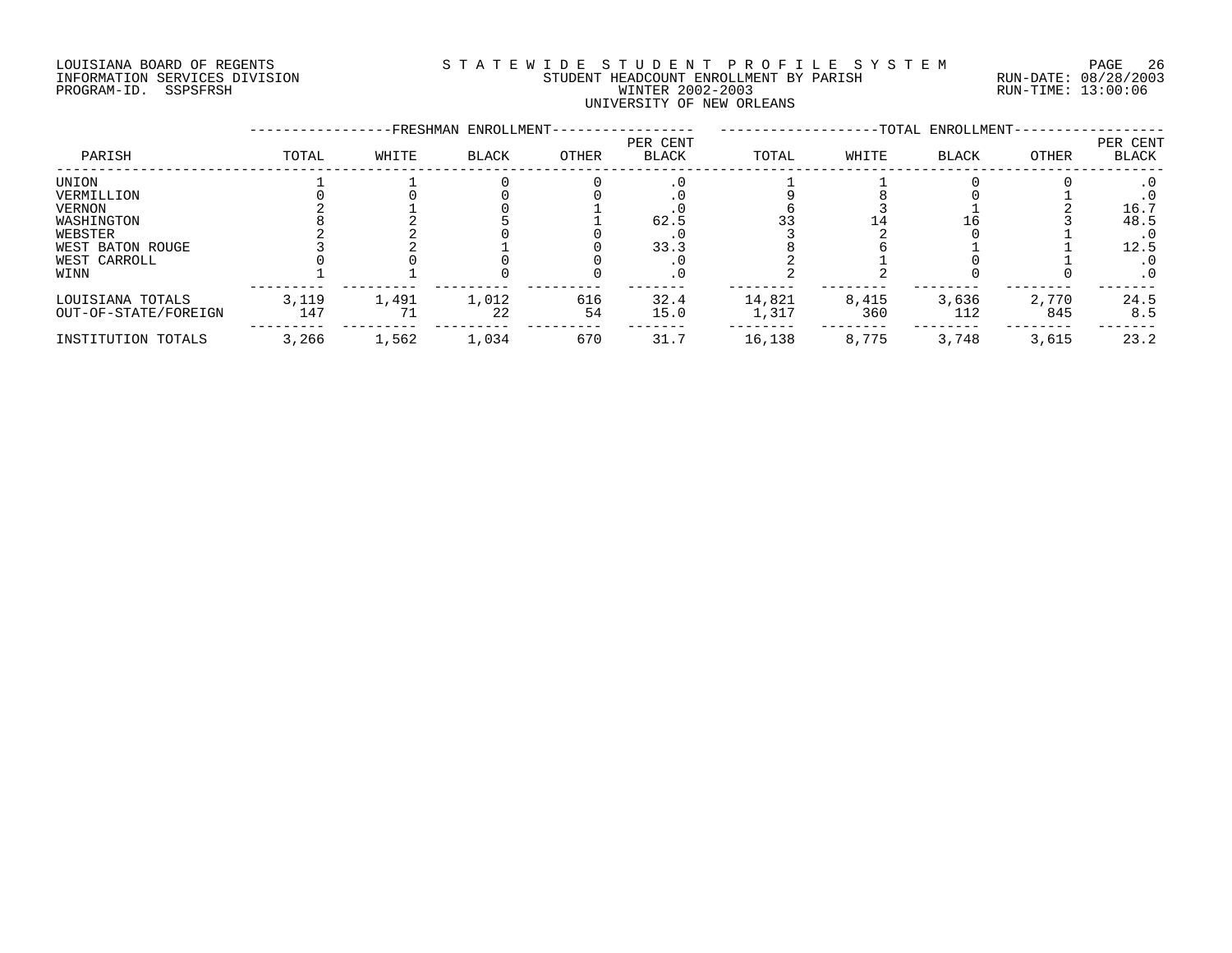LOUISIANA BOARD OF REGENTS
INFORMATION SERVICES DIVISION
PROGRAM-ID. SSPSFRSH

# STATEWIDE STUDENT PROFILE SYSTEM
## STUDENT HEADCOUNT ENROLLMENT BY PARISH
## WINTER 2002-2003
## UNIVERSITY OF NEW ORLEANS

RUN-DATE: 08/28/2003
RUN-TIME: 13:00:06

| | FRESHMAN ENROLLMENT | | | | | TOTAL ENROLLMENT | | | | |
|---|---|---|---|---|---|---|---|---|---|---|
| PARISH | TOTAL | WHITE | BLACK | OTHER | PER CENT BLACK | TOTAL | WHITE | BLACK | OTHER | PER CENT BLACK |
| UNION | 1 | 1 | 0 | 0 | .0 | 1 | 1 | 0 | 0 | .0 |
| VERMILLION | 0 | 0 | 0 | 0 | .0 | 9 | 8 | 0 | 1 | .0 |
| VERNON | 2 | 1 | 0 | 1 | .0 | 6 | 3 | 1 | 2 | 16.7 |
| WASHINGTON | 8 | 2 | 5 | 1 | 62.5 | 33 | 14 | 16 | 3 | 48.5 |
| WEBSTER | 2 | 2 | 0 | 0 | .0 | 3 | 2 | 0 | 1 | .0 |
| WEST BATON ROUGE | 3 | 2 | 1 | 0 | 33.3 | 8 | 6 | 1 | 1 | 12.5 |
| WEST CARROLL | 0 | 0 | 0 | 0 | .0 | 2 | 1 | 0 | 1 | .0 |
| WINN | 1 | 1 | 0 | 0 | .0 | 2 | 2 | 0 | 0 | .0 |
| LOUISIANA TOTALS | 3,119 | 1,491 | 1,012 | 616 | 32.4 | 14,821 | 8,415 | 3,636 | 2,770 | 24.5 |
| OUT-OF-STATE/FOREIGN | 147 | 71 | 22 | 54 | 15.0 | 1,317 | 360 | 112 | 845 | 8.5 |
| INSTITUTION TOTALS | 3,266 | 1,562 | 1,034 | 670 | 31.7 | 16,138 | 8,775 | 3,748 | 3,615 | 23.2 |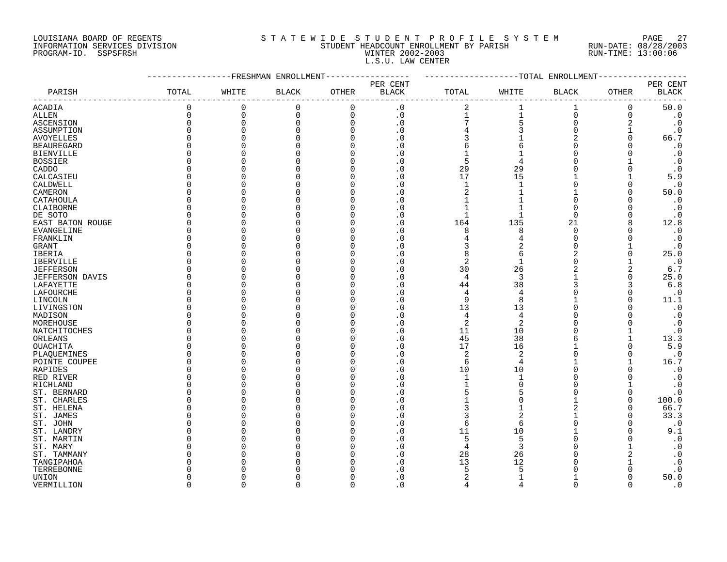LOUISIANA BOARD OF REGENTS
INFORMATION SERVICES DIVISION
PROGRAM-ID. SSPSFRSH

STATEWIDE STUDENT PROFILE SYSTEM
STUDENT HEADCOUNT ENROLLMENT BY PARISH
WINTER 2002-2003
L.S.U. LAW CENTER

RUN-DATE: 08/28/2003
RUN-TIME: 13:00:06

| PARISH | FRESHMAN ENROLLMENT TOTAL | WHITE | BLACK | OTHER | PER CENT BLACK | TOTAL ENROLLMENT TOTAL | WHITE | BLACK | OTHER | PER CENT BLACK |
|---|---|---|---|---|---|---|---|---|---|---|
| ACADIA | 0 | 0 | 0 | 0 | .0 | 2 | 1 | 1 | 0 | 50.0 |
| ALLEN | 0 | 0 | 0 | 0 | .0 | 1 | 1 | 0 | 0 | .0 |
| ASCENSION | 0 | 0 | 0 | 0 | .0 | 7 | 5 | 0 | 2 | .0 |
| ASSUMPTION | 0 | 0 | 0 | 0 | .0 | 4 | 3 | 0 | 1 | .0 |
| AVOYELLES | 0 | 0 | 0 | 0 | .0 | 3 | 1 | 2 | 0 | 66.7 |
| BEAUREGARD | 0 | 0 | 0 | 0 | .0 | 6 | 6 | 0 | 0 | .0 |
| BIENVILLE | 0 | 0 | 0 | 0 | .0 | 1 | 1 | 0 | 0 | .0 |
| BOSSIER | 0 | 0 | 0 | 0 | .0 | 5 | 4 | 0 | 1 | .0 |
| CADDO | 0 | 0 | 0 | 0 | .0 | 29 | 29 | 0 | 0 | .0 |
| CALCASIEU | 0 | 0 | 0 | 0 | .0 | 17 | 15 | 1 | 1 | 5.9 |
| CALDWELL | 0 | 0 | 0 | 0 | .0 | 1 | 1 | 0 | 0 | .0 |
| CAMERON | 0 | 0 | 0 | 0 | .0 | 2 | 1 | 1 | 0 | 50.0 |
| CATAHOULA | 0 | 0 | 0 | 0 | .0 | 1 | 1 | 0 | 0 | .0 |
| CLAIBORNE | 0 | 0 | 0 | 0 | .0 | 1 | 1 | 0 | 0 | .0 |
| DE SOTO | 0 | 0 | 0 | 0 | .0 | 1 | 1 | 0 | 0 | .0 |
| EAST BATON ROUGE | 0 | 0 | 0 | 0 | .0 | 164 | 135 | 21 | 8 | 12.8 |
| EVANGELINE | 0 | 0 | 0 | 0 | .0 | 8 | 8 | 0 | 0 | .0 |
| FRANKLIN | 0 | 0 | 0 | 0 | .0 | 4 | 4 | 0 | 0 | .0 |
| GRANT | 0 | 0 | 0 | 0 | .0 | 3 | 2 | 0 | 1 | .0 |
| IBERIA | 0 | 0 | 0 | 0 | .0 | 8 | 6 | 2 | 0 | 25.0 |
| IBERVILLE | 0 | 0 | 0 | 0 | .0 | 2 | 1 | 0 | 1 | .0 |
| JEFFERSON | 0 | 0 | 0 | 0 | .0 | 30 | 26 | 2 | 2 | 6.7 |
| JEFFERSON DAVIS | 0 | 0 | 0 | 0 | .0 | 4 | 3 | 1 | 0 | 25.0 |
| LAFAYETTE | 0 | 0 | 0 | 0 | .0 | 44 | 38 | 3 | 3 | 6.8 |
| LAFOURCHE | 0 | 0 | 0 | 0 | .0 | 4 | 4 | 0 | 0 | .0 |
| LINCOLN | 0 | 0 | 0 | 0 | .0 | 9 | 8 | 1 | 0 | 11.1 |
| LIVINGSTON | 0 | 0 | 0 | 0 | .0 | 13 | 13 | 0 | 0 | .0 |
| MADISON | 0 | 0 | 0 | 0 | .0 | 4 | 4 | 0 | 0 | .0 |
| MOREHOUSE | 0 | 0 | 0 | 0 | .0 | 2 | 2 | 0 | 0 | .0 |
| NATCHITOCHES | 0 | 0 | 0 | 0 | .0 | 11 | 10 | 0 | 1 | .0 |
| ORLEANS | 0 | 0 | 0 | 0 | .0 | 45 | 38 | 6 | 1 | 13.3 |
| OUACHITA | 0 | 0 | 0 | 0 | .0 | 17 | 16 | 1 | 0 | 5.9 |
| PLAQUEMINES | 0 | 0 | 0 | 0 | .0 | 2 | 2 | 0 | 0 | .0 |
| POINTE COUPEE | 0 | 0 | 0 | 0 | .0 | 6 | 4 | 1 | 1 | 16.7 |
| RAPIDES | 0 | 0 | 0 | 0 | .0 | 10 | 10 | 0 | 0 | .0 |
| RED RIVER | 0 | 0 | 0 | 0 | .0 | 1 | 1 | 0 | 0 | .0 |
| RICHLAND | 0 | 0 | 0 | 0 | .0 | 1 | 0 | 0 | 1 | .0 |
| ST. BERNARD | 0 | 0 | 0 | 0 | .0 | 5 | 5 | 0 | 0 | .0 |
| ST. CHARLES | 0 | 0 | 0 | 0 | .0 | 1 | 0 | 1 | 0 | 100.0 |
| ST. HELENA | 0 | 0 | 0 | 0 | .0 | 3 | 1 | 2 | 0 | 66.7 |
| ST. JAMES | 0 | 0 | 0 | 0 | .0 | 3 | 2 | 1 | 0 | 33.3 |
| ST. JOHN | 0 | 0 | 0 | 0 | .0 | 6 | 6 | 0 | 0 | .0 |
| ST. LANDRY | 0 | 0 | 0 | 0 | .0 | 11 | 10 | 1 | 0 | 9.1 |
| ST. MARTIN | 0 | 0 | 0 | 0 | .0 | 5 | 5 | 0 | 0 | .0 |
| ST. MARY | 0 | 0 | 0 | 0 | .0 | 4 | 3 | 0 | 1 | .0 |
| ST. TAMMANY | 0 | 0 | 0 | 0 | .0 | 28 | 26 | 0 | 2 | .0 |
| TANGIPAHOA | 0 | 0 | 0 | 0 | .0 | 13 | 12 | 0 | 1 | .0 |
| TERREBONNE | 0 | 0 | 0 | 0 | .0 | 5 | 5 | 0 | 0 | .0 |
| UNION | 0 | 0 | 0 | 0 | .0 | 2 | 1 | 1 | 0 | 50.0 |
| VERMILLION | 0 | 0 | 0 | 0 | .0 | 4 | 4 | 0 | 0 | .0 |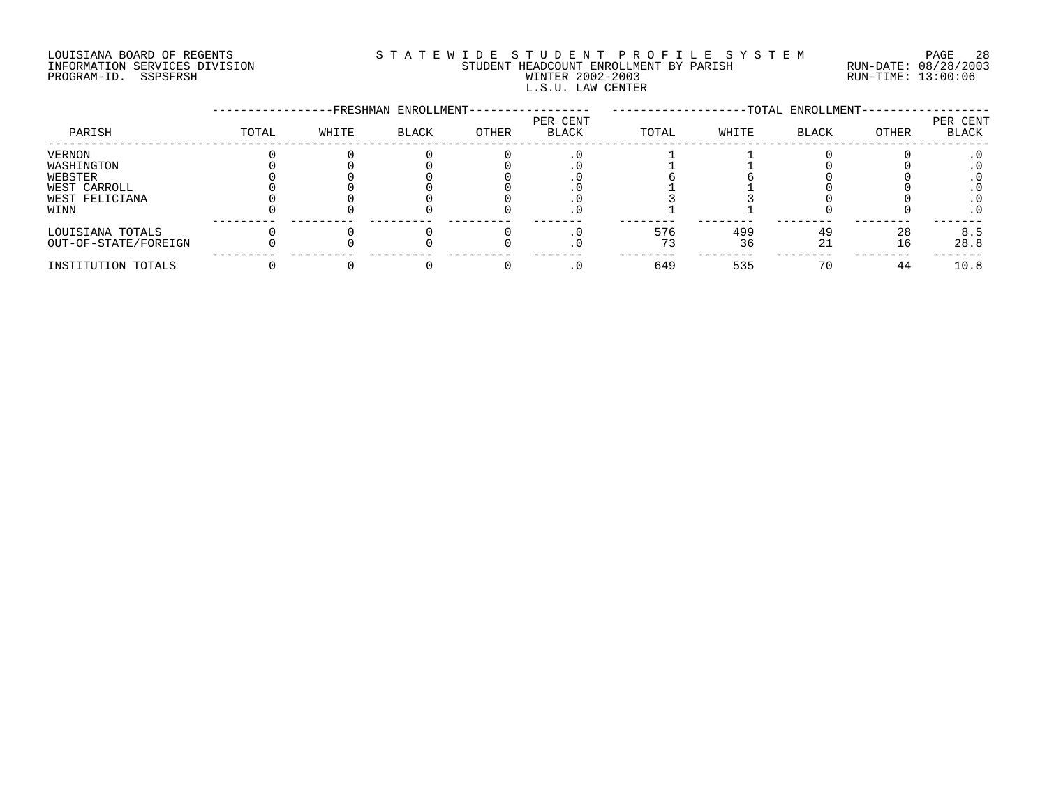LOUISIANA BOARD OF REGENTS
INFORMATION SERVICES DIVISION
PROGRAM-ID. SSPSFRSH

STATEWIDE STUDENT PROFILE SYSTEM
STUDENT HEADCOUNT ENROLLMENT BY PARISH
WINTER 2002-2003
L.S.U. LAW CENTER

RUN-DATE: 08/28/2003
RUN-TIME: 13:00:06

| PARISH | FRESHMAN ENROLLMENT | | | | | TOTAL ENROLLMENT | | | | |
|---|---|---|---|---|---|---|---|---|---|---|
| | TOTAL | WHITE | BLACK | OTHER | PER CENT BLACK | TOTAL | WHITE | BLACK | OTHER | PER CENT BLACK |
| VERNON | 0 | 0 | 0 | 0 | .0 | 1 | 1 | 0 | 0 | .0 |
| WASHINGTON | 0 | 0 | 0 | 0 | .0 | 1 | 1 | 0 | 0 | .0 |
| WEBSTER | 0 | 0 | 0 | 0 | .0 | 6 | 6 | 0 | 0 | .0 |
| WEST CARROLL | 0 | 0 | 0 | 0 | .0 | 1 | 1 | 0 | 0 | .0 |
| WEST FELICIANA | 0 | 0 | 0 | 0 | .0 | 3 | 3 | 0 | 0 | .0 |
| WINN | 0 | 0 | 0 | 0 | .0 | 1 | 1 | 0 | 0 | .0 |
| LOUISIANA TOTALS | 0 | 0 | 0 | 0 | .0 | 576 | 499 | 49 | 28 | 8.5 |
| OUT-OF-STATE/FOREIGN | 0 | 0 | 0 | 0 | .0 | 73 | 36 | 21 | 16 | 28.8 |
| INSTITUTION TOTALS | 0 | 0 | 0 | 0 | .0 | 649 | 535 | 70 | 44 | 10.8 |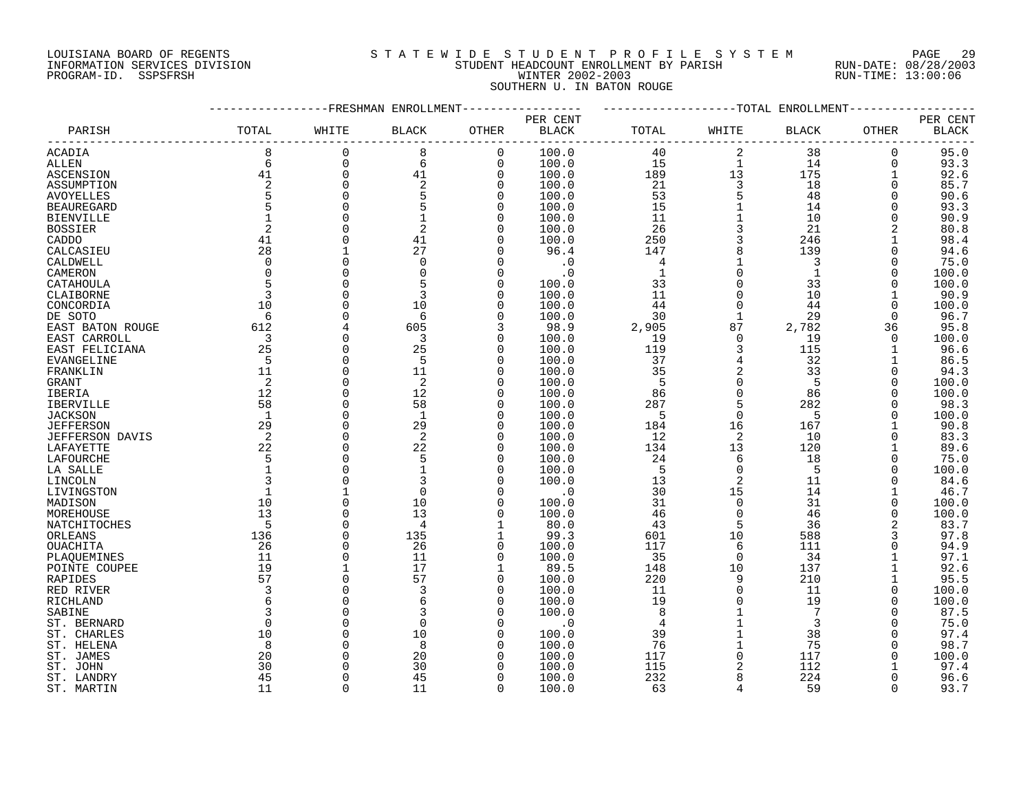LOUISIANA BOARD OF REGENTS
INFORMATION SERVICES DIVISION
PROGRAM-ID. SSPSFRSH

STATEWIDE STUDENT PROFILE SYSTEM
STUDENT HEADCOUNT ENROLLMENT BY PARISH
WINTER 2002-2003
SOUTHERN U. IN BATON ROUGE

RUN-DATE: 08/28/2003
RUN-TIME: 13:00:06

| PARISH | FRESHMAN ENROLLMENT TOTAL | WHITE | BLACK | OTHER | PER CENT BLACK | TOTAL ENROLLMENT TOTAL | WHITE | BLACK | OTHER | PER CENT BLACK |
|---|---|---|---|---|---|---|---|---|---|---|
| ACADIA | 8 | 0 | 8 | 0 | 100.0 | 40 | 2 | 38 | 0 | 95.0 |
| ALLEN | 6 | 0 | 6 | 0 | 100.0 | 15 | 1 | 14 | 0 | 93.3 |
| ASCENSION | 41 | 0 | 41 | 0 | 100.0 | 189 | 13 | 175 | 1 | 92.6 |
| ASSUMPTION | 2 | 0 | 2 | 0 | 100.0 | 21 | 3 | 18 | 0 | 85.7 |
| AVOYELLES | 5 | 0 | 5 | 0 | 100.0 | 53 | 5 | 48 | 0 | 90.6 |
| BEAUREGARD | 5 | 0 | 5 | 0 | 100.0 | 15 | 1 | 14 | 0 | 93.3 |
| BIENVILLE | 1 | 0 | 1 | 0 | 100.0 | 11 | 1 | 10 | 0 | 90.9 |
| BOSSIER | 2 | 0 | 2 | 0 | 100.0 | 26 | 3 | 21 | 2 | 80.8 |
| CADDO | 41 | 0 | 41 | 0 | 100.0 | 250 | 3 | 246 | 1 | 98.4 |
| CALCASIEU | 28 | 1 | 27 | 0 | 96.4 | 147 | 8 | 139 | 0 | 94.6 |
| CALDWELL | 0 | 0 | 0 | 0 | .0 | 4 | 1 | 3 | 0 | 75.0 |
| CAMERON | 0 | 0 | 0 | 0 | .0 | 1 | 0 | 1 | 0 | 100.0 |
| CATAHOULA | 5 | 0 | 5 | 0 | 100.0 | 33 | 0 | 33 | 0 | 100.0 |
| CLAIBORNE | 3 | 0 | 3 | 0 | 100.0 | 11 | 0 | 10 | 1 | 90.9 |
| CONCORDIA | 10 | 0 | 10 | 0 | 100.0 | 44 | 0 | 44 | 0 | 100.0 |
| DE SOTO | 6 | 0 | 6 | 0 | 100.0 | 30 | 1 | 29 | 0 | 96.7 |
| EAST BATON ROUGE | 612 | 4 | 605 | 3 | 98.9 | 2,905 | 87 | 2,782 | 36 | 95.8 |
| EAST CARROLL | 3 | 0 | 3 | 0 | 100.0 | 19 | 0 | 19 | 0 | 100.0 |
| EAST FELICIANA | 25 | 0 | 25 | 0 | 100.0 | 119 | 3 | 115 | 1 | 96.6 |
| EVANGELINE | 5 | 0 | 5 | 0 | 100.0 | 37 | 4 | 32 | 1 | 86.5 |
| FRANKLIN | 11 | 0 | 11 | 0 | 100.0 | 35 | 2 | 33 | 0 | 94.3 |
| GRANT | 2 | 0 | 2 | 0 | 100.0 | 5 | 0 | 5 | 0 | 100.0 |
| IBERIA | 12 | 0 | 12 | 0 | 100.0 | 86 | 0 | 86 | 0 | 100.0 |
| IBERVILLE | 58 | 0 | 58 | 0 | 100.0 | 287 | 5 | 282 | 0 | 98.3 |
| JACKSON | 1 | 0 | 1 | 0 | 100.0 | 5 | 0 | 5 | 0 | 100.0 |
| JEFFERSON | 29 | 0 | 29 | 0 | 100.0 | 184 | 16 | 167 | 1 | 90.8 |
| JEFFERSON DAVIS | 2 | 0 | 2 | 0 | 100.0 | 12 | 2 | 10 | 0 | 83.3 |
| LAFAYETTE | 22 | 0 | 22 | 0 | 100.0 | 134 | 13 | 120 | 1 | 89.6 |
| LAFOURCHE | 5 | 0 | 5 | 0 | 100.0 | 24 | 6 | 18 | 0 | 75.0 |
| LA SALLE | 1 | 0 | 1 | 0 | 100.0 | 5 | 0 | 5 | 0 | 100.0 |
| LINCOLN | 3 | 0 | 3 | 0 | 100.0 | 13 | 2 | 11 | 0 | 84.6 |
| LIVINGSTON | 1 | 1 | 0 | 0 | .0 | 30 | 15 | 14 | 1 | 46.7 |
| MADISON | 10 | 0 | 10 | 0 | 100.0 | 31 | 0 | 31 | 0 | 100.0 |
| MOREHOUSE | 13 | 0 | 13 | 0 | 100.0 | 46 | 0 | 46 | 0 | 100.0 |
| NATCHITOCHES | 5 | 0 | 4 | 1 | 80.0 | 43 | 5 | 36 | 2 | 83.7 |
| ORLEANS | 136 | 0 | 135 | 1 | 99.3 | 601 | 10 | 588 | 3 | 97.8 |
| OUACHITA | 26 | 0 | 26 | 0 | 100.0 | 117 | 6 | 111 | 0 | 94.9 |
| PLAQUEMINES | 11 | 0 | 11 | 0 | 100.0 | 35 | 0 | 34 | 1 | 97.1 |
| POINTE COUPEE | 19 | 1 | 17 | 1 | 89.5 | 148 | 10 | 137 | 1 | 92.6 |
| RAPIDES | 57 | 0 | 57 | 0 | 100.0 | 220 | 9 | 210 | 1 | 95.5 |
| RED RIVER | 3 | 0 | 3 | 0 | 100.0 | 11 | 0 | 11 | 0 | 100.0 |
| RICHLAND | 6 | 0 | 6 | 0 | 100.0 | 19 | 0 | 19 | 0 | 100.0 |
| SABINE | 3 | 0 | 3 | 0 | 100.0 | 8 | 1 | 7 | 0 | 87.5 |
| ST. BERNARD | 0 | 0 | 0 | 0 | .0 | 4 | 1 | 3 | 0 | 75.0 |
| ST. CHARLES | 10 | 0 | 10 | 0 | 100.0 | 39 | 1 | 38 | 0 | 97.4 |
| ST. HELENA | 8 | 0 | 8 | 0 | 100.0 | 76 | 1 | 75 | 0 | 98.7 |
| ST. JAMES | 20 | 0 | 20 | 0 | 100.0 | 117 | 0 | 117 | 0 | 100.0 |
| ST. JOHN | 30 | 0 | 30 | 0 | 100.0 | 115 | 2 | 112 | 1 | 97.4 |
| ST. LANDRY | 45 | 0 | 45 | 0 | 100.0 | 232 | 8 | 224 | 0 | 96.6 |
| ST. MARTIN | 11 | 0 | 11 | 0 | 100.0 | 63 | 4 | 59 | 0 | 93.7 |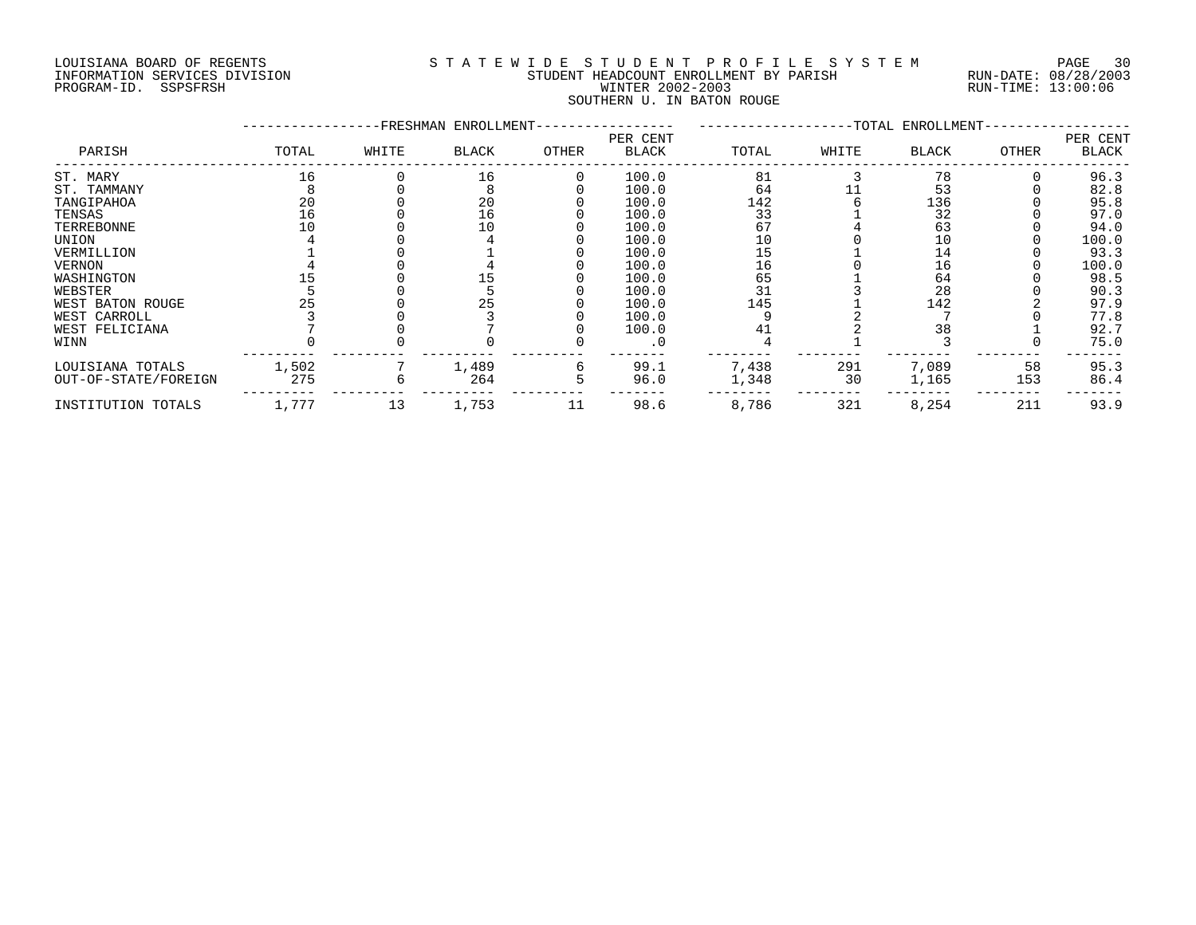LOUISIANA BOARD OF REGENTS
INFORMATION SERVICES DIVISION
PROGRAM-ID. SSPSFRSH

STATEWIDE STUDENT PROFILE SYSTEM
STUDENT HEADCOUNT ENROLLMENT BY PARISH
WINTER 2002-2003
SOUTHERN U. IN BATON ROUGE

RUN-DATE: 08/28/2003
RUN-TIME: 13:00:06

| PARISH | FRESHMAN ENROLLMENT TOTAL | WHITE | BLACK | OTHER | PER CENT BLACK | TOTAL ENROLLMENT TOTAL | WHITE | BLACK | OTHER | PER CENT BLACK |
|---|---|---|---|---|---|---|---|---|---|---|
| ST. MARY | 16 | 0 | 16 | 0 | 100.0 | 81 | 3 | 78 | 0 | 96.3 |
| ST. TAMMANY | 8 | 0 | 8 | 0 | 100.0 | 64 | 11 | 53 | 0 | 82.8 |
| TANGIPAHOA | 20 | 0 | 20 | 0 | 100.0 | 142 | 6 | 136 | 0 | 95.8 |
| TENSAS | 16 | 0 | 16 | 0 | 100.0 | 33 | 1 | 32 | 0 | 97.0 |
| TERREBONNE | 10 | 0 | 10 | 0 | 100.0 | 67 | 4 | 63 | 0 | 94.0 |
| UNION | 4 | 0 | 4 | 0 | 100.0 | 10 | 0 | 10 | 0 | 100.0 |
| VERMILLION | 1 | 0 | 1 | 0 | 100.0 | 15 | 1 | 14 | 0 | 93.3 |
| VERNON | 4 | 0 | 4 | 0 | 100.0 | 16 | 0 | 16 | 0 | 100.0 |
| WASHINGTON | 15 | 0 | 15 | 0 | 100.0 | 65 | 1 | 64 | 0 | 98.5 |
| WEBSTER | 5 | 0 | 5 | 0 | 100.0 | 31 | 3 | 28 | 0 | 90.3 |
| WEST BATON ROUGE | 25 | 0 | 25 | 0 | 100.0 | 145 | 1 | 142 | 2 | 97.9 |
| WEST CARROLL | 3 | 0 | 3 | 0 | 100.0 | 9 | 2 | 7 | 0 | 77.8 |
| WEST FELICIANA | 7 | 0 | 7 | 0 | 100.0 | 41 | 2 | 38 | 1 | 92.7 |
| WINN | 0 | 0 | 0 | 0 | .0 | 4 | 1 | 3 | 0 | 75.0 |
| LOUISIANA TOTALS | 1,502 | 7 | 1,489 | 6 | 99.1 | 7,438 | 291 | 7,089 | 58 | 95.3 |
| OUT-OF-STATE/FOREIGN | 275 | 6 | 264 | 5 | 96.0 | 1,348 | 30 | 1,165 | 153 | 86.4 |
| INSTITUTION TOTALS | 1,777 | 13 | 1,753 | 11 | 98.6 | 8,786 | 321 | 8,254 | 211 | 93.9 |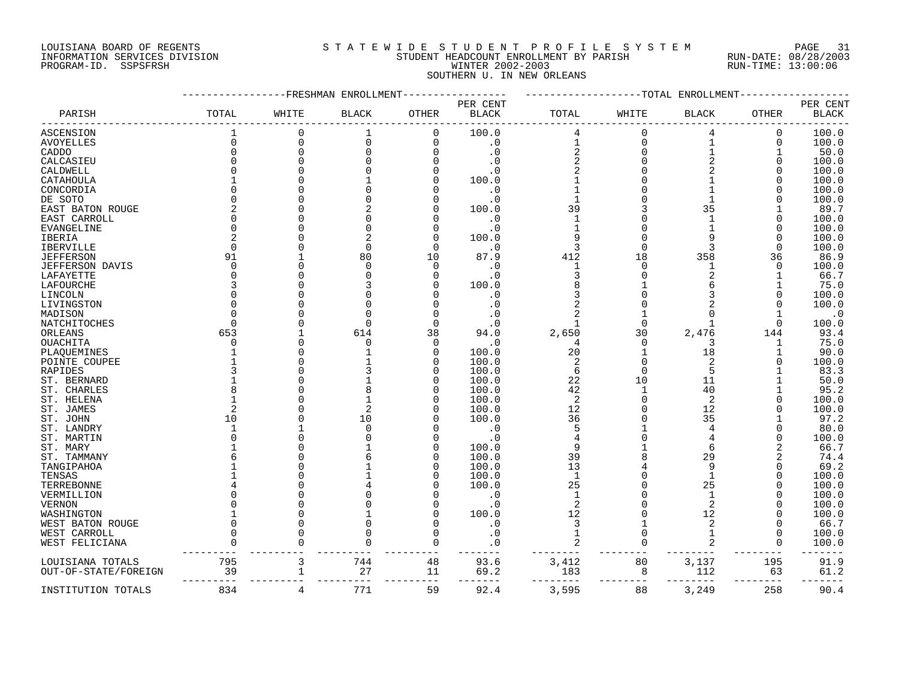LOUISIANA BOARD OF REGENTS
INFORMATION SERVICES DIVISION
PROGRAM-ID. SSPSFRSH

STATEWIDE STUDENT PROFILE SYSTEM
STUDENT HEADCOUNT ENROLLMENT BY PARISH
WINTER 2002-2003
SOUTHERN U. IN NEW ORLEANS

RUN-DATE: 08/28/2003
RUN-TIME: 13:00:06

| PARISH | FRESHMAN ENROLLMENT TOTAL | WHITE | BLACK | OTHER | PER CENT BLACK | TOTAL ENROLLMENT TOTAL | WHITE | BLACK | OTHER | PER CENT BLACK |
|---|---|---|---|---|---|---|---|---|---|---|
| ASCENSION | 1 | 0 | 1 | 0 | 100.0 | 4 | 0 | 4 | 0 | 100.0 |
| AVOYELLES | 0 | 0 | 0 | 0 | .0 | 1 | 0 | 1 | 0 | 100.0 |
| CADDO | 0 | 0 | 0 | 0 | .0 | 2 | 0 | 1 | 1 | 50.0 |
| CALCASIEU | 0 | 0 | 0 | 0 | .0 | 2 | 0 | 2 | 0 | 100.0 |
| CALDWELL | 0 | 0 | 0 | 0 | .0 | 2 | 0 | 2 | 0 | 100.0 |
| CATAHOULA | 1 | 0 | 1 | 0 | 100.0 | 1 | 0 | 1 | 0 | 100.0 |
| CONCORDIA | 0 | 0 | 0 | 0 | .0 | 1 | 0 | 1 | 0 | 100.0 |
| DE SOTO | 0 | 0 | 0 | 0 | .0 | 1 | 0 | 1 | 0 | 100.0 |
| EAST BATON ROUGE | 2 | 0 | 2 | 0 | 100.0 | 39 | 3 | 35 | 1 | 89.7 |
| EAST CARROLL | 0 | 0 | 0 | 0 | .0 | 1 | 0 | 1 | 0 | 100.0 |
| EVANGELINE | 0 | 0 | 0 | 0 | .0 | 1 | 0 | 1 | 0 | 100.0 |
| IBERIA | 2 | 0 | 2 | 0 | 100.0 | 9 | 0 | 9 | 0 | 100.0 |
| IBERVILLE | 0 | 0 | 0 | 0 | .0 | 3 | 0 | 3 | 0 | 100.0 |
| JEFFERSON | 91 | 1 | 80 | 10 | 87.9 | 412 | 18 | 358 | 36 | 86.9 |
| JEFFERSON DAVIS | 0 | 0 | 0 | 0 | .0 | 1 | 0 | 1 | 0 | 100.0 |
| LAFAYETTE | 0 | 0 | 0 | 0 | .0 | 3 | 0 | 2 | 1 | 66.7 |
| LAFOURCHE | 3 | 0 | 3 | 0 | 100.0 | 8 | 1 | 6 | 1 | 75.0 |
| LINCOLN | 0 | 0 | 0 | 0 | .0 | 3 | 0 | 3 | 0 | 100.0 |
| LIVINGSTON | 0 | 0 | 0 | 0 | .0 | 2 | 0 | 2 | 0 | 100.0 |
| MADISON | 0 | 0 | 0 | 0 | .0 | 2 | 1 | 0 | 1 | .0 |
| NATCHITOCHES | 0 | 0 | 0 | 0 | .0 | 1 | 0 | 1 | 0 | 100.0 |
| ORLEANS | 653 | 1 | 614 | 38 | 94.0 | 2,650 | 30 | 2,476 | 144 | 93.4 |
| OUACHITA | 0 | 0 | 0 | 0 | .0 | 4 | 0 | 3 | 1 | 75.0 |
| PLAQUEMINES | 1 | 0 | 1 | 0 | 100.0 | 20 | 1 | 18 | 1 | 90.0 |
| POINTE COUPEE | 1 | 0 | 1 | 0 | 100.0 | 2 | 0 | 2 | 0 | 100.0 |
| RAPIDES | 3 | 0 | 3 | 0 | 100.0 | 6 | 0 | 5 | 1 | 83.3 |
| ST. BERNARD | 1 | 0 | 1 | 0 | 100.0 | 22 | 10 | 11 | 1 | 50.0 |
| ST. CHARLES | 8 | 0 | 8 | 0 | 100.0 | 42 | 1 | 40 | 1 | 95.2 |
| ST. HELENA | 1 | 0 | 1 | 0 | 100.0 | 2 | 0 | 2 | 0 | 100.0 |
| ST. JAMES | 2 | 0 | 2 | 0 | 100.0 | 12 | 0 | 12 | 0 | 100.0 |
| ST. JOHN | 10 | 0 | 10 | 0 | 100.0 | 36 | 0 | 35 | 1 | 97.2 |
| ST. LANDRY | 1 | 1 | 0 | 0 | .0 | 5 | 1 | 4 | 0 | 80.0 |
| ST. MARTIN | 0 | 0 | 0 | 0 | .0 | 4 | 0 | 4 | 0 | 100.0 |
| ST. MARY | 1 | 0 | 1 | 0 | 100.0 | 9 | 1 | 6 | 2 | 66.7 |
| ST. TAMMANY | 6 | 0 | 6 | 0 | 100.0 | 39 | 8 | 29 | 2 | 74.4 |
| TANGIPAHOA | 1 | 0 | 1 | 0 | 100.0 | 13 | 4 | 9 | 0 | 69.2 |
| TENSAS | 1 | 0 | 1 | 0 | 100.0 | 1 | 0 | 1 | 0 | 100.0 |
| TERREBONNE | 4 | 0 | 4 | 0 | 100.0 | 25 | 0 | 25 | 0 | 100.0 |
| VERMILLION | 0 | 0 | 0 | 0 | .0 | 1 | 0 | 1 | 0 | 100.0 |
| VERNON | 0 | 0 | 0 | 0 | .0 | 2 | 0 | 2 | 0 | 100.0 |
| WASHINGTON | 1 | 0 | 1 | 0 | 100.0 | 12 | 0 | 12 | 0 | 100.0 |
| WEST BATON ROUGE | 0 | 0 | 0 | 0 | .0 | 3 | 1 | 2 | 0 | 66.7 |
| WEST CARROLL | 0 | 0 | 0 | 0 | .0 | 1 | 0 | 1 | 0 | 100.0 |
| WEST FELICIANA | 0 | 0 | 0 | 0 | .0 | 2 | 0 | 2 | 0 | 100.0 |
| LOUISIANA TOTALS | 795 | 3 | 744 | 48 | 93.6 | 3,412 | 80 | 3,137 | 195 | 91.9 |
| OUT-OF-STATE/FOREIGN | 39 | 1 | 27 | 11 | 69.2 | 183 | 8 | 112 | 63 | 61.2 |
| INSTITUTION TOTALS | 834 | 4 | 771 | 59 | 92.4 | 3,595 | 88 | 3,249 | 258 | 90.4 |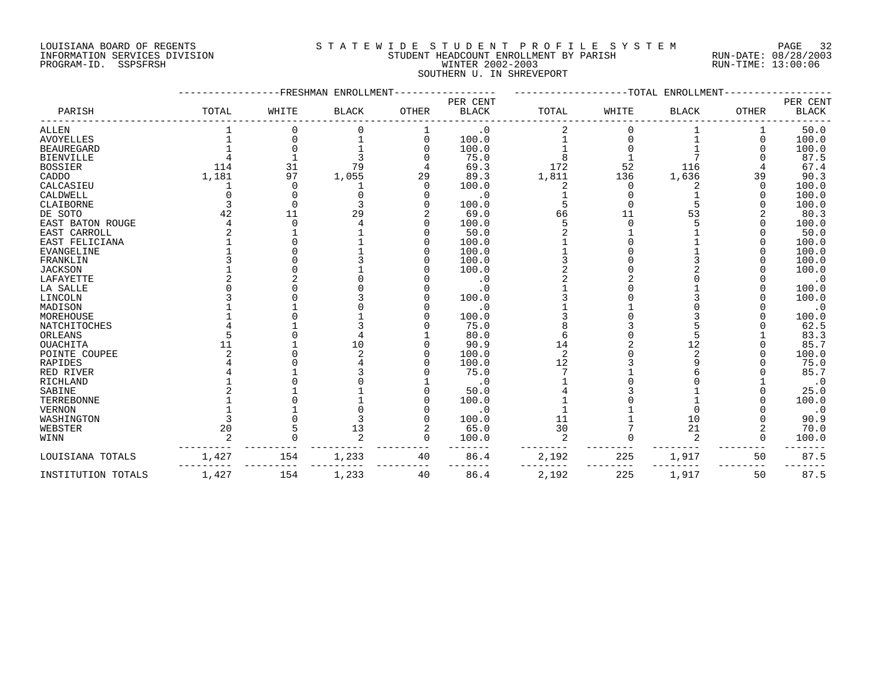LOUISIANA BOARD OF REGENTS
INFORMATION SERVICES DIVISION
PROGRAM-ID. SSPSFRSH

STATEWIDE STUDENT PROFILE SYSTEM
STUDENT HEADCOUNT ENROLLMENT BY PARISH
WINTER 2002-2003
SOUTHERN U. IN SHREVEPORT

RUN-DATE: 08/28/2003
RUN-TIME: 13:00:06

| PARISH | FRESHMAN ENROLLMENT TOTAL | WHITE | BLACK | OTHER | PER CENT BLACK | TOTAL ENROLLMENT TOTAL | WHITE | BLACK | OTHER | PER CENT BLACK |
|---|---|---|---|---|---|---|---|---|---|---|
| ALLEN | 1 | 0 | 0 | 1 | .0 | 2 | 0 | 1 | 1 | 50.0 |
| AVOYELLES | 1 | 0 | 1 | 0 | 100.0 | 1 | 0 | 1 | 0 | 100.0 |
| BEAUREGARD | 1 | 0 | 1 | 0 | 100.0 | 1 | 0 | 1 | 0 | 100.0 |
| BIENVILLE | 4 | 1 | 3 | 0 | 75.0 | 8 | 1 | 7 | 0 | 87.5 |
| BOSSIER | 114 | 31 | 79 | 4 | 69.3 | 172 | 52 | 116 | 4 | 67.4 |
| CADDO | 1,181 | 97 | 1,055 | 29 | 89.3 | 1,811 | 136 | 1,636 | 39 | 90.3 |
| CALCASIEU | 1 | 0 | 1 | 0 | 100.0 | 2 | 0 | 2 | 0 | 100.0 |
| CALDWELL | 0 | 0 | 0 | 0 | .0 | 1 | 0 | 1 | 0 | 100.0 |
| CLAIBORNE | 3 | 0 | 3 | 0 | 100.0 | 5 | 0 | 5 | 0 | 100.0 |
| DE SOTO | 42 | 11 | 29 | 2 | 69.0 | 66 | 11 | 53 | 2 | 80.3 |
| EAST BATON ROUGE | 4 | 0 | 4 | 0 | 100.0 | 5 | 0 | 5 | 0 | 100.0 |
| EAST CARROLL | 2 | 1 | 1 | 0 | 50.0 | 2 | 1 | 1 | 0 | 50.0 |
| EAST FELICIANA | 1 | 0 | 1 | 0 | 100.0 | 1 | 0 | 1 | 0 | 100.0 |
| EVANGELINE | 1 | 0 | 1 | 0 | 100.0 | 1 | 0 | 1 | 0 | 100.0 |
| FRANKLIN | 3 | 0 | 3 | 0 | 100.0 | 3 | 0 | 3 | 0 | 100.0 |
| JACKSON | 1 | 0 | 1 | 0 | 100.0 | 2 | 0 | 2 | 0 | 100.0 |
| LAFAYETTE | 2 | 2 | 0 | 0 | .0 | 2 | 2 | 0 | 0 | .0 |
| LA SALLE | 0 | 0 | 0 | 0 | .0 | 1 | 0 | 1 | 0 | 100.0 |
| LINCOLN | 3 | 0 | 3 | 0 | 100.0 | 3 | 0 | 3 | 0 | 100.0 |
| MADISON | 1 | 1 | 0 | 0 | .0 | 1 | 1 | 0 | 0 | .0 |
| MOREHOUSE | 1 | 0 | 1 | 0 | 100.0 | 3 | 0 | 3 | 0 | 100.0 |
| NATCHITOCHES | 4 | 1 | 3 | 0 | 75.0 | 8 | 3 | 5 | 0 | 62.5 |
| ORLEANS | 5 | 0 | 4 | 1 | 80.0 | 6 | 0 | 5 | 1 | 83.3 |
| OUACHITA | 11 | 1 | 10 | 0 | 90.9 | 14 | 2 | 12 | 0 | 85.7 |
| POINTE COUPEE | 2 | 0 | 2 | 0 | 100.0 | 2 | 0 | 2 | 0 | 100.0 |
| RAPIDES | 4 | 0 | 4 | 0 | 100.0 | 12 | 3 | 9 | 0 | 75.0 |
| RED RIVER | 4 | 1 | 3 | 0 | 75.0 | 7 | 1 | 6 | 0 | 85.7 |
| RICHLAND | 1 | 0 | 0 | 1 | .0 | 1 | 0 | 0 | 1 | .0 |
| SABINE | 2 | 1 | 1 | 0 | 50.0 | 4 | 3 | 1 | 0 | 25.0 |
| TERREBONNE | 1 | 0 | 1 | 0 | 100.0 | 1 | 0 | 1 | 0 | 100.0 |
| VERNON | 1 | 1 | 0 | 0 | .0 | 1 | 1 | 0 | 0 | .0 |
| WASHINGTON | 3 | 0 | 3 | 0 | 100.0 | 11 | 1 | 10 | 0 | 90.9 |
| WEBSTER | 20 | 5 | 13 | 2 | 65.0 | 30 | 7 | 21 | 2 | 70.0 |
| WINN | 2 | 0 | 2 | 0 | 100.0 | 2 | 0 | 2 | 0 | 100.0 |
| LOUISIANA TOTALS | 1,427 | 154 | 1,233 | 40 | 86.4 | 2,192 | 225 | 1,917 | 50 | 87.5 |
| INSTITUTION TOTALS | 1,427 | 154 | 1,233 | 40 | 86.4 | 2,192 | 225 | 1,917 | 50 | 87.5 |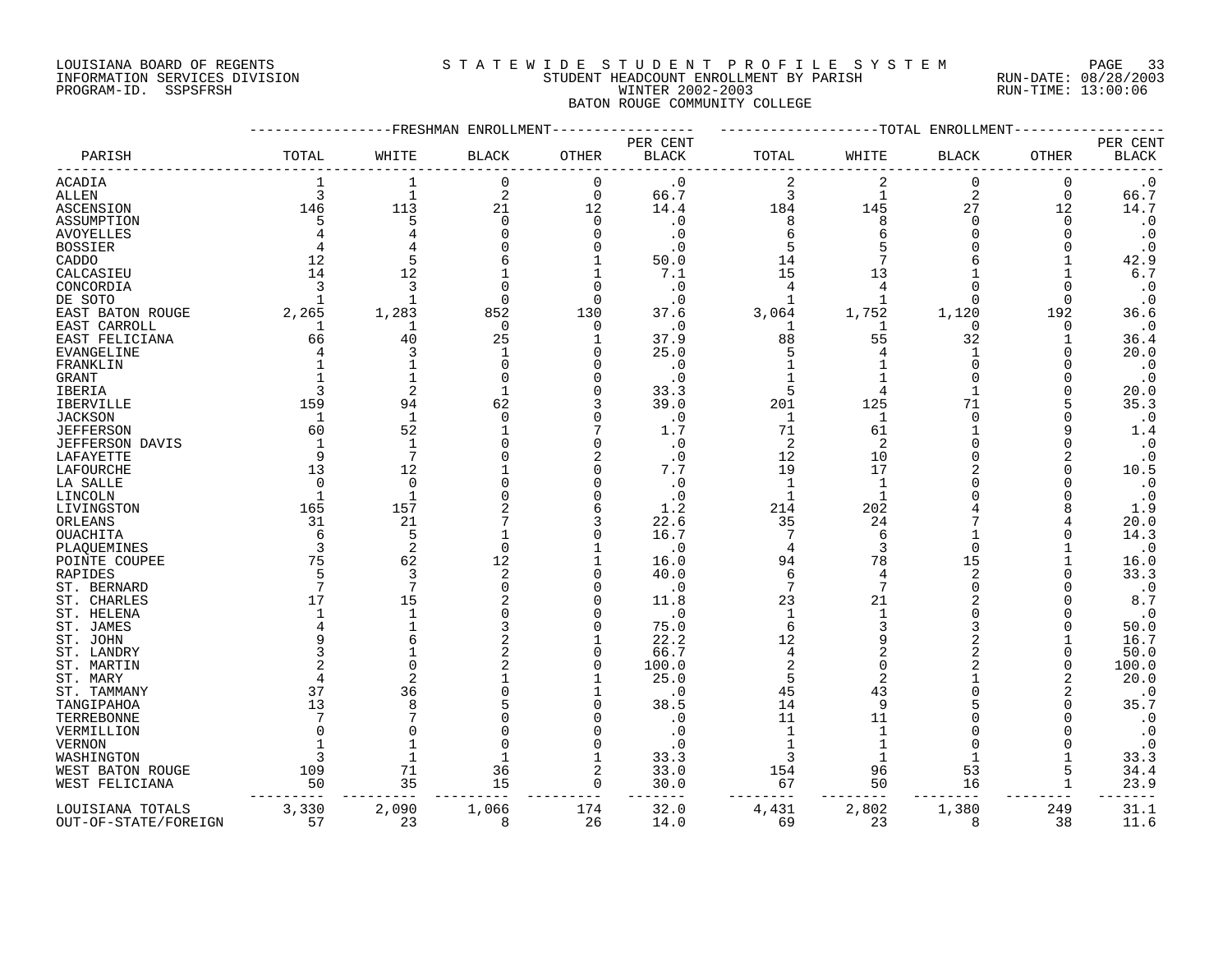LOUISIANA BOARD OF REGENTS
INFORMATION SERVICES DIVISION
PROGRAM-ID. SSPSFRSH

STATEWIDE STUDENT PROFILE SYSTEM
STUDENT HEADCOUNT ENROLLMENT BY PARISH
WINTER 2002-2003
BATON ROUGE COMMUNITY COLLEGE

RUN-DATE: 08/28/2003
RUN-TIME: 13:00:06

| PARISH | FRESHMAN ENROLLMENT TOTAL | WHITE | BLACK | OTHER | PER CENT BLACK | TOTAL ENROLLMENT TOTAL | WHITE | BLACK | OTHER | PER CENT BLACK |
|---|---|---|---|---|---|---|---|---|---|---|
| ACADIA | 1 | 1 | 0 | 0 | .0 | 2 | 2 | 0 | 0 | .0 |
| ALLEN | 3 | 1 | 2 | 0 | 66.7 | 3 | 1 | 2 | 0 | 66.7 |
| ASCENSION | 146 | 113 | 21 | 12 | 14.4 | 184 | 145 | 27 | 12 | 14.7 |
| ASSUMPTION | 5 | 5 | 0 | 0 | .0 | 8 | 8 | 0 | 0 | .0 |
| AVOYELLES | 4 | 4 | 0 | 0 | .0 | 6 | 6 | 0 | 0 | .0 |
| BOSSIER | 4 | 4 | 0 | 0 | .0 | 5 | 5 | 0 | 0 | .0 |
| CADDO | 12 | 5 | 6 | 1 | 50.0 | 14 | 7 | 6 | 1 | 42.9 |
| CALCASIEU | 14 | 12 | 1 | 1 | 7.1 | 15 | 13 | 1 | 1 | 6.7 |
| CONCORDIA | 3 | 3 | 0 | 0 | .0 | 4 | 4 | 0 | 0 | .0 |
| DE SOTO | 1 | 1 | 0 | 0 | .0 | 1 | 1 | 0 | 0 | .0 |
| EAST BATON ROUGE | 2,265 | 1,283 | 852 | 130 | 37.6 | 3,064 | 1,752 | 1,120 | 192 | 36.6 |
| EAST CARROLL | 1 | 1 | 0 | 0 | .0 | 1 | 1 | 0 | 0 | .0 |
| EAST FELICIANA | 66 | 40 | 25 | 1 | 37.9 | 88 | 55 | 32 | 1 | 36.4 |
| EVANGELINE | 4 | 3 | 1 | 0 | 25.0 | 5 | 4 | 1 | 0 | 20.0 |
| FRANKLIN | 1 | 1 | 0 | 0 | .0 | 1 | 1 | 0 | 0 | .0 |
| GRANT | 1 | 1 | 0 | 0 | .0 | 1 | 1 | 0 | 0 | .0 |
| IBERIA | 3 | 2 | 1 | 0 | 33.3 | 5 | 4 | 1 | 0 | 20.0 |
| IBERVILLE | 159 | 94 | 62 | 3 | 39.0 | 201 | 125 | 71 | 5 | 35.3 |
| JACKSON | 1 | 1 | 0 | 0 | .0 | 1 | 1 | 0 | 0 | .0 |
| JEFFERSON | 60 | 52 | 1 | 7 | 1.7 | 71 | 61 | 1 | 9 | 1.4 |
| JEFFERSON DAVIS | 1 | 1 | 0 | 0 | .0 | 2 | 2 | 0 | 0 | .0 |
| LAFAYETTE | 9 | 7 | 0 | 2 | .0 | 12 | 10 | 0 | 2 | .0 |
| LAFOURCHE | 13 | 12 | 1 | 0 | 7.7 | 19 | 17 | 2 | 0 | 10.5 |
| LA SALLE | 0 | 0 | 0 | 0 | .0 | 1 | 1 | 0 | 0 | .0 |
| LINCOLN | 1 | 1 | 0 | 0 | .0 | 1 | 1 | 0 | 0 | .0 |
| LIVINGSTON | 165 | 157 | 2 | 6 | 1.2 | 214 | 202 | 4 | 8 | 1.9 |
| ORLEANS | 31 | 21 | 7 | 3 | 22.6 | 35 | 24 | 7 | 4 | 20.0 |
| OUACHITA | 6 | 5 | 1 | 0 | 16.7 | 7 | 6 | 1 | 0 | 14.3 |
| PLAQUEMINES | 3 | 2 | 0 | 1 | .0 | 4 | 3 | 0 | 1 | .0 |
| POINTE COUPEE | 75 | 62 | 12 | 1 | 16.0 | 94 | 78 | 15 | 1 | 16.0 |
| RAPIDES | 5 | 3 | 2 | 0 | 40.0 | 6 | 4 | 2 | 0 | 33.3 |
| ST. BERNARD | 7 | 7 | 0 | 0 | .0 | 7 | 7 | 0 | 0 | .0 |
| ST. CHARLES | 17 | 15 | 2 | 0 | 11.8 | 23 | 21 | 2 | 0 | 8.7 |
| ST. HELENA | 1 | 1 | 0 | 0 | .0 | 1 | 1 | 0 | 0 | .0 |
| ST. JAMES | 4 | 1 | 3 | 0 | 75.0 | 6 | 3 | 3 | 0 | 50.0 |
| ST. JOHN | 9 | 6 | 2 | 1 | 22.2 | 12 | 9 | 2 | 1 | 16.7 |
| ST. LANDRY | 3 | 1 | 2 | 0 | 66.7 | 4 | 2 | 2 | 0 | 50.0 |
| ST. MARTIN | 2 | 0 | 2 | 0 | 100.0 | 2 | 0 | 2 | 0 | 100.0 |
| ST. MARY | 4 | 2 | 1 | 1 | 25.0 | 5 | 2 | 1 | 2 | 20.0 |
| ST. TAMMANY | 37 | 36 | 0 | 1 | .0 | 45 | 43 | 0 | 2 | .0 |
| TANGIPAHOA | 13 | 8 | 5 | 0 | 38.5 | 14 | 9 | 5 | 0 | 35.7 |
| TERREBONNE | 7 | 7 | 0 | 0 | .0 | 11 | 11 | 0 | 0 | .0 |
| VERMILLION | 0 | 0 | 0 | 0 | .0 | 1 | 1 | 0 | 0 | .0 |
| VERNON | 1 | 1 | 0 | 0 | .0 | 1 | 1 | 0 | 0 | .0 |
| WASHINGTON | 3 | 1 | 1 | 1 | 33.3 | 3 | 1 | 1 | 1 | 33.3 |
| WEST BATON ROUGE | 109 | 71 | 36 | 2 | 33.0 | 154 | 96 | 53 | 5 | 34.4 |
| WEST FELICIANA | 50 | 35 | 15 | 0 | 30.0 | 67 | 50 | 16 | 1 | 23.9 |
| LOUISIANA TOTALS | 3,330 | 2,090 | 1,066 | 174 | 32.0 | 4,431 | 2,802 | 1,380 | 249 | 31.1 |
| OUT-OF-STATE/FOREIGN | 57 | 23 | 8 | 26 | 14.0 | 69 | 23 | 8 | 38 | 11.6 |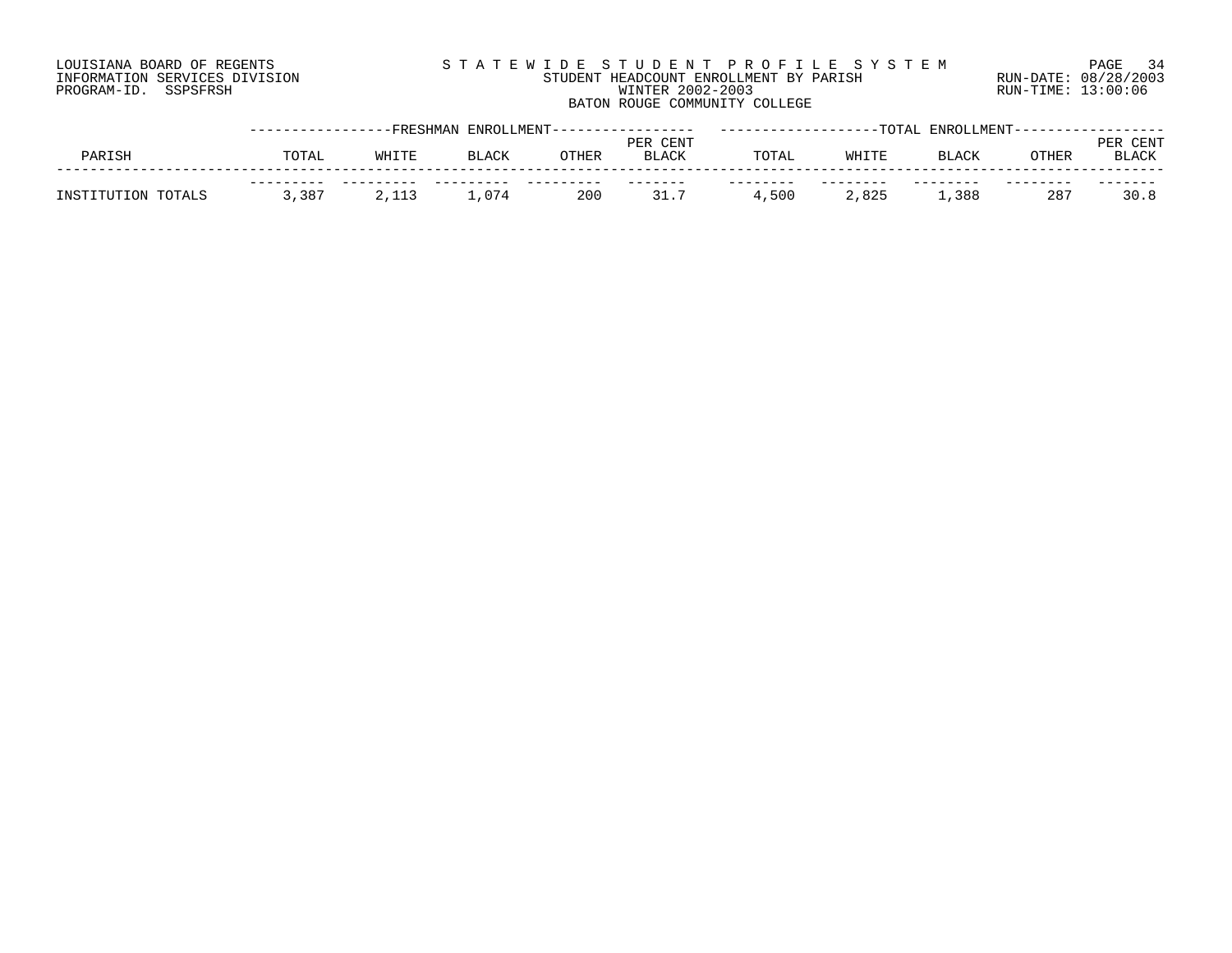LOUISIANA BOARD OF REGENTS
INFORMATION SERVICES DIVISION
PROGRAM-ID. SSPSFRSH

# STATEWIDE STUDENT PROFILE SYSTEM

STUDENT HEADCOUNT ENROLLMENT BY PARISH
WINTER 2002-2003
BATON ROUGE COMMUNITY COLLEGE

RUN-DATE: 08/28/2003
RUN-TIME: 13:00:06

| PARISH | FRESHMAN ENROLLMENT | | | | | TOTAL ENROLLMENT | | | | |
|---|---|---|---|---|---|---|---|---|---|---|
| | TOTAL | WHITE | BLACK | OTHER | PER CENT BLACK | TOTAL | WHITE | BLACK | OTHER | PER CENT BLACK |
| INSTITUTION TOTALS | 3,387 | 2,113 | 1,074 | 200 | 31.7 | 4,500 | 2,825 | 1,388 | 287 | 30.8 |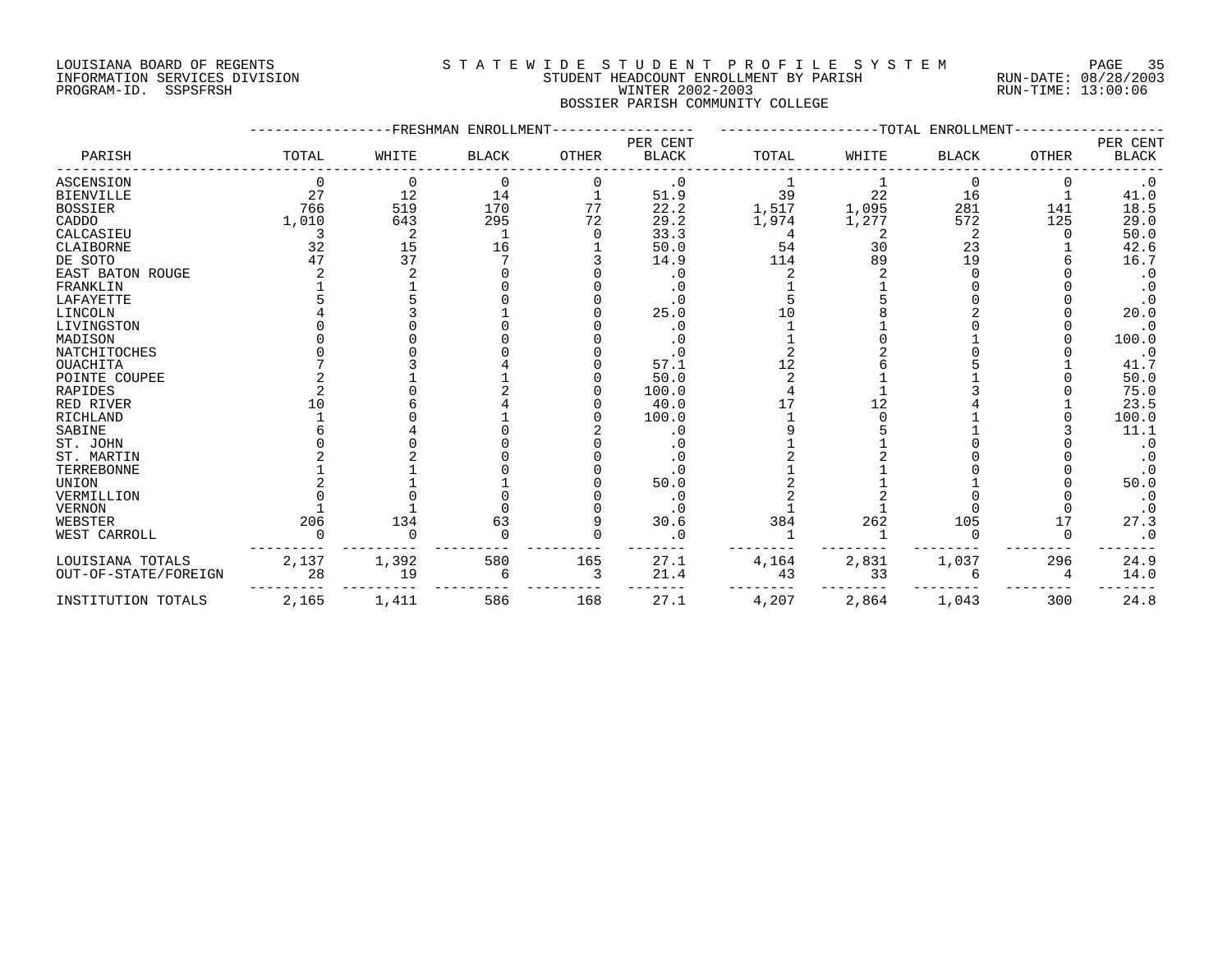LOUISIANA BOARD OF REGENTS
INFORMATION SERVICES DIVISION
PROGRAM-ID. SSPSFRSH

STATEWIDE STUDENT PROFILE SYSTEM
STUDENT HEADCOUNT ENROLLMENT BY PARISH
WINTER 2002-2003
BOSSIER PARISH COMMUNITY COLLEGE

RUN-DATE: 08/28/2003
RUN-TIME: 13:00:06

| PARISH | FRESHMAN ENROLLMENT TOTAL | WHITE | BLACK | OTHER | PER CENT BLACK | TOTAL ENROLLMENT TOTAL | WHITE | BLACK | OTHER | PER CENT BLACK |
|---|---|---|---|---|---|---|---|---|---|---|
| ASCENSION | 0 | 0 | 0 | 0 | .0 | 1 | 1 | 0 | 0 | .0 |
| BIENVILLE | 27 | 12 | 14 | 1 | 51.9 | 39 | 22 | 16 | 1 | 41.0 |
| BOSSIER | 766 | 519 | 170 | 77 | 22.2 | 1,517 | 1,095 | 281 | 141 | 18.5 |
| CADDO | 1,010 | 643 | 295 | 72 | 29.2 | 1,974 | 1,277 | 572 | 125 | 29.0 |
| CALCASIEU | 3 | 2 | 1 | 0 | 33.3 | 4 | 2 | 2 | 0 | 50.0 |
| CLAIBORNE | 32 | 15 | 16 | 1 | 50.0 | 54 | 30 | 23 | 1 | 42.6 |
| DE SOTO | 47 | 37 | 7 | 3 | 14.9 | 114 | 89 | 19 | 6 | 16.7 |
| EAST BATON ROUGE | 2 | 2 | 0 | 0 | .0 | 2 | 2 | 0 | 0 | .0 |
| FRANKLIN | 1 | 1 | 0 | 0 | .0 | 1 | 1 | 0 | 0 | .0 |
| LAFAYETTE | 5 | 5 | 0 | 0 | .0 | 5 | 5 | 0 | 0 | .0 |
| LINCOLN | 4 | 3 | 1 | 0 | 25.0 | 10 | 8 | 2 | 0 | 20.0 |
| LIVINGSTON | 0 | 0 | 0 | 0 | .0 | 1 | 1 | 0 | 0 | .0 |
| MADISON | 0 | 0 | 0 | 0 | .0 | 1 | 0 | 1 | 0 | 100.0 |
| NATCHITOCHES | 0 | 0 | 0 | 0 | .0 | 2 | 2 | 0 | 0 | .0 |
| OUACHITA | 7 | 3 | 4 | 0 | 57.1 | 12 | 6 | 5 | 1 | 41.7 |
| POINTE COUPEE | 2 | 1 | 1 | 0 | 50.0 | 2 | 1 | 1 | 0 | 50.0 |
| RAPIDES | 2 | 0 | 2 | 0 | 100.0 | 4 | 1 | 3 | 0 | 75.0 |
| RED RIVER | 10 | 6 | 4 | 0 | 40.0 | 17 | 12 | 4 | 1 | 23.5 |
| RICHLAND | 1 | 0 | 1 | 0 | 100.0 | 1 | 0 | 1 | 0 | 100.0 |
| SABINE | 6 | 4 | 0 | 2 | .0 | 9 | 5 | 1 | 3 | 11.1 |
| ST. JOHN | 0 | 0 | 0 | 0 | .0 | 1 | 1 | 0 | 0 | .0 |
| ST. MARTIN | 2 | 2 | 0 | 0 | .0 | 2 | 2 | 0 | 0 | .0 |
| TERREBONNE | 1 | 1 | 0 | 0 | .0 | 1 | 1 | 0 | 0 | .0 |
| UNION | 2 | 1 | 1 | 0 | 50.0 | 2 | 1 | 1 | 0 | 50.0 |
| VERMILLION | 0 | 0 | 0 | 0 | .0 | 2 | 2 | 0 | 0 | .0 |
| VERNON | 1 | 1 | 0 | 0 | .0 | 1 | 1 | 0 | 0 | .0 |
| WEBSTER | 206 | 134 | 63 | 9 | 30.6 | 384 | 262 | 105 | 17 | 27.3 |
| WEST CARROLL | 0 | 0 | 0 | 0 | .0 | 1 | 1 | 0 | 0 | .0 |
| LOUISIANA TOTALS | 2,137 | 1,392 | 580 | 165 | 27.1 | 4,164 | 2,831 | 1,037 | 296 | 24.9 |
| OUT-OF-STATE/FOREIGN | 28 | 19 | 6 | 3 | 21.4 | 43 | 33 | 6 | 4 | 14.0 |
| INSTITUTION TOTALS | 2,165 | 1,411 | 586 | 168 | 27.1 | 4,207 | 2,864 | 1,043 | 300 | 24.8 |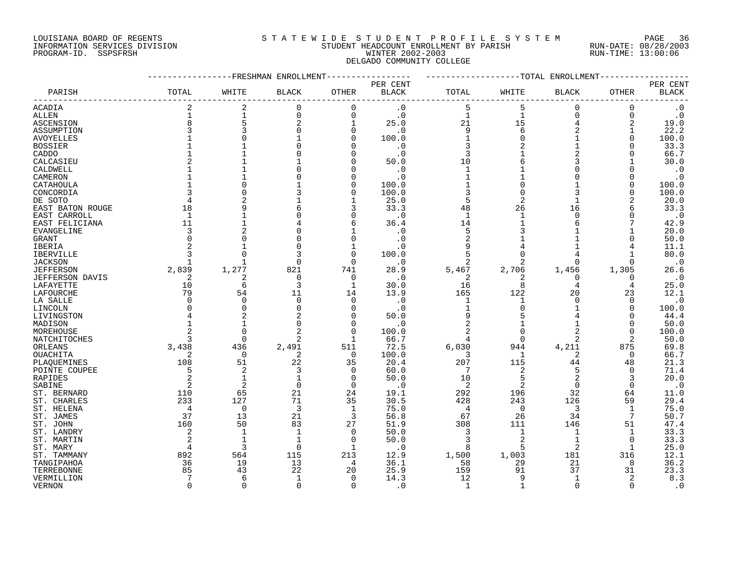LOUISIANA BOARD OF REGENTS
INFORMATION SERVICES DIVISION
PROGRAM-ID. SSPSFRSH

# STATEWIDE STUDENT PROFILE SYSTEM
## STUDENT HEADCOUNT ENROLLMENT BY PARISH
## WINTER 2002-2003
## DELGADO COMMUNITY COLLEGE

RUN-DATE: 08/28/2003
RUN-TIME: 13:00:06

| PARISH | FRESHMAN ENROLLMENT TOTAL | WHITE | BLACK | OTHER | PER CENT BLACK | TOTAL ENROLLMENT TOTAL | WHITE | BLACK | OTHER | PER CENT BLACK |
|---|---|---|---|---|---|---|---|---|---|---|
| ACADIA | 2 | 2 | 0 | 0 | .0 | 5 | 5 | 0 | 0 | .0 |
| ALLEN | 1 | 1 | 0 | 0 | .0 | 1 | 1 | 0 | 0 | .0 |
| ASCENSION | 8 | 5 | 2 | 1 | 25.0 | 21 | 15 | 4 | 2 | 19.0 |
| ASSUMPTION | 3 | 3 | 0 | 0 | .0 | 9 | 6 | 2 | 1 | 22.2 |
| AVOYELLES | 1 | 0 | 1 | 0 | 100.0 | 1 | 0 | 1 | 0 | 100.0 |
| BOSSIER | 1 | 1 | 0 | 0 | .0 | 3 | 2 | 1 | 0 | 33.3 |
| CADDO | 1 | 1 | 0 | 0 | .0 | 3 | 1 | 2 | 0 | 66.7 |
| CALCASIEU | 2 | 1 | 1 | 0 | 50.0 | 10 | 6 | 3 | 1 | 30.0 |
| CALDWELL | 1 | 1 | 0 | 0 | .0 | 1 | 1 | 0 | 0 | .0 |
| CAMERON | 1 | 1 | 0 | 0 | .0 | 1 | 1 | 0 | 0 | .0 |
| CATAHOULA | 1 | 0 | 1 | 0 | 100.0 | 1 | 0 | 1 | 0 | 100.0 |
| CONCORDIA | 3 | 0 | 3 | 0 | 100.0 | 3 | 0 | 3 | 0 | 100.0 |
| DE SOTO | 4 | 2 | 1 | 1 | 25.0 | 5 | 2 | 1 | 2 | 20.0 |
| EAST BATON ROUGE | 18 | 9 | 6 | 3 | 33.3 | 48 | 26 | 16 | 6 | 33.3 |
| EAST CARROLL | 1 | 1 | 0 | 0 | .0 | 1 | 1 | 0 | 0 | .0 |
| EAST FELICIANA | 11 | 1 | 4 | 6 | 36.4 | 14 | 1 | 6 | 7 | 42.9 |
| EVANGELINE | 3 | 2 | 0 | 1 | .0 | 5 | 3 | 1 | 1 | 20.0 |
| GRANT | 0 | 0 | 0 | 0 | .0 | 2 | 1 | 1 | 0 | 50.0 |
| IBERIA | 2 | 1 | 0 | 1 | .0 | 9 | 4 | 1 | 4 | 11.1 |
| IBERVILLE | 3 | 0 | 3 | 0 | 100.0 | 5 | 0 | 4 | 1 | 80.0 |
| JACKSON | 1 | 1 | 0 | 0 | .0 | 2 | 2 | 0 | 0 | .0 |
| JEFFERSON | 2,839 | 1,277 | 821 | 741 | 28.9 | 5,467 | 2,706 | 1,456 | 1,305 | 26.6 |
| JEFFERSON DAVIS | 2 | 2 | 0 | 0 | .0 | 2 | 2 | 0 | 0 | .0 |
| LAFAYETTE | 10 | 6 | 3 | 1 | 30.0 | 16 | 8 | 4 | 4 | 25.0 |
| LAFOURCHE | 79 | 54 | 11 | 14 | 13.9 | 165 | 122 | 20 | 23 | 12.1 |
| LA SALLE | 0 | 0 | 0 | 0 | .0 | 1 | 1 | 0 | 0 | .0 |
| LINCOLN | 0 | 0 | 0 | 0 | .0 | 1 | 0 | 1 | 0 | 100.0 |
| LIVINGSTON | 4 | 2 | 2 | 0 | 50.0 | 9 | 5 | 4 | 0 | 44.4 |
| MADISON | 1 | 1 | 0 | 0 | .0 | 2 | 1 | 1 | 0 | 50.0 |
| MOREHOUSE | 2 | 0 | 2 | 0 | 100.0 | 2 | 0 | 2 | 0 | 100.0 |
| NATCHITOCHES | 3 | 0 | 2 | 1 | 66.7 | 4 | 0 | 2 | 2 | 50.0 |
| ORLEANS | 3,438 | 436 | 2,491 | 511 | 72.5 | 6,030 | 944 | 4,211 | 875 | 69.8 |
| OUACHITA | 2 | 0 | 2 | 0 | 100.0 | 3 | 1 | 2 | 0 | 66.7 |
| PLAQUEMINES | 108 | 51 | 22 | 35 | 20.4 | 207 | 115 | 44 | 48 | 21.3 |
| POINTE COUPEE | 5 | 2 | 3 | 0 | 60.0 | 7 | 2 | 5 | 0 | 71.4 |
| RAPIDES | 2 | 1 | 1 | 0 | 50.0 | 10 | 5 | 2 | 3 | 20.0 |
| SABINE | 2 | 2 | 0 | 0 | .0 | 2 | 2 | 0 | 0 | .0 |
| ST. BERNARD | 110 | 65 | 21 | 24 | 19.1 | 292 | 196 | 32 | 64 | 11.0 |
| ST. CHARLES | 233 | 127 | 71 | 35 | 30.5 | 428 | 243 | 126 | 59 | 29.4 |
| ST. HELENA | 4 | 0 | 3 | 1 | 75.0 | 4 | 0 | 3 | 1 | 75.0 |
| ST. JAMES | 37 | 13 | 21 | 3 | 56.8 | 67 | 26 | 34 | 7 | 50.7 |
| ST. JOHN | 160 | 50 | 83 | 27 | 51.9 | 308 | 111 | 146 | 51 | 47.4 |
| ST. LANDRY | 2 | 1 | 1 | 0 | 50.0 | 3 | 1 | 1 | 1 | 33.3 |
| ST. MARTIN | 2 | 1 | 1 | 0 | 50.0 | 3 | 2 | 1 | 0 | 33.3 |
| ST. MARY | 4 | 3 | 0 | 1 | .0 | 8 | 5 | 2 | 1 | 25.0 |
| ST. TAMMANY | 892 | 564 | 115 | 213 | 12.9 | 1,500 | 1,003 | 181 | 316 | 12.1 |
| TANGIPAHOA | 36 | 19 | 13 | 4 | 36.1 | 58 | 29 | 21 | 8 | 36.2 |
| TERREBONNE | 85 | 43 | 22 | 20 | 25.9 | 159 | 91 | 37 | 31 | 23.3 |
| VERMILLION | 7 | 6 | 1 | 0 | 14.3 | 12 | 9 | 1 | 2 | 8.3 |
| VERNON | 0 | 0 | 0 | 0 | .0 | 1 | 1 | 0 | 0 | .0 |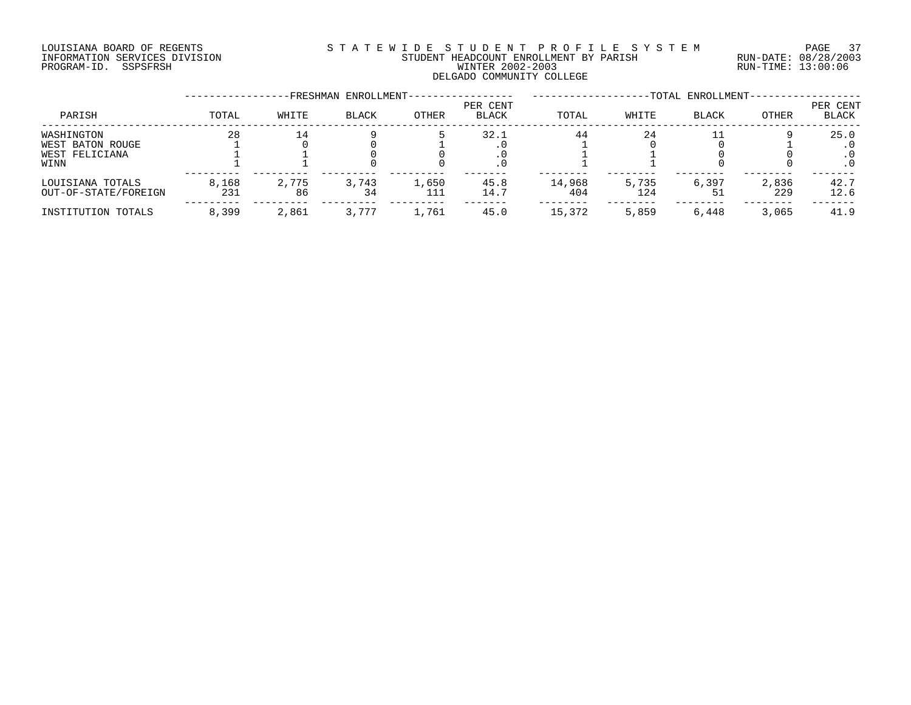LOUISIANA BOARD OF REGENTS
INFORMATION SERVICES DIVISION
PROGRAM-ID. SSPSFRSH

STATEWIDE STUDENT PROFILE SYSTEM
STUDENT HEADCOUNT ENROLLMENT BY PARISH
WINTER 2002-2003
DELGADO COMMUNITY COLLEGE

RUN-DATE: 08/28/2003
RUN-TIME: 13:00:06

| PARISH | FRESHMAN ENROLLMENT | | | | | TOTAL ENROLLMENT | | | | |
|---|---|---|---|---|---|---|---|---|---|---|
| | TOTAL | WHITE | BLACK | OTHER | PER CENT BLACK | TOTAL | WHITE | BLACK | OTHER | PER CENT BLACK |
| WASHINGTON | 28 | 14 | 9 | 5 | 32.1 | 44 | 24 | 11 | 9 | 25.0 |
| WEST BATON ROUGE | 1 | 0 | 0 | 1 | .0 | 1 | 0 | 0 | 1 | .0 |
| WEST FELICIANA | 1 | 1 | 0 | 0 | .0 | 1 | 1 | 0 | 0 | .0 |
| WINN | 1 | 1 | 0 | 0 | .0 | 1 | 1 | 0 | 0 | .0 |
| LOUISIANA TOTALS | 8,168 | 2,775 | 3,743 | 1,650 | 45.8 | 14,968 | 5,735 | 6,397 | 2,836 | 42.7 |
| OUT-OF-STATE/FOREIGN | 231 | 86 | 34 | 111 | 14.7 | 404 | 124 | 51 | 229 | 12.6 |
| INSTITUTION TOTALS | 8,399 | 2,861 | 3,777 | 1,761 | 45.0 | 15,372 | 5,859 | 6,448 | 3,065 | 41.9 |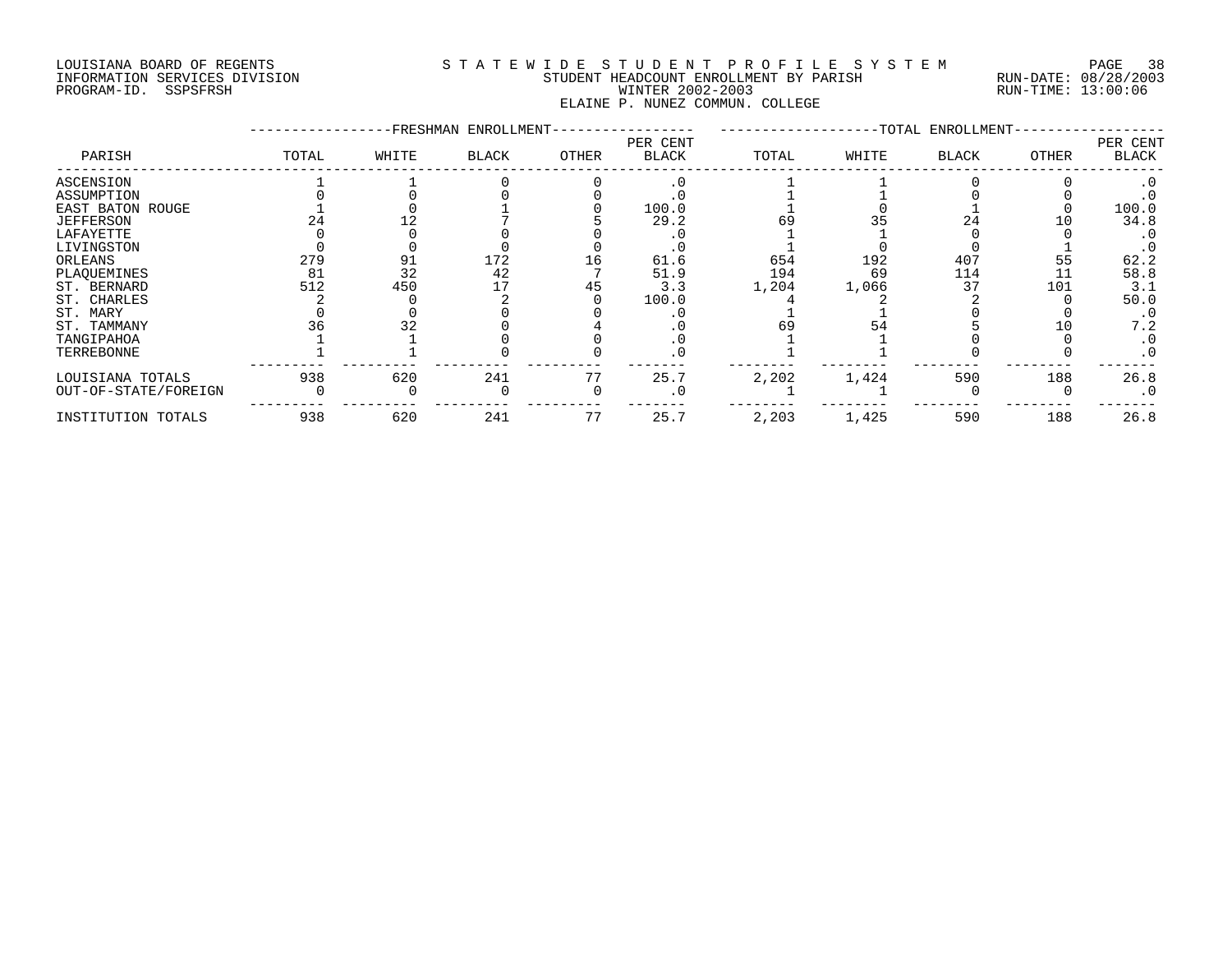LOUISIANA BOARD OF REGENTS
INFORMATION SERVICES DIVISION
PROGRAM-ID. SSPSFRSH

STATEWIDE STUDENT PROFILE SYSTEM
STUDENT HEADCOUNT ENROLLMENT BY PARISH
WINTER 2002-2003
ELAINE P. NUNEZ COMMUN. COLLEGE

RUN-DATE: 08/28/2003
RUN-TIME: 13:00:06

| PARISH | FRESHMAN ENROLLMENT TOTAL | WHITE | BLACK | OTHER | PER CENT BLACK | TOTAL ENROLLMENT TOTAL | WHITE | BLACK | OTHER | PER CENT BLACK |
|---|---|---|---|---|---|---|---|---|---|---|
| ASCENSION | 1 | 1 | 0 | 0 | .0 | 1 | 1 | 0 | 0 | .0 |
| ASSUMPTION | 0 | 0 | 0 | 0 | .0 | 1 | 1 | 0 | 0 | .0 |
| EAST BATON ROUGE | 1 | 0 | 1 | 0 | 100.0 | 1 | 0 | 1 | 0 | 100.0 |
| JEFFERSON | 24 | 12 | 7 | 5 | 29.2 | 69 | 35 | 24 | 10 | 34.8 |
| LAFAYETTE | 0 | 0 | 0 | 0 | .0 | 1 | 1 | 0 | 0 | .0 |
| LIVINGSTON | 0 | 0 | 0 | 0 | .0 | 1 | 0 | 0 | 1 | .0 |
| ORLEANS | 279 | 91 | 172 | 16 | 61.6 | 654 | 192 | 407 | 55 | 62.2 |
| PLAQUEMINES | 81 | 32 | 42 | 7 | 51.9 | 194 | 69 | 114 | 11 | 58.8 |
| ST. BERNARD | 512 | 450 | 17 | 45 | 3.3 | 1,204 | 1,066 | 37 | 101 | 3.1 |
| ST. CHARLES | 2 | 0 | 2 | 0 | 100.0 | 4 | 2 | 2 | 0 | 50.0 |
| ST. MARY | 0 | 0 | 0 | 0 | .0 | 1 | 1 | 0 | 0 | .0 |
| ST. TAMMANY | 36 | 32 | 0 | 4 | .0 | 69 | 54 | 5 | 10 | 7.2 |
| TANGIPAHOA | 1 | 1 | 0 | 0 | .0 | 1 | 1 | 0 | 0 | .0 |
| TERREBONNE | 1 | 1 | 0 | 0 | .0 | 1 | 1 | 0 | 0 | .0 |
| LOUISIANA TOTALS | 938 | 620 | 241 | 77 | 25.7 | 2,202 | 1,424 | 590 | 188 | 26.8 |
| OUT-OF-STATE/FOREIGN | 0 | 0 | 0 | 0 | .0 | 1 | 1 | 0 | 0 | .0 |
| INSTITUTION TOTALS | 938 | 620 | 241 | 77 | 25.7 | 2,203 | 1,425 | 590 | 188 | 26.8 |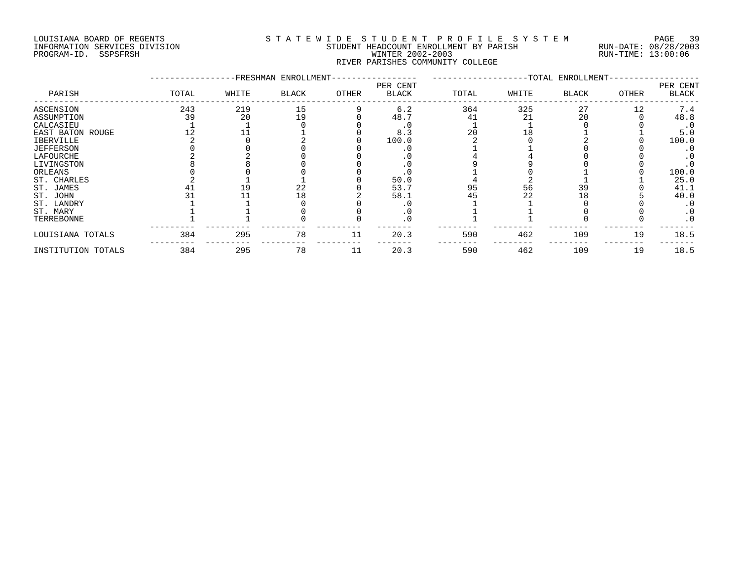LOUISIANA BOARD OF REGENTS
INFORMATION SERVICES DIVISION
PROGRAM-ID. SSPSFRSH

# STATEWIDE STUDENT PROFILE SYSTEM
STUDENT HEADCOUNT ENROLLMENT BY PARISH
WINTER 2002-2003
RIVER PARISHES COMMUNITY COLLEGE

RUN-DATE: 08/28/2003
RUN-TIME: 13:00:06

| PARISH | FRESHMAN ENROLLMENT TOTAL | WHITE | BLACK | OTHER | PER CENT BLACK | TOTAL ENROLLMENT TOTAL | WHITE | BLACK | OTHER | PER CENT BLACK |
|---|---|---|---|---|---|---|---|---|---|---|
| ASCENSION | 243 | 219 | 15 | 9 | 6.2 | 364 | 325 | 27 | 12 | 7.4 |
| ASSUMPTION | 39 | 20 | 19 | 0 | 48.7 | 41 | 21 | 20 | 0 | 48.8 |
| CALCASIEU | 1 | 1 | 0 | 0 | .0 | 1 | 1 | 0 | 0 | .0 |
| EAST BATON ROUGE | 12 | 11 | 1 | 0 | 8.3 | 20 | 18 | 1 | 1 | 5.0 |
| IBERVILLE | 2 | 0 | 2 | 0 | 100.0 | 2 | 0 | 2 | 0 | 100.0 |
| JEFFERSON | 0 | 0 | 0 | 0 | .0 | 1 | 1 | 0 | 0 | .0 |
| LAFOURCHE | 2 | 2 | 0 | 0 | .0 | 4 | 4 | 0 | 0 | .0 |
| LIVINGSTON | 8 | 8 | 0 | 0 | .0 | 9 | 9 | 0 | 0 | .0 |
| ORLEANS | 0 | 0 | 0 | 0 | .0 | 1 | 0 | 1 | 0 | 100.0 |
| ST. CHARLES | 2 | 1 | 1 | 0 | 50.0 | 4 | 2 | 1 | 1 | 25.0 |
| ST. JAMES | 41 | 19 | 22 | 0 | 53.7 | 95 | 56 | 39 | 0 | 41.1 |
| ST. JOHN | 31 | 11 | 18 | 2 | 58.1 | 45 | 22 | 18 | 5 | 40.0 |
| ST. LANDRY | 1 | 1 | 0 | 0 | .0 | 1 | 1 | 0 | 0 | .0 |
| ST. MARY | 1 | 1 | 0 | 0 | .0 | 1 | 1 | 0 | 0 | .0 |
| TERREBONNE | 1 | 1 | 0 | 0 | .0 | 1 | 1 | 0 | 0 | .0 |
| LOUISIANA TOTALS | 384 | 295 | 78 | 11 | 20.3 | 590 | 462 | 109 | 19 | 18.5 |
| INSTITUTION TOTALS | 384 | 295 | 78 | 11 | 20.3 | 590 | 462 | 109 | 19 | 18.5 |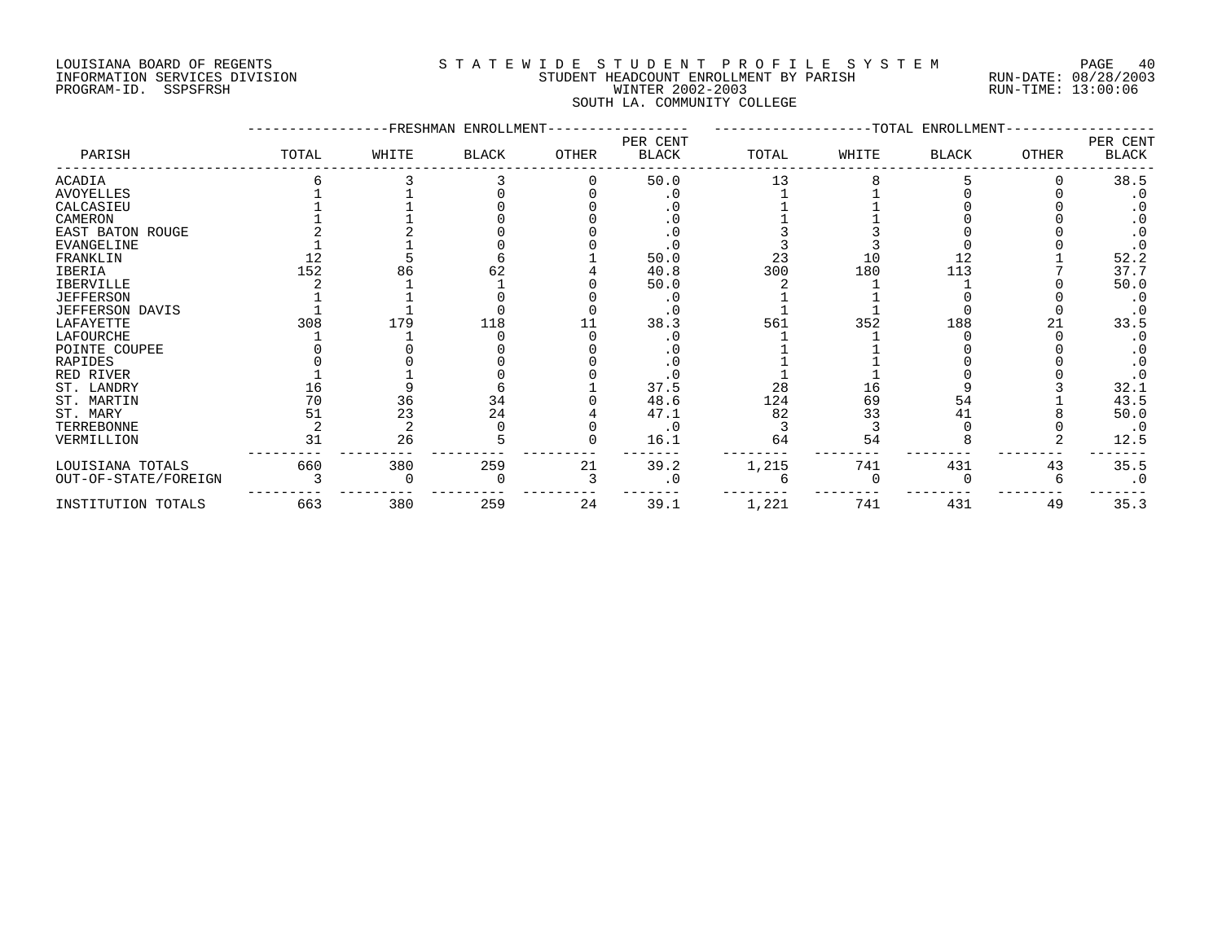LOUISIANA BOARD OF REGENTS
INFORMATION SERVICES DIVISION
PROGRAM-ID. SSPSFRSH

# STATEWIDE STUDENT PROFILE SYSTEM

STUDENT HEADCOUNT ENROLLMENT BY PARISH
WINTER 2002-2003
SOUTH LA. COMMUNITY COLLEGE

RUN-DATE: 08/28/2003
RUN-TIME: 13:00:06

| PARISH | FRESHMAN ENROLLMENT TOTAL | WHITE | BLACK | OTHER | PER CENT BLACK | TOTAL ENROLLMENT TOTAL | WHITE | BLACK | OTHER | PER CENT BLACK |
|---|---|---|---|---|---|---|---|---|---|---|
| ACADIA | 6 | 3 | 3 | 0 | 50.0 | 13 | 8 | 5 | 0 | 38.5 |
| AVOYELLES | 1 | 1 | 0 | 0 | .0 | 1 | 1 | 0 | 0 | .0 |
| CALCASIEU | 1 | 1 | 0 | 0 | .0 | 1 | 1 | 0 | 0 | .0 |
| CAMERON | 1 | 1 | 0 | 0 | .0 | 1 | 1 | 0 | 0 | .0 |
| EAST BATON ROUGE | 2 | 2 | 0 | 0 | .0 | 3 | 3 | 0 | 0 | .0 |
| EVANGELINE | 1 | 1 | 0 | 0 | .0 | 3 | 3 | 0 | 0 | .0 |
| FRANKLIN | 12 | 5 | 6 | 1 | 50.0 | 23 | 10 | 12 | 1 | 52.2 |
| IBERIA | 152 | 86 | 62 | 4 | 40.8 | 300 | 180 | 113 | 7 | 37.7 |
| IBERVILLE | 2 | 1 | 1 | 0 | 50.0 | 2 | 1 | 1 | 0 | 50.0 |
| JEFFERSON | 1 | 1 | 0 | 0 | .0 | 1 | 1 | 0 | 0 | .0 |
| JEFFERSON DAVIS | 1 | 1 | 0 | 0 | .0 | 1 | 1 | 0 | 0 | .0 |
| LAFAYETTE | 308 | 179 | 118 | 11 | 38.3 | 561 | 352 | 188 | 21 | 33.5 |
| LAFOURCHE | 1 | 1 | 0 | 0 | .0 | 1 | 1 | 0 | 0 | .0 |
| POINTE COUPEE | 0 | 0 | 0 | 0 | .0 | 1 | 1 | 0 | 0 | .0 |
| RAPIDES | 0 | 0 | 0 | 0 | .0 | 1 | 1 | 0 | 0 | .0 |
| RED RIVER | 1 | 1 | 0 | 0 | .0 | 1 | 1 | 0 | 0 | .0 |
| ST. LANDRY | 16 | 9 | 6 | 1 | 37.5 | 28 | 16 | 9 | 3 | 32.1 |
| ST. MARTIN | 70 | 36 | 34 | 0 | 48.6 | 124 | 69 | 54 | 1 | 43.5 |
| ST. MARY | 51 | 23 | 24 | 4 | 47.1 | 82 | 33 | 41 | 8 | 50.0 |
| TERREBONNE | 2 | 2 | 0 | 0 | .0 | 3 | 3 | 0 | 0 | .0 |
| VERMILLION | 31 | 26 | 5 | 0 | 16.1 | 64 | 54 | 8 | 2 | 12.5 |
| LOUISIANA TOTALS | 660 | 380 | 259 | 21 | 39.2 | 1,215 | 741 | 431 | 43 | 35.5 |
| OUT-OF-STATE/FOREIGN | 3 | 0 | 0 | 3 | .0 | 6 | 0 | 0 | 6 | .0 |
| INSTITUTION TOTALS | 663 | 380 | 259 | 24 | 39.1 | 1,221 | 741 | 431 | 49 | 35.3 |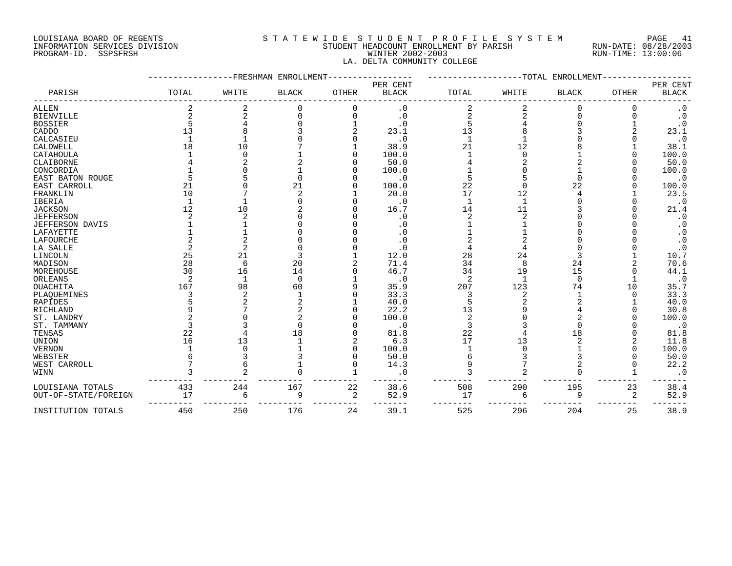LOUISIANA BOARD OF REGENTS
INFORMATION SERVICES DIVISION
PROGRAM-ID. SSPSFRSH

# STATEWIDE STUDENT PROFILE SYSTEM
## STUDENT HEADCOUNT ENROLLMENT BY PARISH
## WINTER 2002-2003
## LA. DELTA COMMUNITY COLLEGE

RUN-DATE: 08/28/2003
RUN-TIME: 13:00:06

| PARISH | FRESHMAN ENROLLMENT TOTAL | WHITE | BLACK | OTHER | PER CENT BLACK | TOTAL ENROLLMENT TOTAL | WHITE | BLACK | OTHER | PER CENT BLACK |
|---|---|---|---|---|---|---|---|---|---|---|
| ALLEN | 2 | 2 | 0 | 0 | .0 | 2 | 2 | 0 | 0 | .0 |
| BIENVILLE | 2 | 2 | 0 | 0 | .0 | 2 | 2 | 0 | 0 | .0 |
| BOSSIER | 5 | 4 | 0 | 1 | .0 | 5 | 4 | 0 | 1 | .0 |
| CADDO | 13 | 8 | 3 | 2 | 23.1 | 13 | 8 | 3 | 2 | 23.1 |
| CALCASIEU | 1 | 1 | 0 | 0 | .0 | 1 | 1 | 0 | 0 | .0 |
| CALDWELL | 18 | 10 | 7 | 1 | 38.9 | 21 | 12 | 8 | 1 | 38.1 |
| CATAHOULA | 1 | 0 | 1 | 0 | 100.0 | 1 | 0 | 1 | 0 | 100.0 |
| CLAIBORNE | 4 | 2 | 2 | 0 | 50.0 | 4 | 2 | 2 | 0 | 50.0 |
| CONCORDIA | 1 | 0 | 1 | 0 | 100.0 | 1 | 0 | 1 | 0 | 100.0 |
| EAST BATON ROUGE | 5 | 5 | 0 | 0 | .0 | 5 | 5 | 0 | 0 | .0 |
| EAST CARROLL | 21 | 0 | 21 | 0 | 100.0 | 22 | 0 | 22 | 0 | 100.0 |
| FRANKLIN | 10 | 7 | 2 | 1 | 20.0 | 17 | 12 | 4 | 1 | 23.5 |
| IBERIA | 1 | 1 | 0 | 0 | .0 | 1 | 1 | 0 | 0 | .0 |
| JACKSON | 12 | 10 | 2 | 0 | 16.7 | 14 | 11 | 3 | 0 | 21.4 |
| JEFFERSON | 2 | 2 | 0 | 0 | .0 | 2 | 2 | 0 | 0 | .0 |
| JEFFERSON DAVIS | 1 | 1 | 0 | 0 | .0 | 1 | 1 | 0 | 0 | .0 |
| LAFAYETTE | 1 | 1 | 0 | 0 | .0 | 1 | 1 | 0 | 0 | .0 |
| LAFOURCHE | 2 | 2 | 0 | 0 | .0 | 2 | 2 | 0 | 0 | .0 |
| LA SALLE | 2 | 2 | 0 | 0 | .0 | 4 | 4 | 0 | 0 | .0 |
| LINCOLN | 25 | 21 | 3 | 1 | 12.0 | 28 | 24 | 3 | 1 | 10.7 |
| MADISON | 28 | 6 | 20 | 2 | 71.4 | 34 | 8 | 24 | 2 | 70.6 |
| MOREHOUSE | 30 | 16 | 14 | 0 | 46.7 | 34 | 19 | 15 | 0 | 44.1 |
| ORLEANS | 2 | 1 | 0 | 1 | .0 | 2 | 1 | 0 | 1 | .0 |
| OUACHITA | 167 | 98 | 60 | 9 | 35.9 | 207 | 123 | 74 | 10 | 35.7 |
| PLAQUEMINES | 3 | 2 | 1 | 0 | 33.3 | 3 | 2 | 1 | 0 | 33.3 |
| RAPIDES | 5 | 2 | 2 | 1 | 40.0 | 5 | 2 | 2 | 1 | 40.0 |
| RICHLAND | 9 | 7 | 2 | 0 | 22.2 | 13 | 9 | 4 | 0 | 30.8 |
| ST. LANDRY | 2 | 0 | 2 | 0 | 100.0 | 2 | 0 | 2 | 0 | 100.0 |
| ST. TAMMANY | 3 | 3 | 0 | 0 | .0 | 3 | 3 | 0 | 0 | .0 |
| TENSAS | 22 | 4 | 18 | 0 | 81.8 | 22 | 4 | 18 | 0 | 81.8 |
| UNION | 16 | 13 | 1 | 2 | 6.3 | 17 | 13 | 2 | 2 | 11.8 |
| VERNON | 1 | 0 | 1 | 0 | 100.0 | 1 | 0 | 1 | 0 | 100.0 |
| WEBSTER | 6 | 3 | 3 | 0 | 50.0 | 6 | 3 | 3 | 0 | 50.0 |
| WEST CARROLL | 7 | 6 | 1 | 0 | 14.3 | 9 | 7 | 2 | 0 | 22.2 |
| WINN | 3 | 2 | 0 | 1 | .0 | 3 | 2 | 0 | 1 | .0 |
| LOUISIANA TOTALS | 433 | 244 | 167 | 22 | 38.6 | 508 | 290 | 195 | 23 | 38.4 |
| OUT-OF-STATE/FOREIGN | 17 | 6 | 9 | 2 | 52.9 | 17 | 6 | 9 | 2 | 52.9 |
| INSTITUTION TOTALS | 450 | 250 | 176 | 24 | 39.1 | 525 | 296 | 204 | 25 | 38.9 |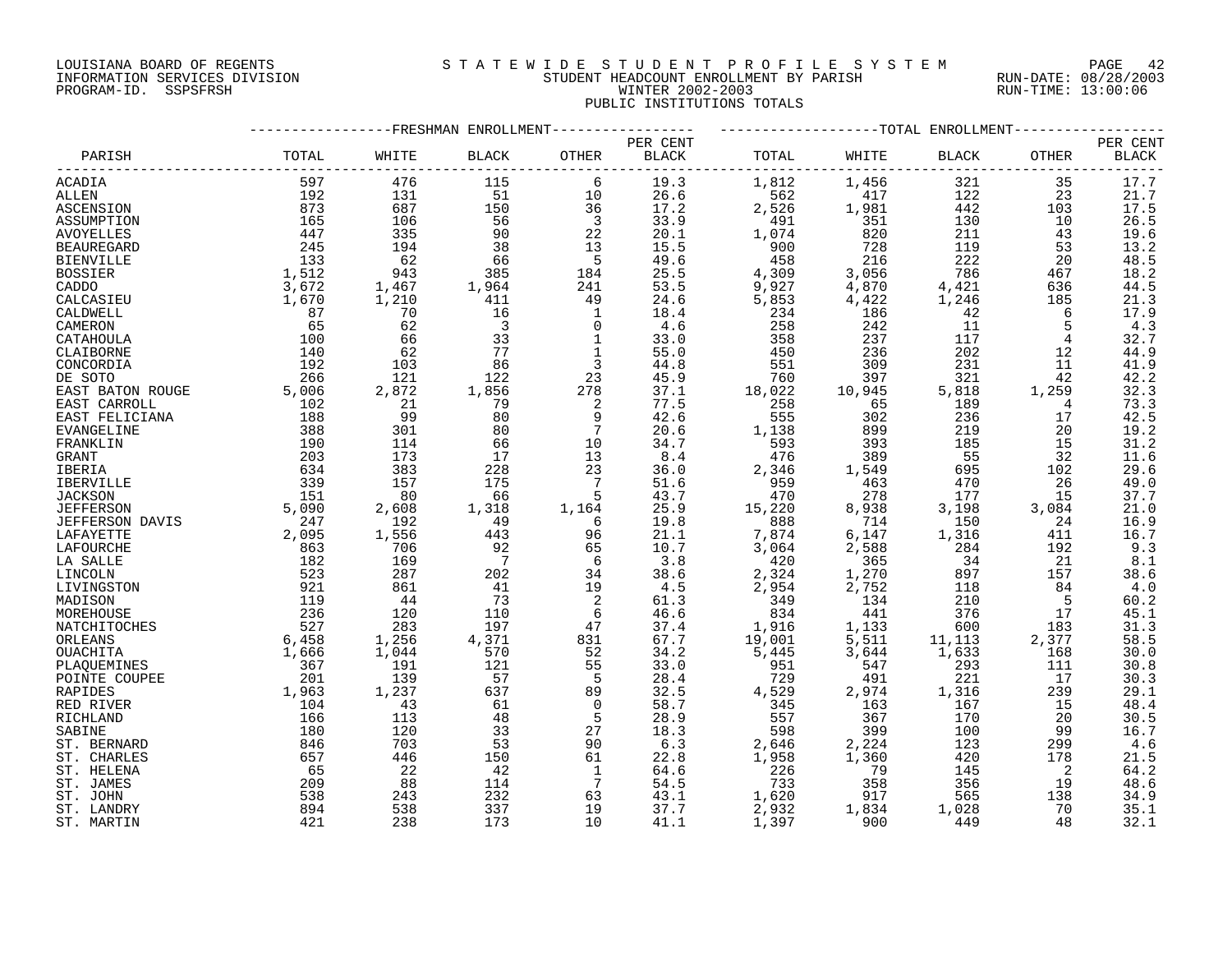LOUISIANA BOARD OF REGENTS
INFORMATION SERVICES DIVISION
PROGRAM-ID. SSPSFRSH

# S T A T E W I D E  S T U D E N T  P R O F I L E  S Y S T E M

STUDENT HEADCOUNT ENROLLMENT BY PARISH
WINTER 2002-2003
PUBLIC INSTITUTIONS TOTALS

RUN-DATE: 08/28/2003
RUN-TIME: 13:00:06

| PARISH | FRESHMAN ENROLLMENT TOTAL | WHITE | BLACK | OTHER | PER CENT BLACK | TOTAL ENROLLMENT TOTAL | WHITE | BLACK | OTHER | PER CENT BLACK |
|---|---|---|---|---|---|---|---|---|---|---|
| ACADIA | 597 | 476 | 115 | 6 | 19.3 | 1,812 | 1,456 | 321 | 35 | 17.7 |
| ALLEN | 192 | 131 | 51 | 10 | 26.6 | 562 | 417 | 122 | 23 | 21.7 |
| ASCENSION | 873 | 687 | 150 | 36 | 17.2 | 2,526 | 1,981 | 442 | 103 | 17.5 |
| ASSUMPTION | 165 | 106 | 56 | 3 | 33.9 | 491 | 351 | 130 | 10 | 26.5 |
| AVOYELLES | 447 | 335 | 90 | 22 | 20.1 | 1,074 | 820 | 211 | 43 | 19.6 |
| BEAUREGARD | 245 | 194 | 38 | 13 | 15.5 | 900 | 728 | 119 | 53 | 13.2 |
| BIENVILLE | 133 | 62 | 66 | 5 | 49.6 | 458 | 216 | 222 | 20 | 48.5 |
| BOSSIER | 1,512 | 943 | 385 | 184 | 25.5 | 4,309 | 3,056 | 786 | 467 | 18.2 |
| CADDO | 3,672 | 1,467 | 1,964 | 241 | 53.5 | 9,927 | 4,870 | 4,421 | 636 | 44.5 |
| CALCASIEU | 1,670 | 1,210 | 411 | 49 | 24.6 | 5,853 | 4,422 | 1,246 | 185 | 21.3 |
| CALDWELL | 87 | 70 | 16 | 1 | 18.4 | 234 | 186 | 42 | 6 | 17.9 |
| CAMERON | 65 | 62 | 3 | 0 | 4.6 | 258 | 242 | 11 | 5 | 4.3 |
| CATAHOULA | 100 | 66 | 33 | 1 | 33.0 | 358 | 237 | 117 | 4 | 32.7 |
| CLAIBORNE | 140 | 62 | 77 | 1 | 55.0 | 450 | 236 | 202 | 12 | 44.9 |
| CONCORDIA | 192 | 103 | 86 | 3 | 44.8 | 551 | 309 | 231 | 11 | 41.9 |
| DE SOTO | 266 | 121 | 122 | 23 | 45.9 | 760 | 397 | 321 | 42 | 42.2 |
| EAST BATON ROUGE | 5,006 | 2,872 | 1,856 | 278 | 37.1 | 18,022 | 10,945 | 5,818 | 1,259 | 32.3 |
| EAST CARROLL | 102 | 21 | 79 | 2 | 77.5 | 258 | 65 | 189 | 4 | 73.3 |
| EAST FELICIANA | 188 | 99 | 80 | 9 | 42.6 | 555 | 302 | 236 | 17 | 42.5 |
| EVANGELINE | 388 | 301 | 80 | 7 | 20.6 | 1,138 | 899 | 219 | 20 | 19.2 |
| FRANKLIN | 190 | 114 | 66 | 10 | 34.7 | 593 | 393 | 185 | 15 | 31.2 |
| GRANT | 203 | 173 | 17 | 13 | 8.4 | 476 | 389 | 55 | 32 | 11.6 |
| IBERIA | 634 | 383 | 228 | 23 | 36.0 | 2,346 | 1,549 | 695 | 102 | 29.6 |
| IBERVILLE | 339 | 157 | 175 | 7 | 51.6 | 959 | 463 | 470 | 26 | 49.0 |
| JACKSON | 151 | 80 | 66 | 5 | 43.7 | 470 | 278 | 177 | 15 | 37.7 |
| JEFFERSON | 5,090 | 2,608 | 1,318 | 1,164 | 25.9 | 15,220 | 8,938 | 3,198 | 3,084 | 21.0 |
| JEFFERSON DAVIS | 247 | 192 | 49 | 6 | 19.8 | 888 | 714 | 150 | 24 | 16.9 |
| LAFAYETTE | 2,095 | 1,556 | 443 | 96 | 21.1 | 7,874 | 6,147 | 1,316 | 411 | 16.7 |
| LAFOURCHE | 863 | 706 | 92 | 65 | 10.7 | 3,064 | 2,588 | 284 | 192 | 9.3 |
| LA SALLE | 182 | 169 | 7 | 6 | 3.8 | 420 | 365 | 34 | 21 | 8.1 |
| LINCOLN | 523 | 287 | 202 | 34 | 38.6 | 2,324 | 1,270 | 897 | 157 | 38.6 |
| LIVINGSTON | 921 | 861 | 41 | 19 | 4.5 | 2,954 | 2,752 | 118 | 84 | 4.0 |
| MADISON | 119 | 44 | 73 | 2 | 61.3 | 349 | 134 | 210 | 5 | 60.2 |
| MOREHOUSE | 236 | 120 | 110 | 6 | 46.6 | 834 | 441 | 376 | 17 | 45.1 |
| NATCHITOCHES | 527 | 283 | 197 | 47 | 37.4 | 1,916 | 1,133 | 600 | 183 | 31.3 |
| ORLEANS | 6,458 | 1,256 | 4,371 | 831 | 67.7 | 19,001 | 5,511 | 11,113 | 2,377 | 58.5 |
| OUACHITA | 1,666 | 1,044 | 570 | 52 | 34.2 | 5,445 | 3,644 | 1,633 | 168 | 30.0 |
| PLAQUEMINES | 367 | 191 | 121 | 55 | 33.0 | 951 | 547 | 293 | 111 | 30.8 |
| POINTE COUPEE | 201 | 139 | 57 | 5 | 28.4 | 729 | 491 | 221 | 17 | 30.3 |
| RAPIDES | 1,963 | 1,237 | 637 | 89 | 32.5 | 4,529 | 2,974 | 1,316 | 239 | 29.1 |
| RED RIVER | 104 | 43 | 61 | 0 | 58.7 | 345 | 163 | 167 | 15 | 48.4 |
| RICHLAND | 166 | 113 | 48 | 5 | 28.9 | 557 | 367 | 170 | 20 | 30.5 |
| SABINE | 180 | 120 | 33 | 27 | 18.3 | 598 | 399 | 100 | 99 | 16.7 |
| ST. BERNARD | 846 | 703 | 53 | 90 | 6.3 | 2,646 | 2,224 | 123 | 299 | 4.6 |
| ST. CHARLES | 657 | 446 | 150 | 61 | 22.8 | 1,958 | 1,360 | 420 | 178 | 21.5 |
| ST. HELENA | 65 | 22 | 42 | 1 | 64.6 | 226 | 79 | 145 | 2 | 64.2 |
| ST. JAMES | 209 | 88 | 114 | 7 | 54.5 | 733 | 358 | 356 | 19 | 48.6 |
| ST. JOHN | 538 | 243 | 232 | 63 | 43.1 | 1,620 | 917 | 565 | 138 | 34.9 |
| ST. LANDRY | 894 | 538 | 337 | 19 | 37.7 | 2,932 | 1,834 | 1,028 | 70 | 35.1 |
| ST. MARTIN | 421 | 238 | 173 | 10 | 41.1 | 1,397 | 900 | 449 | 48 | 32.1 |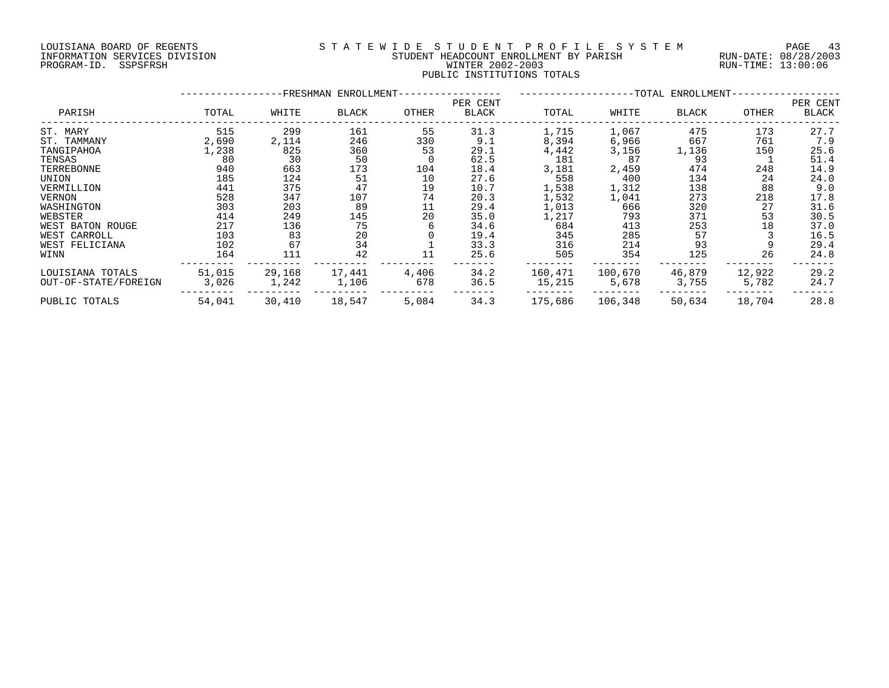LOUISIANA BOARD OF REGENTS
INFORMATION SERVICES DIVISION
PROGRAM-ID. SSPSFRSH

STATEWIDE STUDENT PROFILE SYSTEM
STUDENT HEADCOUNT ENROLLMENT BY PARISH
WINTER 2002-2003
PUBLIC INSTITUTIONS TOTALS

RUN-DATE: 08/28/2003
RUN-TIME: 13:00:06

| PARISH | FRESHMAN ENROLLMENT TOTAL | WHITE | BLACK | OTHER | PER CENT BLACK | TOTAL ENROLLMENT TOTAL | WHITE | BLACK | OTHER | PER CENT BLACK |
|---|---|---|---|---|---|---|---|---|---|---|
| ST. MARY | 515 | 299 | 161 | 55 | 31.3 | 1,715 | 1,067 | 475 | 173 | 27.7 |
| ST. TAMMANY | 2,690 | 2,114 | 246 | 330 | 9.1 | 8,394 | 6,966 | 667 | 761 | 7.9 |
| TANGIPAHOA | 1,238 | 825 | 360 | 53 | 29.1 | 4,442 | 3,156 | 1,136 | 150 | 25.6 |
| TENSAS | 80 | 30 | 50 | 0 | 62.5 | 181 | 87 | 93 | 1 | 51.4 |
| TERREBONNE | 940 | 663 | 173 | 104 | 18.4 | 3,181 | 2,459 | 474 | 248 | 14.9 |
| UNION | 185 | 124 | 51 | 10 | 27.6 | 558 | 400 | 134 | 24 | 24.0 |
| VERMILLION | 441 | 375 | 47 | 19 | 10.7 | 1,538 | 1,312 | 138 | 88 | 9.0 |
| VERNON | 528 | 347 | 107 | 74 | 20.3 | 1,532 | 1,041 | 273 | 218 | 17.8 |
| WASHINGTON | 303 | 203 | 89 | 11 | 29.4 | 1,013 | 666 | 320 | 27 | 31.6 |
| WEBSTER | 414 | 249 | 145 | 20 | 35.0 | 1,217 | 793 | 371 | 53 | 30.5 |
| WEST BATON ROUGE | 217 | 136 | 75 | 6 | 34.6 | 684 | 413 | 253 | 18 | 37.0 |
| WEST CARROLL | 103 | 83 | 20 | 0 | 19.4 | 345 | 285 | 57 | 3 | 16.5 |
| WEST FELICIANA | 102 | 67 | 34 | 1 | 33.3 | 316 | 214 | 93 | 9 | 29.4 |
| WINN | 164 | 111 | 42 | 11 | 25.6 | 505 | 354 | 125 | 26 | 24.8 |
| LOUISIANA TOTALS | 51,015 | 29,168 | 17,441 | 4,406 | 34.2 | 160,471 | 100,670 | 46,879 | 12,922 | 29.2 |
| OUT-OF-STATE/FOREIGN | 3,026 | 1,242 | 1,106 | 678 | 36.5 | 15,215 | 5,678 | 3,755 | 5,782 | 24.7 |
| PUBLIC TOTALS | 54,041 | 30,410 | 18,547 | 5,084 | 34.3 | 175,686 | 106,348 | 50,634 | 18,704 | 28.8 |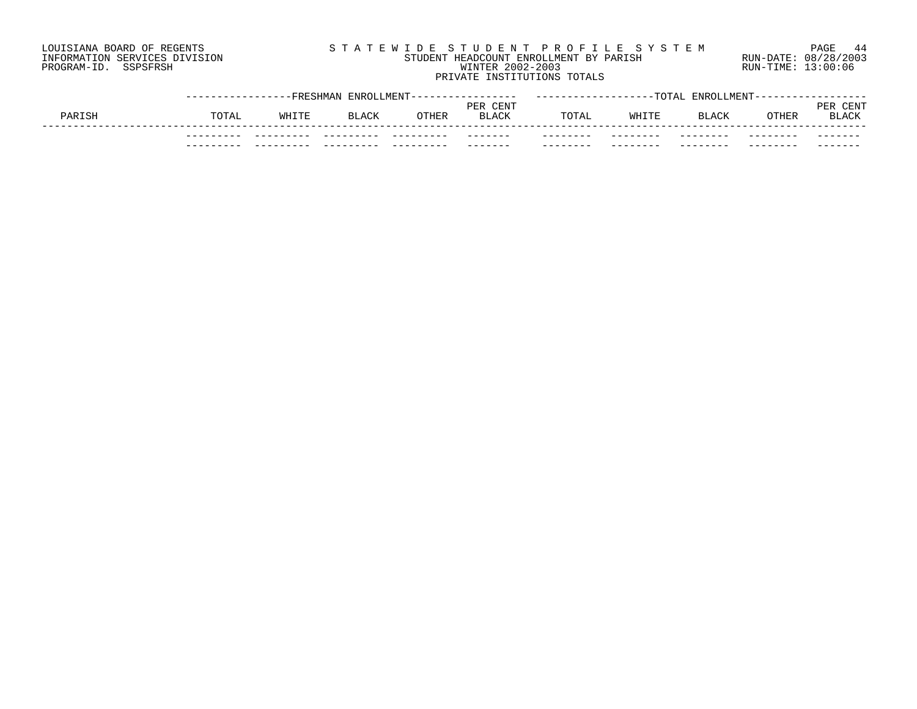LOUISIANA BOARD OF REGENTS
INFORMATION SERVICES DIVISION
PROGRAM-ID. SSPSFRSH

# STATEWIDE STUDENT PROFILE SYSTEM

STUDENT HEADCOUNT ENROLLMENT BY PARISH
WINTER 2002-2003
PRIVATE INSTITUTIONS TOTALS

RUN-DATE: 08/28/2003
RUN-TIME: 13:00:06

| PARISH | FRESHMAN ENROLLMENT | | | | | TOTAL ENROLLMENT | | | | |
|---|---|---|---|---|---|---|---|---|---|---|
| | TOTAL | WHITE | BLACK | OTHER | PER CENT BLACK | TOTAL | WHITE | BLACK | OTHER | PER CENT BLACK |
| | | | | | | | | | | |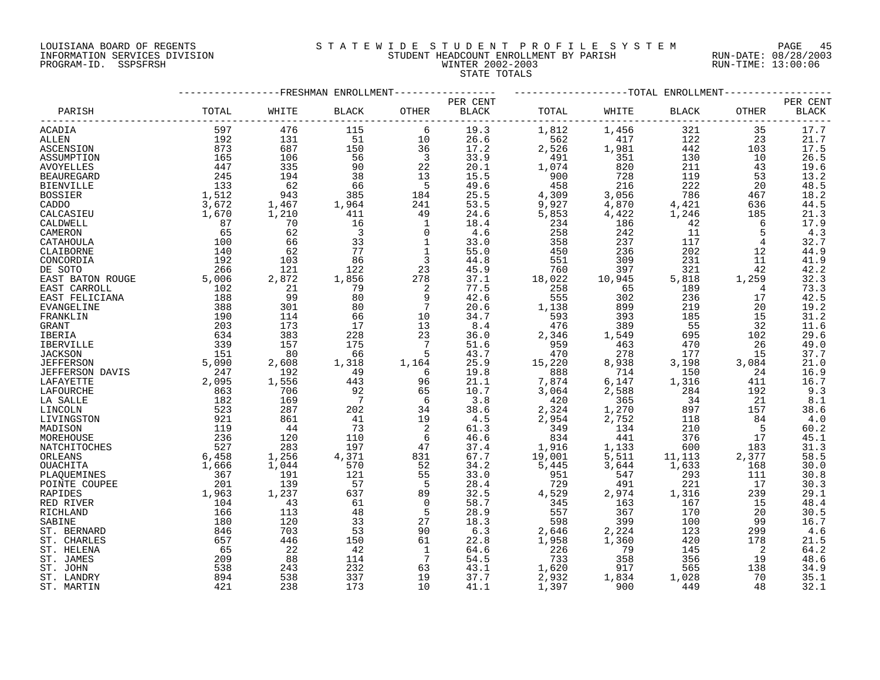LOUISIANA BOARD OF REGENTS
INFORMATION SERVICES DIVISION
PROGRAM-ID. SSPSFRSH

# STATEWIDE STUDENT PROFILE SYSTEM
## STUDENT HEADCOUNT ENROLLMENT BY PARISH
## WINTER 2002-2003
## STATE TOTALS

RUN-DATE: 08/28/2003
RUN-TIME: 13:00:06

| PARISH | FRESHMAN ENROLLMENT TOTAL | WHITE | BLACK | OTHER | PER CENT BLACK | TOTAL ENROLLMENT TOTAL | WHITE | BLACK | OTHER | PER CENT BLACK |
|---|---|---|---|---|---|---|---|---|---|---|
| ACADIA | 597 | 476 | 115 | 6 | 19.3 | 1,812 | 1,456 | 321 | 35 | 17.7 |
| ALLEN | 192 | 131 | 51 | 10 | 26.6 | 562 | 417 | 122 | 23 | 21.7 |
| ASCENSION | 873 | 687 | 150 | 36 | 17.2 | 2,526 | 1,981 | 442 | 103 | 17.5 |
| ASSUMPTION | 165 | 106 | 56 | 3 | 33.9 | 491 | 351 | 130 | 10 | 26.5 |
| AVOYELLES | 447 | 335 | 90 | 22 | 20.1 | 1,074 | 820 | 211 | 43 | 19.6 |
| BEAUREGARD | 245 | 194 | 38 | 13 | 15.5 | 900 | 728 | 119 | 53 | 13.2 |
| BIENVILLE | 133 | 62 | 66 | 5 | 49.6 | 458 | 216 | 222 | 20 | 48.5 |
| BOSSIER | 1,512 | 943 | 385 | 184 | 25.5 | 4,309 | 3,056 | 786 | 467 | 18.2 |
| CADDO | 3,672 | 1,467 | 1,964 | 241 | 53.5 | 9,927 | 4,870 | 4,421 | 636 | 44.5 |
| CALCASIEU | 1,670 | 1,210 | 411 | 49 | 24.6 | 5,853 | 4,422 | 1,246 | 185 | 21.3 |
| CALDWELL | 87 | 70 | 16 | 1 | 18.4 | 234 | 186 | 42 | 6 | 17.9 |
| CAMERON | 65 | 62 | 3 | 0 | 4.6 | 258 | 242 | 11 | 5 | 4.3 |
| CATAHOULA | 100 | 66 | 33 | 1 | 33.0 | 358 | 237 | 117 | 4 | 32.7 |
| CLAIBORNE | 140 | 62 | 77 | 1 | 55.0 | 450 | 236 | 202 | 12 | 44.9 |
| CONCORDIA | 192 | 103 | 86 | 3 | 44.8 | 551 | 309 | 231 | 11 | 41.9 |
| DE SOTO | 266 | 121 | 122 | 23 | 45.9 | 760 | 397 | 321 | 42 | 42.2 |
| EAST BATON ROUGE | 5,006 | 2,872 | 1,856 | 278 | 37.1 | 18,022 | 10,945 | 5,818 | 1,259 | 32.3 |
| EAST CARROLL | 102 | 21 | 79 | 2 | 77.5 | 258 | 65 | 189 | 4 | 73.3 |
| EAST FELICIANA | 188 | 99 | 80 | 9 | 42.6 | 555 | 302 | 236 | 17 | 42.5 |
| EVANGELINE | 388 | 301 | 80 | 7 | 20.6 | 1,138 | 899 | 219 | 20 | 19.2 |
| FRANKLIN | 190 | 114 | 66 | 10 | 34.7 | 593 | 393 | 185 | 15 | 31.2 |
| GRANT | 203 | 173 | 17 | 13 | 8.4 | 476 | 389 | 55 | 32 | 11.6 |
| IBERIA | 634 | 383 | 228 | 23 | 36.0 | 2,346 | 1,549 | 695 | 102 | 29.6 |
| IBERVILLE | 339 | 157 | 175 | 7 | 51.6 | 959 | 463 | 470 | 26 | 49.0 |
| JACKSON | 151 | 80 | 66 | 5 | 43.7 | 470 | 278 | 177 | 15 | 37.7 |
| JEFFERSON | 5,090 | 2,608 | 1,318 | 1,164 | 25.9 | 15,220 | 8,938 | 3,198 | 3,084 | 21.0 |
| JEFFERSON DAVIS | 247 | 192 | 49 | 6 | 19.8 | 888 | 714 | 150 | 24 | 16.9 |
| LAFAYETTE | 2,095 | 1,556 | 443 | 96 | 21.1 | 7,874 | 6,147 | 1,316 | 411 | 16.7 |
| LAFOURCHE | 863 | 706 | 92 | 65 | 10.7 | 3,064 | 2,588 | 284 | 192 | 9.3 |
| LA SALLE | 182 | 169 | 7 | 6 | 3.8 | 420 | 365 | 34 | 21 | 8.1 |
| LINCOLN | 523 | 287 | 202 | 34 | 38.6 | 2,324 | 1,270 | 897 | 157 | 38.6 |
| LIVINGSTON | 921 | 861 | 41 | 19 | 4.5 | 2,954 | 2,752 | 118 | 84 | 4.0 |
| MADISON | 119 | 44 | 73 | 2 | 61.3 | 349 | 134 | 210 | 5 | 60.2 |
| MOREHOUSE | 236 | 120 | 110 | 6 | 46.6 | 834 | 441 | 376 | 17 | 45.1 |
| NATCHITOCHES | 527 | 283 | 197 | 47 | 37.4 | 1,916 | 1,133 | 600 | 183 | 31.3 |
| ORLEANS | 6,458 | 1,256 | 4,371 | 831 | 67.7 | 19,001 | 5,511 | 11,113 | 2,377 | 58.5 |
| OUACHITA | 1,666 | 1,044 | 570 | 52 | 34.2 | 5,445 | 3,644 | 1,633 | 168 | 30.0 |
| PLAQUEMINES | 367 | 191 | 121 | 55 | 33.0 | 951 | 547 | 293 | 111 | 30.8 |
| POINTE COUPEE | 201 | 139 | 57 | 5 | 28.4 | 729 | 491 | 221 | 17 | 30.3 |
| RAPIDES | 1,963 | 1,237 | 637 | 89 | 32.5 | 4,529 | 2,974 | 1,316 | 239 | 29.1 |
| RED RIVER | 104 | 43 | 61 | 0 | 58.7 | 345 | 163 | 167 | 15 | 48.4 |
| RICHLAND | 166 | 113 | 48 | 5 | 28.9 | 557 | 367 | 170 | 20 | 30.5 |
| SABINE | 180 | 120 | 33 | 27 | 18.3 | 598 | 399 | 100 | 99 | 16.7 |
| ST. BERNARD | 846 | 703 | 53 | 90 | 6.3 | 2,646 | 2,224 | 123 | 299 | 4.6 |
| ST. CHARLES | 657 | 446 | 150 | 61 | 22.8 | 1,958 | 1,360 | 420 | 178 | 21.5 |
| ST. HELENA | 65 | 22 | 42 | 1 | 64.6 | 226 | 79 | 145 | 2 | 64.2 |
| ST. JAMES | 209 | 88 | 114 | 7 | 54.5 | 733 | 358 | 356 | 19 | 48.6 |
| ST. JOHN | 538 | 243 | 232 | 63 | 43.1 | 1,620 | 917 | 565 | 138 | 34.9 |
| ST. LANDRY | 894 | 538 | 337 | 19 | 37.7 | 2,932 | 1,834 | 1,028 | 70 | 35.1 |
| ST. MARTIN | 421 | 238 | 173 | 10 | 41.1 | 1,397 | 900 | 449 | 48 | 32.1 |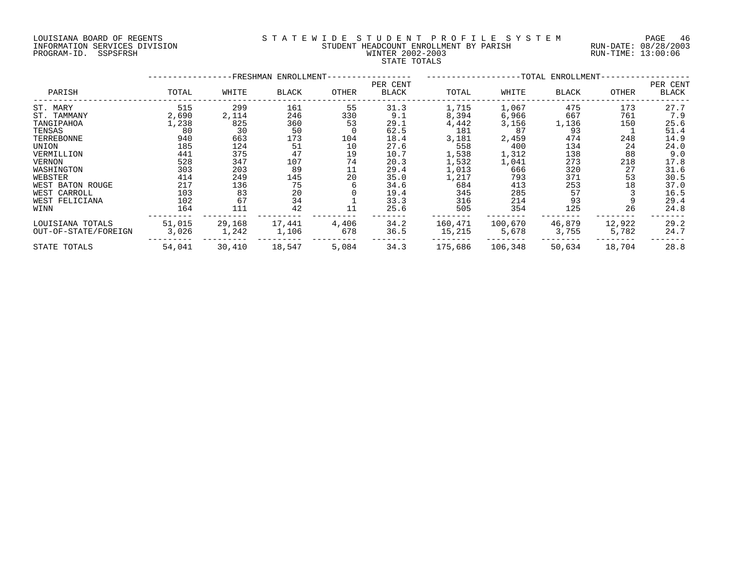LOUISIANA BOARD OF REGENTS
INFORMATION SERVICES DIVISION
PROGRAM-ID. SSPSFRSH

STATEWIDE STUDENT PROFILE SYSTEM
STUDENT HEADCOUNT ENROLLMENT BY PARISH
WINTER 2002-2003
STATE TOTALS

RUN-DATE: 08/28/2003
RUN-TIME: 13:00:06

| PARISH | FRESHMAN ENROLLMENT | | | | | TOTAL ENROLLMENT | | | | |
|---|---|---|---|---|---|---|---|---|---|---|
| | TOTAL | WHITE | BLACK | OTHER | PER CENT BLACK | TOTAL | WHITE | BLACK | OTHER | PER CENT BLACK |
| ST. MARY | 515 | 299 | 161 | 55 | 31.3 | 1,715 | 1,067 | 475 | 173 | 27.7 |
| ST. TAMMANY | 2,690 | 2,114 | 246 | 330 | 9.1 | 8,394 | 6,966 | 667 | 761 | 7.9 |
| TANGIPAHOA | 1,238 | 825 | 360 | 53 | 29.1 | 4,442 | 3,156 | 1,136 | 150 | 25.6 |
| TENSAS | 80 | 30 | 50 | 0 | 62.5 | 181 | 87 | 93 | 1 | 51.4 |
| TERREBONNE | 940 | 663 | 173 | 104 | 18.4 | 3,181 | 2,459 | 474 | 248 | 14.9 |
| UNION | 185 | 124 | 51 | 10 | 27.6 | 558 | 400 | 134 | 24 | 24.0 |
| VERMILLION | 441 | 375 | 47 | 19 | 10.7 | 1,538 | 1,312 | 138 | 88 | 9.0 |
| VERNON | 528 | 347 | 107 | 74 | 20.3 | 1,532 | 1,041 | 273 | 218 | 17.8 |
| WASHINGTON | 303 | 203 | 89 | 11 | 29.4 | 1,013 | 666 | 320 | 27 | 31.6 |
| WEBSTER | 414 | 249 | 145 | 20 | 35.0 | 1,217 | 793 | 371 | 53 | 30.5 |
| WEST BATON ROUGE | 217 | 136 | 75 | 6 | 34.6 | 684 | 413 | 253 | 18 | 37.0 |
| WEST CARROLL | 103 | 83 | 20 | 0 | 19.4 | 345 | 285 | 57 | 3 | 16.5 |
| WEST FELICIANA | 102 | 67 | 34 | 1 | 33.3 | 316 | 214 | 93 | 9 | 29.4 |
| WINN | 164 | 111 | 42 | 11 | 25.6 | 505 | 354 | 125 | 26 | 24.8 |
| LOUISIANA TOTALS | 51,015 | 29,168 | 17,441 | 4,406 | 34.2 | 160,471 | 100,670 | 46,879 | 12,922 | 29.2 |
| OUT-OF-STATE/FOREIGN | 3,026 | 1,242 | 1,106 | 678 | 36.5 | 15,215 | 5,678 | 3,755 | 5,782 | 24.7 |
| STATE TOTALS | 54,041 | 30,410 | 18,547 | 5,084 | 34.3 | 175,686 | 106,348 | 50,634 | 18,704 | 28.8 |